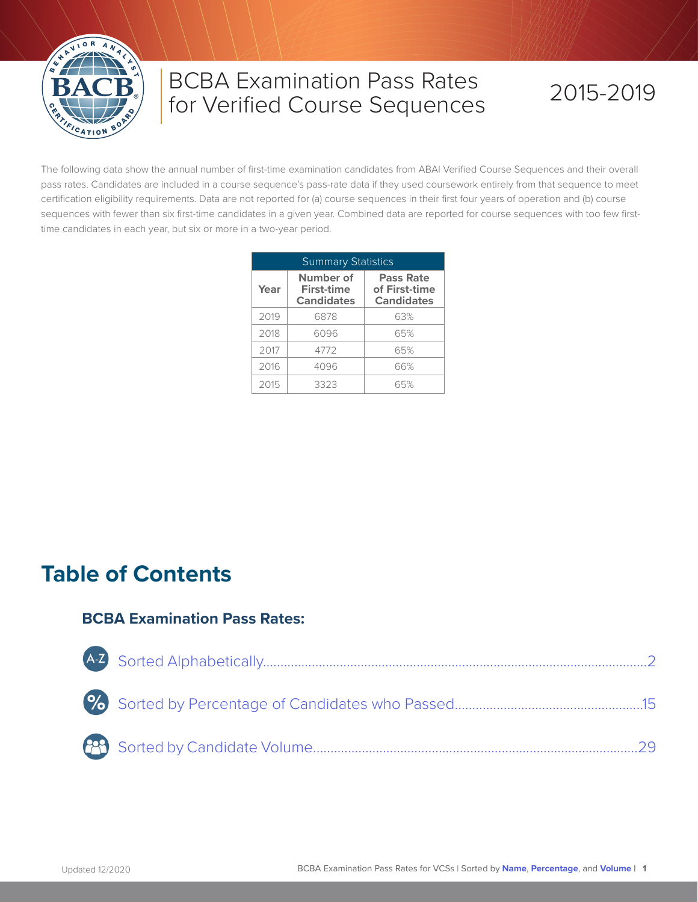# BCBA Examination Pass Rates for Verified Course Sequences

2015-2019

The following data show the annual number of first-time examination candidates from ABAI Verified Course Sequences and their overall pass rates. Candidates are included in a course sequence's pass-rate data if they used coursework entirely from that sequence to meet certification eligibility requirements. Data are not reported for (a) course sequences in their first four years of operation and (b) course sequences with fewer than six first-time candidates in a given year. Combined data are reported for course sequences with too few first-time candidates in each year, but six or more in a two-year period.

| Summary Statistics | | |
|---|---|---|
| **Year** | **Number of First-time Candidates** | **Pass Rate of First-time Candidates** |
| 2019 | 6878 | 63% |
| 2018 | 6096 | 65% |
| 2017 | 4772 | 65% |
| 2016 | 4096 | 66% |
| 2015 | 3323 | 65% |

## Table of Contents

### BCBA Examination Pass Rates:

- Sorted Alphabetically....................2
- Sorted by Percentage of Candidates who Passed....................15
- Sorted by Candidate Volume....................29

Updated 12/2020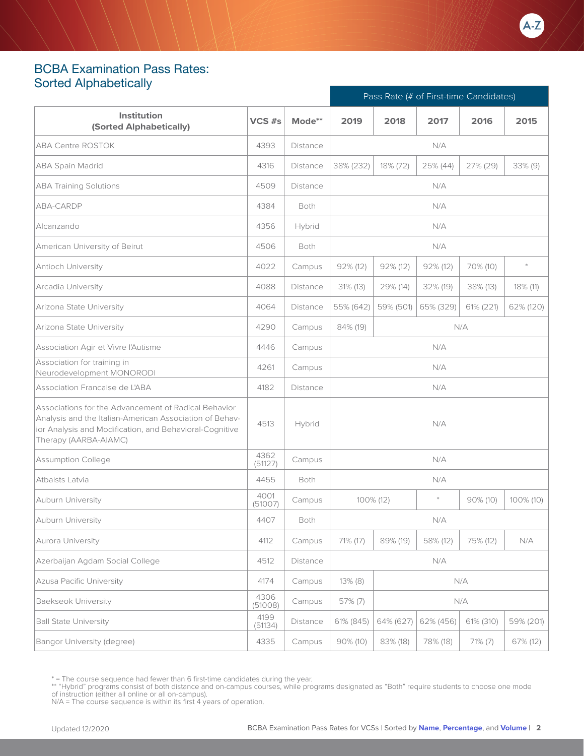## BCBA Examination Pass Rates: Sorted Alphabetically

| Institution (Sorted Alphabetically) | VCS #s | Mode** | Pass Rate (# of First-time Candidates) | | | | |
|---|---|---|---|---|---|---|---|
| | | | 2019 | 2018 | 2017 | 2016 | 2015 |
| ABA Centre ROSTOK | 4393 | Distance | N/A | | | | |
| ABA Spain Madrid | 4316 | Distance | 38% (232) | 18% (72) | 25% (44) | 27% (29) | 33% (9) |
| ABA Training Solutions | 4509 | Distance | N/A | | | | |
| ABA-CARDP | 4384 | Both | N/A | | | | |
| Alcanzando | 4356 | Hybrid | N/A | | | | |
| American University of Beirut | 4506 | Both | N/A | | | | |
| Antioch University | 4022 | Campus | 92% (12) | 92% (12) | 92% (12) | 70% (10) | * |
| Arcadia University | 4088 | Distance | 31% (13) | 29% (14) | 32% (19) | 38% (13) | 18% (11) |
| Arizona State University | 4064 | Distance | 55% (642) | 59% (501) | 65% (329) | 61% (221) | 62% (120) |
| Arizona State University | 4290 | Campus | 84% (19) | N/A | | | |
| Association Agir et Vivre l'Autisme | 4446 | Campus | N/A | | | | |
| Association for training in Neurodevelopment MONORODI | 4261 | Campus | N/A | | | | |
| Association Francaise de L'ABA | 4182 | Distance | N/A | | | | |
| Associations for the Advancement of Radical Behavior Analysis and the Italian-American Association of Behavior Analysis and Modification, and Behavioral-Cognitive Therapy (AARBA-AIAMC) | 4513 | Hybrid | N/A | | | | |
| Assumption College | 4362 (51127) | Campus | N/A | | | | |
| Atbalsts Latvia | 4455 | Both | N/A | | | | |
| Auburn University | 4001 (51007) | Campus | 100% (12) | | * | 90% (10) | 100% (10) |
| Auburn University | 4407 | Both | N/A | | | | |
| Aurora University | 4112 | Campus | 71% (17) | 89% (19) | 58% (12) | 75% (12) | N/A |
| Azerbaijan Agdam Social College | 4512 | Distance | N/A | | | | |
| Azusa Pacific University | 4174 | Campus | 13% (8) | N/A | | | |
| Baekseok University | 4306 (51008) | Campus | 57% (7) | N/A | | | |
| Ball State University | 4199 (51134) | Distance | 61% (845) | 64% (627) | 62% (456) | 61% (310) | 59% (201) |
| Bangor University (degree) | 4335 | Campus | 90% (10) | 83% (18) | 78% (18) | 71% (7) | 67% (12) |

\* = The course sequence had fewer than 6 first-time candidates during the year.
** "Hybrid" programs consist of both distance and on-campus courses, while programs designated as "Both" require students to choose one mode of instruction (either all online or all on-campus).
N/A = The course sequence is within its first 4 years of operation.

Updated 12/2020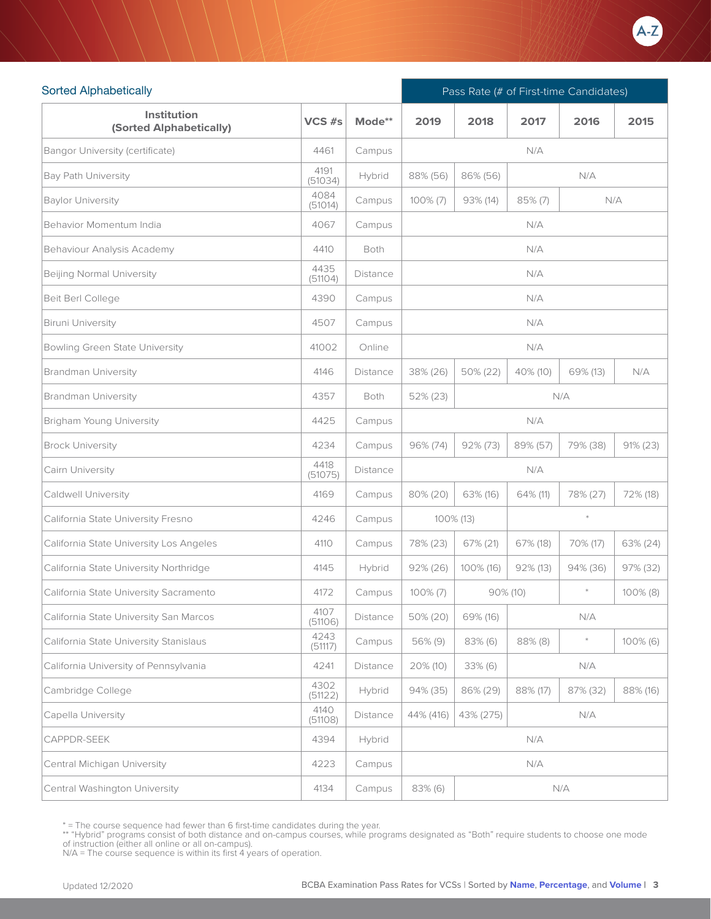## Sorted Alphabetically

| Institution (Sorted Alphabetically) | VCS #s | Mode** | Pass Rate (# of First-time Candidates) | | | | |
|---|---|---|---|---|---|---|---|
| | | | 2019 | 2018 | 2017 | 2016 | 2015 |
| Bangor University (certificate) | 4461 | Campus | N/A | | | | |
| Bay Path University | 4191 (51034) | Hybrid | 88% (56) | 86% (56) | N/A | | |
| Baylor University | 4084 (51014) | Campus | 100% (7) | 93% (14) | 85% (7) | N/A | |
| Behavior Momentum India | 4067 | Campus | N/A | | | | |
| Behaviour Analysis Academy | 4410 | Both | N/A | | | | |
| Beijing Normal University | 4435 (51104) | Distance | N/A | | | | |
| Beit Berl College | 4390 | Campus | N/A | | | | |
| Biruni University | 4507 | Campus | N/A | | | | |
| Bowling Green State University | 41002 | Online | N/A | | | | |
| Brandman University | 4146 | Distance | 38% (26) | 50% (22) | 40% (10) | 69% (13) | N/A |
| Brandman University | 4357 | Both | 52% (23) | N/A | | | |
| Brigham Young University | 4425 | Campus | N/A | | | | |
| Brock University | 4234 | Campus | 96% (74) | 92% (73) | 89% (57) | 79% (38) | 91% (23) |
| Cairn University | 4418 (51075) | Distance | N/A | | | | |
| Caldwell University | 4169 | Campus | 80% (20) | 63% (16) | 64% (11) | 78% (27) | 72% (18) |
| California State University Fresno | 4246 | Campus | 100% (13) | | * | | |
| California State University Los Angeles | 4110 | Campus | 78% (23) | 67% (21) | 67% (18) | 70% (17) | 63% (24) |
| California State University Northridge | 4145 | Hybrid | 92% (26) | 100% (16) | 92% (13) | 94% (36) | 97% (32) |
| California State University Sacramento | 4172 | Campus | 100% (7) | 90% (10) | | * | 100% (8) |
| California State University San Marcos | 4107 (51106) | Distance | 50% (20) | 69% (16) | N/A | | |
| California State University Stanislaus | 4243 (51117) | Campus | 56% (9) | 83% (6) | 88% (8) | * | 100% (6) |
| California University of Pennsylvania | 4241 | Distance | 20% (10) | 33% (6) | N/A | | |
| Cambridge College | 4302 (51122) | Hybrid | 94% (35) | 86% (29) | 88% (17) | 87% (32) | 88% (16) |
| Capella University | 4140 (51108) | Distance | 44% (416) | 43% (275) | N/A | | |
| CAPPDR-SEEK | 4394 | Hybrid | N/A | | | | |
| Central Michigan University | 4223 | Campus | N/A | | | | |
| Central Washington University | 4134 | Campus | 83% (6) | N/A | | | |

* = The course sequence had fewer than 6 first-time candidates during the year.
** "Hybrid" programs consist of both distance and on-campus courses, while programs designated as "Both" require students to choose one mode of instruction (either all online or all on-campus).
N/A = The course sequence is within its first 4 years of operation.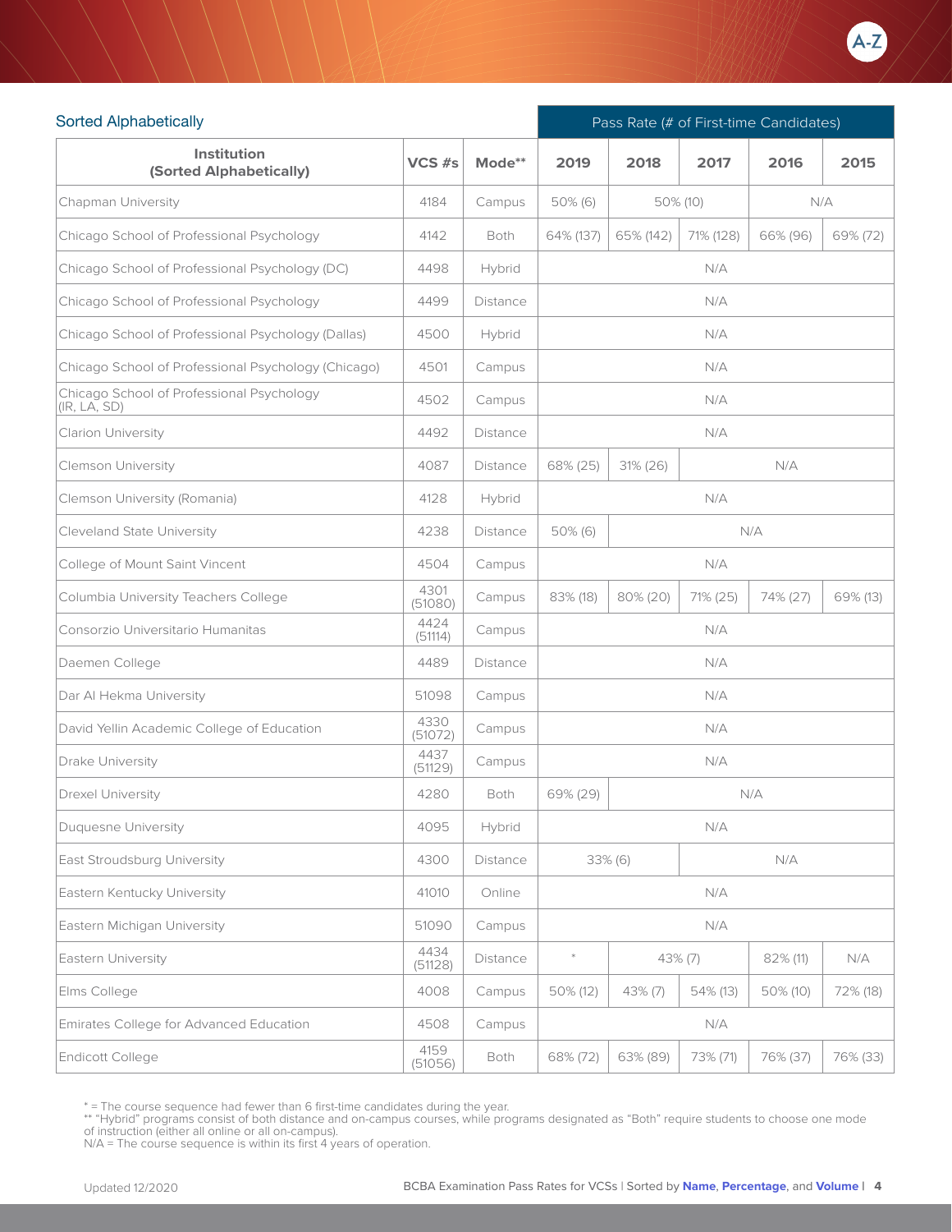## Sorted Alphabetically

| Institution (Sorted Alphabetically) | VCS #s | Mode** | Pass Rate (# of First-time Candidates) | | | | |
|---|---|---|---|---|---|---|---|
| | | | 2019 | 2018 | 2017 | 2016 | 2015 |
| Chapman University | 4184 | Campus | 50% (6) | 50% (10) | | N/A | |
| Chicago School of Professional Psychology | 4142 | Both | 64% (137) | 65% (142) | 71% (128) | 66% (96) | 69% (72) |
| Chicago School of Professional Psychology (DC) | 4498 | Hybrid | N/A | | | | |
| Chicago School of Professional Psychology | 4499 | Distance | N/A | | | | |
| Chicago School of Professional Psychology (Dallas) | 4500 | Hybrid | N/A | | | | |
| Chicago School of Professional Psychology (Chicago) | 4501 | Campus | N/A | | | | |
| Chicago School of Professional Psychology (IR, LA, SD) | 4502 | Campus | N/A | | | | |
| Clarion University | 4492 | Distance | N/A | | | | |
| Clemson University | 4087 | Distance | 68% (25) | 31% (26) | N/A | | |
| Clemson University (Romania) | 4128 | Hybrid | N/A | | | | |
| Cleveland State University | 4238 | Distance | 50% (6) | N/A | | | |
| College of Mount Saint Vincent | 4504 | Campus | N/A | | | | |
| Columbia University Teachers College | 4301 (51080) | Campus | 83% (18) | 80% (20) | 71% (25) | 74% (27) | 69% (13) |
| Consorzio Universitario Humanitas | 4424 (51114) | Campus | N/A | | | | |
| Daemen College | 4489 | Distance | N/A | | | | |
| Dar Al Hekma University | 51098 | Campus | N/A | | | | |
| David Yellin Academic College of Education | 4330 (51072) | Campus | N/A | | | | |
| Drake University | 4437 (51129) | Campus | N/A | | | | |
| Drexel University | 4280 | Both | 69% (29) | N/A | | | |
| Duquesne University | 4095 | Hybrid | N/A | | | | |
| East Stroudsburg University | 4300 | Distance | 33% (6) | | N/A | | |
| Eastern Kentucky University | 41010 | Online | N/A | | | | |
| Eastern Michigan University | 51090 | Campus | N/A | | | | |
| Eastern University | 4434 (51128) | Distance | * | 43% (7) | | 82% (11) | N/A |
| Elms College | 4008 | Campus | 50% (12) | 43% (7) | 54% (13) | 50% (10) | 72% (18) |
| Emirates College for Advanced Education | 4508 | Campus | N/A | | | | |
| Endicott College | 4159 (51056) | Both | 68% (72) | 63% (89) | 73% (71) | 76% (37) | 76% (33) |

* = The course sequence had fewer than 6 first-time candidates during the year.
** "Hybrid" programs consist of both distance and on-campus courses, while programs designated as "Both" require students to choose one mode of instruction (either all online or all on-campus).
N/A = The course sequence is within its first 4 years of operation.

Updated 12/2020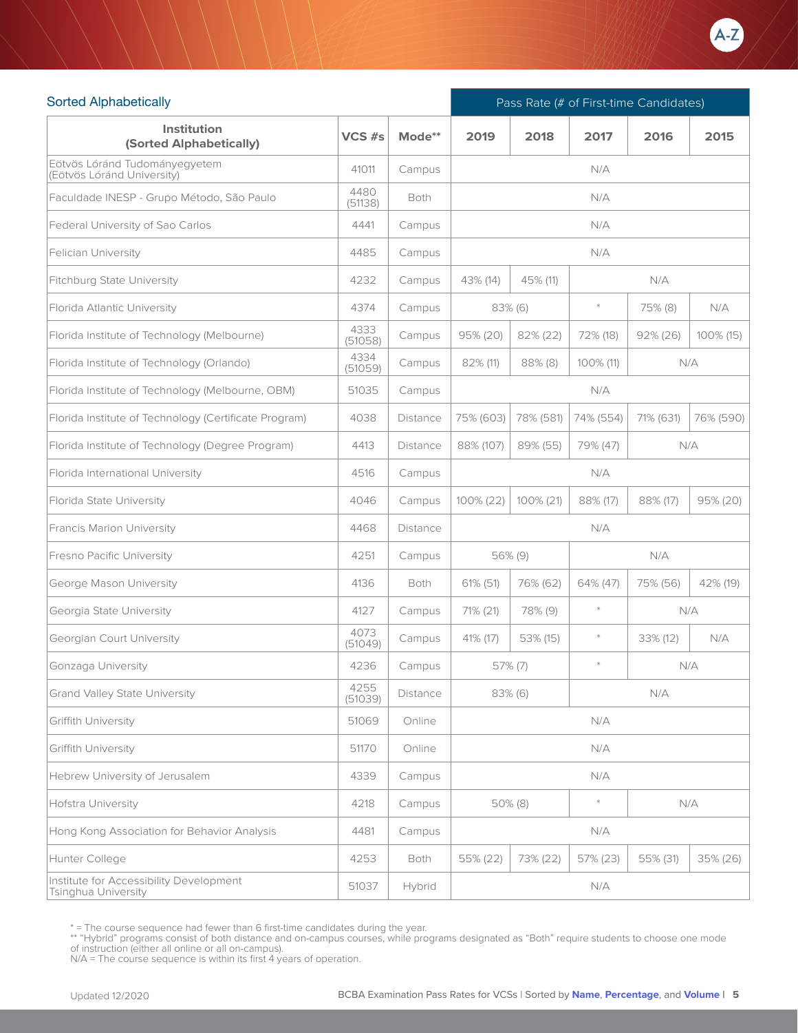## Sorted Alphabetically

| Institution (Sorted Alphabetically) | VCS #s | Mode** | Pass Rate (# of First-time Candidates) | | | | |
|---|---|---|---|---|---|---|---|
| | | | 2019 | 2018 | 2017 | 2016 | 2015 |
| Eötvös Lóránd Tudományegyetem (Eötvös Lóránd University) | 41011 | Campus | N/A | | | | |
| Faculdade INESP - Grupo Método, São Paulo | 4480 (51138) | Both | N/A | | | | |
| Federal University of Sao Carlos | 4441 | Campus | N/A | | | | |
| Felician University | 4485 | Campus | N/A | | | | |
| Fitchburg State University | 4232 | Campus | 43% (14) | 45% (11) | N/A | | |
| Florida Atlantic University | 4374 | Campus | 83% (6) | | * | 75% (8) | N/A |
| Florida Institute of Technology (Melbourne) | 4333 (51058) | Campus | 95% (20) | 82% (22) | 72% (18) | 92% (26) | 100% (15) |
| Florida Institute of Technology (Orlando) | 4334 (51059) | Campus | 82% (11) | 88% (8) | 100% (11) | N/A | |
| Florida Institute of Technology (Melbourne, OBM) | 51035 | Campus | N/A | | | | |
| Florida Institute of Technology (Certificate Program) | 4038 | Distance | 75% (603) | 78% (581) | 74% (554) | 71% (631) | 76% (590) |
| Florida Institute of Technology (Degree Program) | 4413 | Distance | 88% (107) | 89% (55) | 79% (47) | N/A | |
| Florida International University | 4516 | Campus | N/A | | | | |
| Florida State University | 4046 | Campus | 100% (22) | 100% (21) | 88% (17) | 88% (17) | 95% (20) |
| Francis Marion University | 4468 | Distance | N/A | | | | |
| Fresno Pacific University | 4251 | Campus | 56% (9) | | N/A | | |
| George Mason University | 4136 | Both | 61% (51) | 76% (62) | 64% (47) | 75% (56) | 42% (19) |
| Georgia State University | 4127 | Campus | 71% (21) | 78% (9) | * | N/A | |
| Georgian Court University | 4073 (51049) | Campus | 41% (17) | 53% (15) | * | 33% (12) | N/A |
| Gonzaga University | 4236 | Campus | 57% (7) | | * | N/A | |
| Grand Valley State University | 4255 (51039) | Distance | 83% (6) | | N/A | | |
| Griffith University | 51069 | Online | N/A | | | | |
| Griffith University | 51170 | Online | N/A | | | | |
| Hebrew University of Jerusalem | 4339 | Campus | N/A | | | | |
| Hofstra University | 4218 | Campus | 50% (8) | | * | N/A | |
| Hong Kong Association for Behavior Analysis | 4481 | Campus | N/A | | | | |
| Hunter College | 4253 | Both | 55% (22) | 73% (22) | 57% (23) | 55% (31) | 35% (26) |
| Institute for Accessibility Development Tsinghua University | 51037 | Hybrid | N/A | | | | |

* = The course sequence had fewer than 6 first-time candidates during the year.
** "Hybrid" programs consist of both distance and on-campus courses, while programs designated as "Both" require students to choose one mode of instruction (either all online or all on-campus).
N/A = The course sequence is within its first 4 years of operation.

Updated 12/2020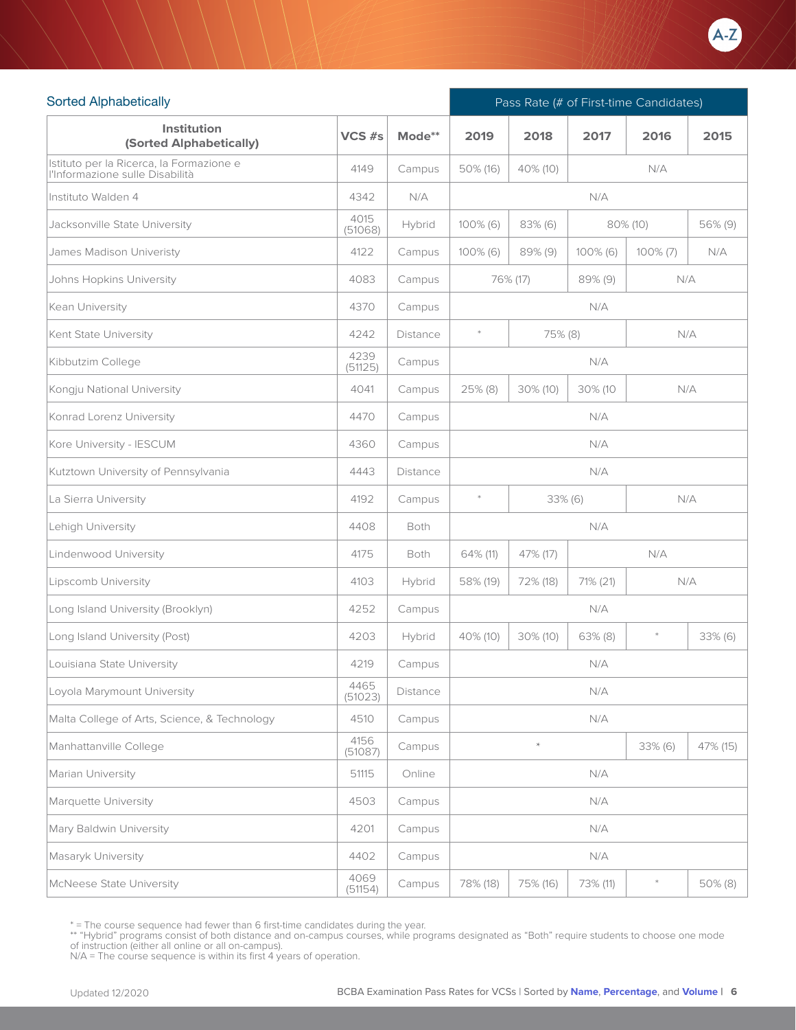A-Z

## Sorted Alphabetically

| Institution (Sorted Alphabetically) | VCS #s | Mode** | Pass Rate (# of First-time Candidates) | | | | |
|---|---|---|---|---|---|---|---|
| | | | 2019 | 2018 | 2017 | 2016 | 2015 |
| Istituto per la Ricerca, la Formazione e l'Informazione sulle Disabilità | 4149 | Campus | 50% (16) | 40% (10) | N/A | | |
| Instituto Walden 4 | 4342 | N/A | N/A | | | | |
| Jacksonville State University | 4015 (51068) | Hybrid | 100% (6) | 83% (6) | 80% (10) | | 56% (9) |
| James Madison Univeristy | 4122 | Campus | 100% (6) | 89% (9) | 100% (6) | 100% (7) | N/A |
| Johns Hopkins University | 4083 | Campus | 76% (17) | | 89% (9) | N/A | |
| Kean University | 4370 | Campus | N/A | | | | |
| Kent State University | 4242 | Distance | * | 75% (8) | | N/A | |
| Kibbutzim College | 4239 (51125) | Campus | N/A | | | | |
| Kongju National University | 4041 | Campus | 25% (8) | 30% (10) | 30% (10 | N/A | |
| Konrad Lorenz University | 4470 | Campus | N/A | | | | |
| Kore University - IESCUM | 4360 | Campus | N/A | | | | |
| Kutztown University of Pennsylvania | 4443 | Distance | N/A | | | | |
| La Sierra University | 4192 | Campus | * | 33% (6) | | N/A | |
| Lehigh University | 4408 | Both | N/A | | | | |
| Lindenwood University | 4175 | Both | 64% (11) | 47% (17) | N/A | | |
| Lipscomb University | 4103 | Hybrid | 58% (19) | 72% (18) | 71% (21) | N/A | |
| Long Island University (Brooklyn) | 4252 | Campus | N/A | | | | |
| Long Island University (Post) | 4203 | Hybrid | 40% (10) | 30% (10) | 63% (8) | * | 33% (6) |
| Louisiana State University | 4219 | Campus | N/A | | | | |
| Loyola Marymount University | 4465 (51023) | Distance | N/A | | | | |
| Malta College of Arts, Science, & Technology | 4510 | Campus | N/A | | | | |
| Manhattanville College | 4156 (51087) | Campus | * | | | 33% (6) | 47% (15) |
| Marian University | 51115 | Online | N/A | | | | |
| Marquette University | 4503 | Campus | N/A | | | | |
| Mary Baldwin University | 4201 | Campus | N/A | | | | |
| Masaryk University | 4402 | Campus | N/A | | | | |
| McNeese State University | 4069 (51154) | Campus | 78% (18) | 75% (16) | 73% (11) | * | 50% (8) |

* = The course sequence had fewer than 6 first-time candidates during the year.
** "Hybrid" programs consist of both distance and on-campus courses, while programs designated as "Both" require students to choose one mode of instruction (either all online or all on-campus).
N/A = The course sequence is within its first 4 years of operation.

Updated 12/2020

BCBA Examination Pass Rates for VCSs | Sorted by **Name**, **Percentage**, and **Volume**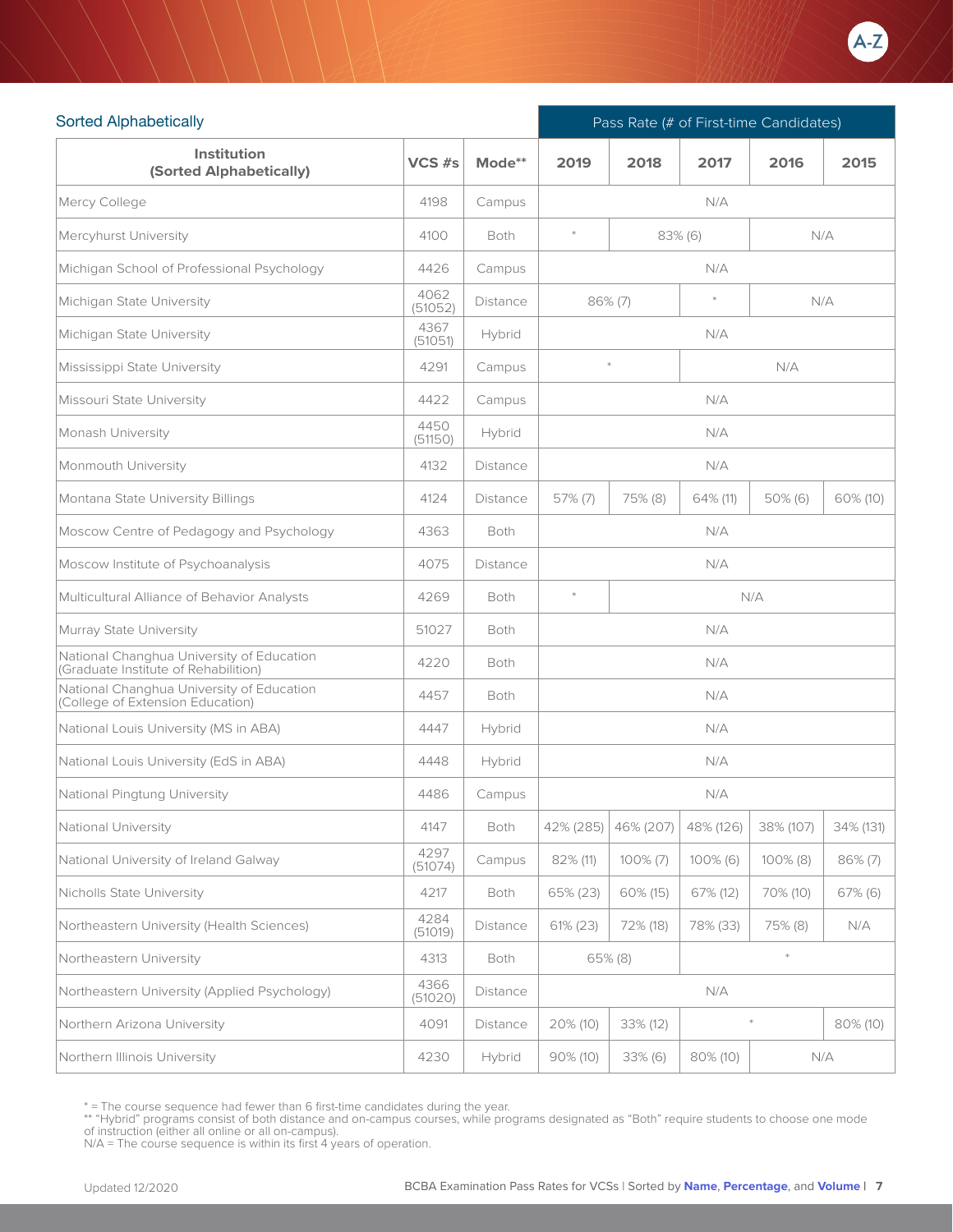## Sorted Alphabetically

| Institution (Sorted Alphabetically) | VCS #s | Mode** | Pass Rate (# of First-time Candidates) | | | | |
|---|---|---|---|---|---|---|---|
| | | | 2019 | 2018 | 2017 | 2016 | 2015 |
| Mercy College | 4198 | Campus | N/A | | | | |
| Mercyhurst University | 4100 | Both | * | 83% (6) | | N/A | |
| Michigan School of Professional Psychology | 4426 | Campus | N/A | | | | |
| Michigan State University | 4062 (51052) | Distance | 86% (7) | | * | N/A | |
| Michigan State University | 4367 (51051) | Hybrid | N/A | | | | |
| Mississippi State University | 4291 | Campus | * | | N/A | | |
| Missouri State University | 4422 | Campus | N/A | | | | |
| Monash University | 4450 (51150) | Hybrid | N/A | | | | |
| Monmouth University | 4132 | Distance | N/A | | | | |
| Montana State University Billings | 4124 | Distance | 57% (7) | 75% (8) | 64% (11) | 50% (6) | 60% (10) |
| Moscow Centre of Pedagogy and Psychology | 4363 | Both | N/A | | | | |
| Moscow Institute of Psychoanalysis | 4075 | Distance | N/A | | | | |
| Multicultural Alliance of Behavior Analysts | 4269 | Both | * | N/A | | | |
| Murray State University | 51027 | Both | N/A | | | | |
| National Changhua University of Education (Graduate Institute of Rehabilition) | 4220 | Both | N/A | | | | |
| National Changhua University of Education (College of Extension Education) | 4457 | Both | N/A | | | | |
| National Louis University (MS in ABA) | 4447 | Hybrid | N/A | | | | |
| National Louis University (EdS in ABA) | 4448 | Hybrid | N/A | | | | |
| National Pingtung University | 4486 | Campus | N/A | | | | |
| National University | 4147 | Both | 42% (285) | 46% (207) | 48% (126) | 38% (107) | 34% (131) |
| National University of Ireland Galway | 4297 (51074) | Campus | 82% (11) | 100% (7) | 100% (6) | 100% (8) | 86% (7) |
| Nicholls State University | 4217 | Both | 65% (23) | 60% (15) | 67% (12) | 70% (10) | 67% (6) |
| Northeastern University (Health Sciences) | 4284 (51019) | Distance | 61% (23) | 72% (18) | 78% (33) | 75% (8) | N/A |
| Northeastern University | 4313 | Both | 65% (8) | | * | | |
| Northeastern University (Applied Psychology) | 4366 (51020) | Distance | N/A | | | | |
| Northern Arizona University | 4091 | Distance | 20% (10) | 33% (12) | * | | 80% (10) |
| Northern Illinois University | 4230 | Hybrid | 90% (10) | 33% (6) | 80% (10) | N/A | |

* = The course sequence had fewer than 6 first-time candidates during the year.
** "Hybrid" programs consist of both distance and on-campus courses, while programs designated as "Both" require students to choose one mode of instruction (either all online or all on-campus).
N/A = The course sequence is within its first 4 years of operation.

Updated 12/2020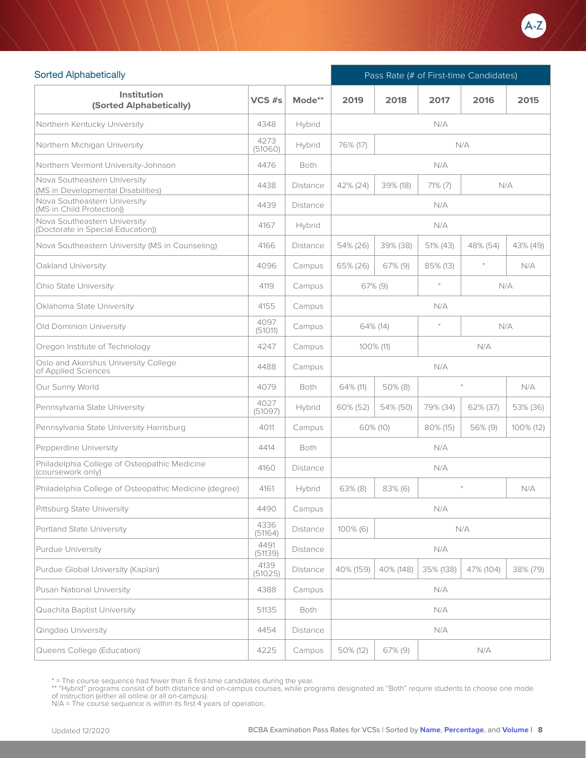## Sorted Alphabetically

| Institution (Sorted Alphabetically) | VCS #s | Mode** | Pass Rate (# of First-time Candidates) | | | | |
|---|---|---|---|---|---|---|---|
| | | | 2019 | 2018 | 2017 | 2016 | 2015 |
| Northern Kentucky University | 4348 | Hybrid | N/A | | | | |
| Northern Michigan University | 4273 (51060) | Hybrid | 76% (17) | N/A | | | |
| Northern Vermont University-Johnson | 4476 | Both | N/A | | | | |
| Nova Southeastern University (MS in Developmental Disabilities) | 4438 | Distance | 42% (24) | 39% (18) | 71% (7) | N/A | |
| Nova Southeastern University (MS in Child Protection)) | 4439 | Distance | N/A | | | | |
| Nova Southeastern University (Doctorate in Special Education)) | 4167 | Hybrid | N/A | | | | |
| Nova Southeastern University (MS in Counseling) | 4166 | Distance | 54% (26) | 39% (38) | 51% (43) | 48% (54) | 43% (49) |
| Oakland University | 4096 | Campus | 65% (26) | 67% (9) | 85% (13) | * | N/A |
| Ohio State University | 4119 | Campus | 67% (9) | | * | N/A | |
| Oklahoma State University | 4155 | Campus | N/A | | | | |
| Old Dominion University | 4097 (51011) | Campus | 64% (14) | | * | N/A | |
| Oregon Institute of Technology | 4247 | Campus | 100% (11) | | N/A | | |
| Oslo and Akershus University College of Applied Sciences | 4488 | Campus | N/A | | | | |
| Our Sunny World | 4079 | Both | 64% (11) | 50% (8) | * | | N/A |
| Pennsylvania State University | 4027 (51097) | Hybrid | 60% (52) | 54% (50) | 79% (34) | 62% (37) | 53% (36) |
| Pennsylvania State University Harrisburg | 4011 | Campus | 60% (10) | | 80% (15) | 56% (9) | 100% (12) |
| Pepperdine University | 4414 | Both | N/A | | | | |
| Philadelphia College of Osteopathic Medicine (coursework only) | 4160 | Distance | N/A | | | | |
| Philadelphia College of Osteopathic Medicine (degree) | 4161 | Hybrid | 63% (8) | 83% (6) | * | | N/A |
| Pittsburg State University | 4490 | Campus | N/A | | | | |
| Portland State University | 4336 (51164) | Distance | 100% (6) | N/A | | | |
| Purdue University | 4491 (51139) | Distance | N/A | | | | |
| Purdue Global University (Kaplan) | 4139 (51025) | Distance | 40% (159) | 40% (148) | 35% (138) | 47% (104) | 38% (79) |
| Pusan National University | 4388 | Campus | N/A | | | | |
| Quachita Baptist University | 51135 | Both | N/A | | | | |
| Qingdao University | 4454 | Distance | N/A | | | | |
| Queens College (Education) | 4225 | Campus | 50% (12) | 67% (9) | N/A | | |

* = The course sequence had fewer than 6 first-time candidates during the year.
** "Hybrid" programs consist of both distance and on-campus courses, while programs designated as "Both" require students to choose one mode of instruction (either all online or all on-campus).
N/A = The course sequence is within its first 4 years of operation.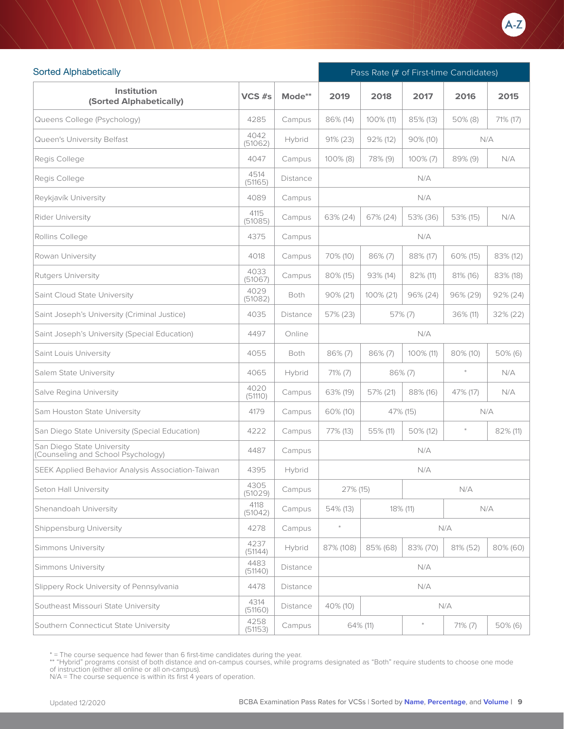## Sorted Alphabetically

| Institution (Sorted Alphabetically) | VCS #s | Mode** | Pass Rate (# of First-time Candidates) 2019 | 2018 | 2017 | 2016 | 2015 |
|---|---|---|---|---|---|---|---|
| Queens College (Psychology) | 4285 | Campus | 86% (14) | 100% (11) | 85% (13) | 50% (8) | 71% (17) |
| Queen's University Belfast | 4042 (51062) | Hybrid | 91% (23) | 92% (12) | 90% (10) | N/A | |
| Regis College | 4047 | Campus | 100% (8) | 78% (9) | 100% (7) | 89% (9) | N/A |
| Regis College | 4514 (51165) | Distance | N/A | | | | |
| Reykjavík University | 4089 | Campus | N/A | | | | |
| Rider University | 4115 (51085) | Campus | 63% (24) | 67% (24) | 53% (36) | 53% (15) | N/A |
| Rollins College | 4375 | Campus | N/A | | | | |
| Rowan University | 4018 | Campus | 70% (10) | 86% (7) | 88% (17) | 60% (15) | 83% (12) |
| Rutgers University | 4033 (51067) | Campus | 80% (15) | 93% (14) | 82% (11) | 81% (16) | 83% (18) |
| Saint Cloud State University | 4029 (51082) | Both | 90% (21) | 100% (21) | 96% (24) | 96% (29) | 92% (24) |
| Saint Joseph's University (Criminal Justice) | 4035 | Distance | 57% (23) | 57% (7) | | 36% (11) | 32% (22) |
| Saint Joseph's University (Special Education) | 4497 | Online | N/A | | | | |
| Saint Louis University | 4055 | Both | 86% (7) | 86% (7) | 100% (11) | 80% (10) | 50% (6) |
| Salem State University | 4065 | Hybrid | 71% (7) | 86% (7) | | * | N/A |
| Salve Regina University | 4020 (51110) | Campus | 63% (19) | 57% (21) | 88% (16) | 47% (17) | N/A |
| Sam Houston State University | 4179 | Campus | 60% (10) | 47% (15) | | N/A | |
| San Diego State University (Special Education) | 4222 | Campus | 77% (13) | 55% (11) | 50% (12) | * | 82% (11) |
| San Diego State University (Counseling and School Psychology) | 4487 | Campus | N/A | | | | |
| SEEK Applied Behavior Analysis Association-Taiwan | 4395 | Hybrid | N/A | | | | |
| Seton Hall University | 4305 (51029) | Campus | 27% (15) | | N/A | | |
| Shenandoah University | 4118 (51042) | Campus | 54% (13) | 18% (11) | | N/A | |
| Shippensburg University | 4278 | Campus | * | N/A | | | |
| Simmons University | 4237 (51144) | Hybrid | 87% (108) | 85% (68) | 83% (70) | 81% (52) | 80% (60) |
| Simmons University | 4483 (51140) | Distance | N/A | | | | |
| Slippery Rock University of Pennsylvania | 4478 | Distance | N/A | | | | |
| Southeast Missouri State University | 4314 (51160) | Distance | 40% (10) | N/A | | | |
| Southern Connecticut State University | 4258 (51153) | Campus | 64% (11) | | * | 71% (7) | 50% (6) |

* = The course sequence had fewer than 6 first-time candidates during the year.
** "Hybrid" programs consist of both distance and on-campus courses, while programs designated as "Both" require students to choose one mode of instruction (either all online or all on-campus).
N/A = The course sequence is within its first 4 years of operation.

Updated 12/2020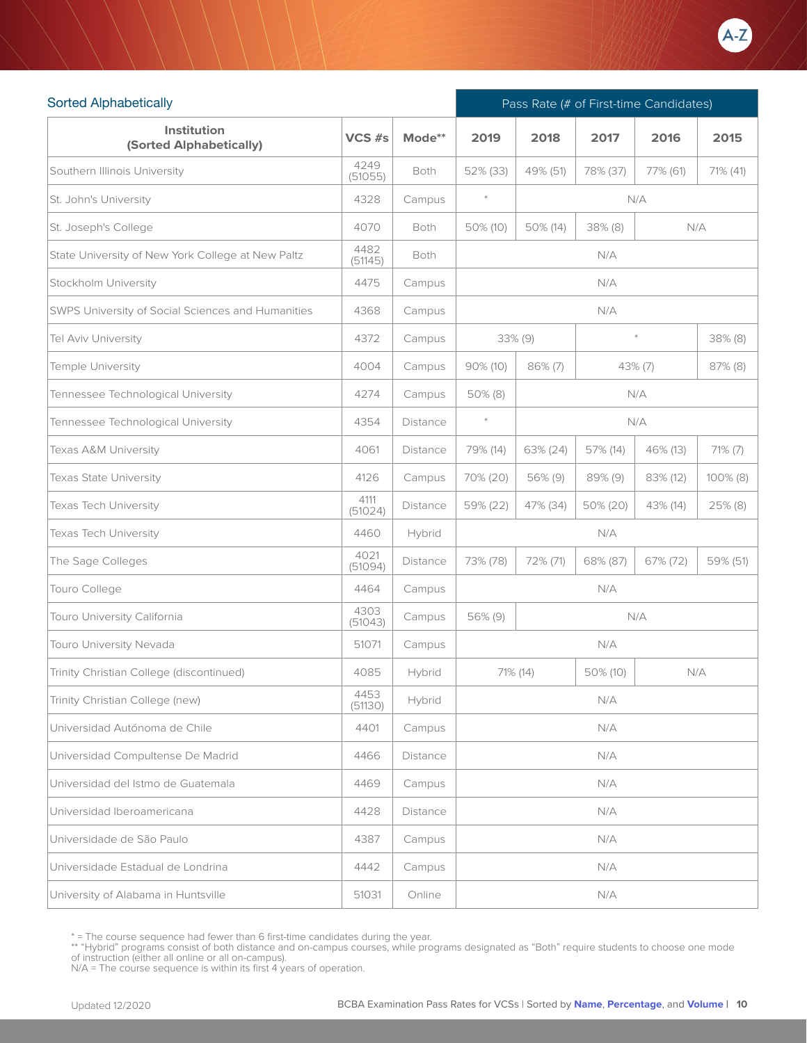## Sorted Alphabetically

| Institution (Sorted Alphabetically) | VCS #s | Mode** | Pass Rate (# of First-time Candidates) | | | | |
|---|---|---|---|---|---|---|---|
| | | | 2019 | 2018 | 2017 | 2016 | 2015 |
| Southern Illinois University | 4249 (51055) | Both | 52% (33) | 49% (51) | 78% (37) | 77% (61) | 71% (41) |
| St. John's University | 4328 | Campus | * | N/A | | | |
| St. Joseph's College | 4070 | Both | 50% (10) | 50% (14) | 38% (8) | N/A | |
| State University of New York College at New Paltz | 4482 (51145) | Both | N/A | | | | |
| Stockholm University | 4475 | Campus | N/A | | | | |
| SWPS University of Social Sciences and Humanities | 4368 | Campus | N/A | | | | |
| Tel Aviv University | 4372 | Campus | 33% (9) | | * | | 38% (8) |
| Temple University | 4004 | Campus | 90% (10) | 86% (7) | 43% (7) | | 87% (8) |
| Tennessee Technological University | 4274 | Campus | 50% (8) | N/A | | | |
| Tennessee Technological University | 4354 | Distance | * | N/A | | | |
| Texas A&M University | 4061 | Distance | 79% (14) | 63% (24) | 57% (14) | 46% (13) | 71% (7) |
| Texas State University | 4126 | Campus | 70% (20) | 56% (9) | 89% (9) | 83% (12) | 100% (8) |
| Texas Tech University | 4111 (51024) | Distance | 59% (22) | 47% (34) | 50% (20) | 43% (14) | 25% (8) |
| Texas Tech University | 4460 | Hybrid | N/A | | | | |
| The Sage Colleges | 4021 (51094) | Distance | 73% (78) | 72% (71) | 68% (87) | 67% (72) | 59% (51) |
| Touro College | 4464 | Campus | N/A | | | | |
| Touro University California | 4303 (51043) | Campus | 56% (9) | N/A | | | |
| Touro University Nevada | 51071 | Campus | N/A | | | | |
| Trinity Christian College (discontinued) | 4085 | Hybrid | 71% (14) | | 50% (10) | N/A | |
| Trinity Christian College (new) | 4453 (51130) | Hybrid | N/A | | | | |
| Universidad Autónoma de Chile | 4401 | Campus | N/A | | | | |
| Universidad Compultense De Madrid | 4466 | Distance | N/A | | | | |
| Universidad del Istmo de Guatemala | 4469 | Campus | N/A | | | | |
| Universidad Iberoamericana | 4428 | Distance | N/A | | | | |
| Universidade de São Paulo | 4387 | Campus | N/A | | | | |
| Universidade Estadual de Londrina | 4442 | Campus | N/A | | | | |
| University of Alabama in Huntsville | 51031 | Online | N/A | | | | |

* = The course sequence had fewer than 6 first-time candidates during the year.
** "Hybrid" programs consist of both distance and on-campus courses, while programs designated as "Both" require students to choose one mode of instruction (either all online or all on-campus).
N/A = The course sequence is within its first 4 years of operation.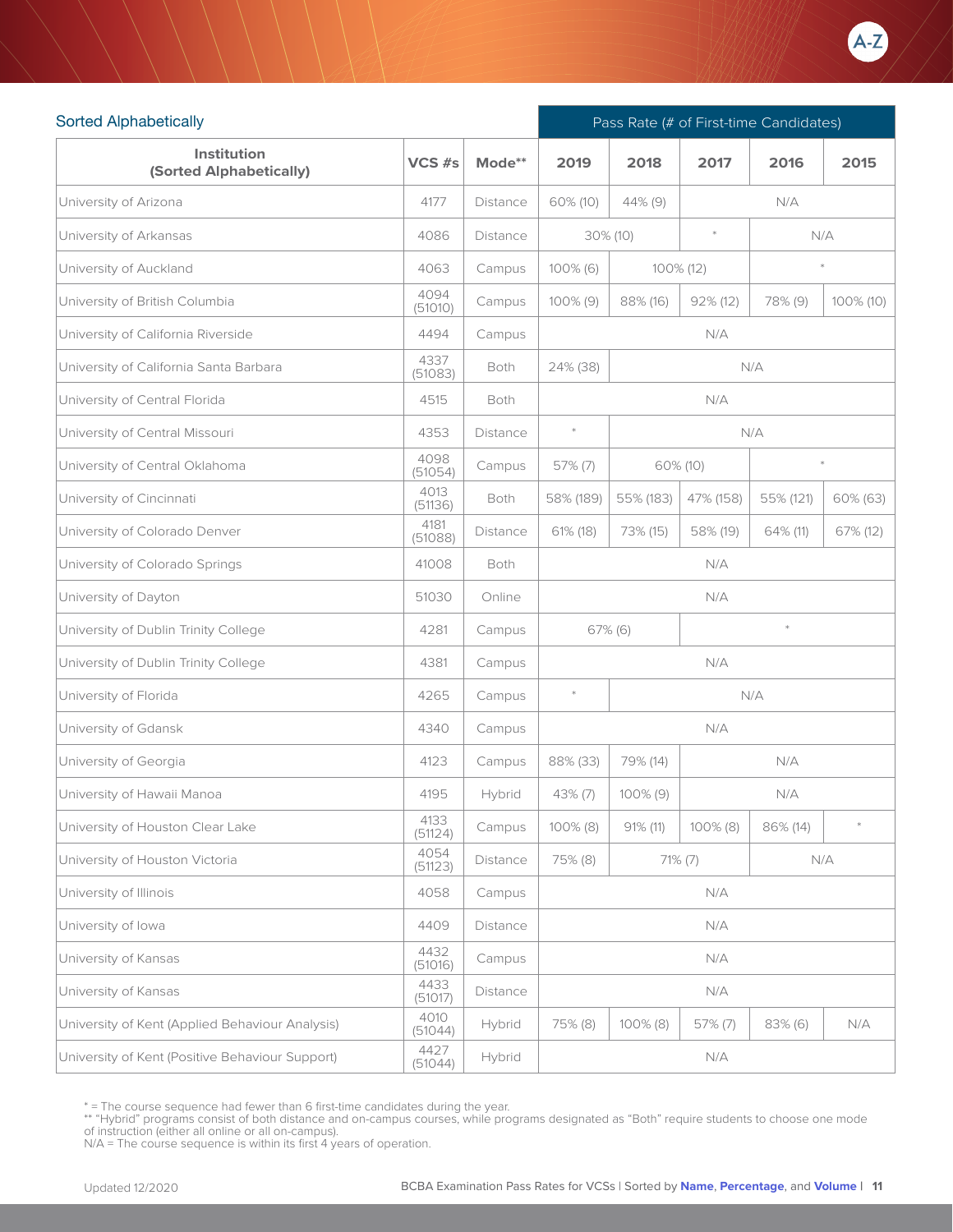## Sorted Alphabetically

| Institution (Sorted Alphabetically) | VCS #s | Mode** | Pass Rate (# of First-time Candidates) | | | | |
|---|---|---|---|---|---|---|---|
| | | | 2019 | 2018 | 2017 | 2016 | 2015 |
| University of Arizona | 4177 | Distance | 60% (10) | 44% (9) | N/A | | |
| University of Arkansas | 4086 | Distance | 30% (10) | | * | N/A | |
| University of Auckland | 4063 | Campus | 100% (6) | 100% (12) | | * | |
| University of British Columbia | 4094 (51010) | Campus | 100% (9) | 88% (16) | 92% (12) | 78% (9) | 100% (10) |
| University of California Riverside | 4494 | Campus | N/A | | | | |
| University of California Santa Barbara | 4337 (51083) | Both | 24% (38) | N/A | | | |
| University of Central Florida | 4515 | Both | N/A | | | | |
| University of Central Missouri | 4353 | Distance | * | N/A | | | |
| University of Central Oklahoma | 4098 (51054) | Campus | 57% (7) | 60% (10) | | * | |
| University of Cincinnati | 4013 (51136) | Both | 58% (189) | 55% (183) | 47% (158) | 55% (121) | 60% (63) |
| University of Colorado Denver | 4181 (51088) | Distance | 61% (18) | 73% (15) | 58% (19) | 64% (11) | 67% (12) |
| University of Colorado Springs | 41008 | Both | N/A | | | | |
| University of Dayton | 51030 | Online | N/A | | | | |
| University of Dublin Trinity College | 4281 | Campus | 67% (6) | | * | | |
| University of Dublin Trinity College | 4381 | Campus | N/A | | | | |
| University of Florida | 4265 | Campus | * | N/A | | | |
| University of Gdansk | 4340 | Campus | N/A | | | | |
| University of Georgia | 4123 | Campus | 88% (33) | 79% (14) | N/A | | |
| University of Hawaii Manoa | 4195 | Hybrid | 43% (7) | 100% (9) | N/A | | |
| University of Houston Clear Lake | 4133 (51124) | Campus | 100% (8) | 91% (11) | 100% (8) | 86% (14) | * |
| University of Houston Victoria | 4054 (51123) | Distance | 75% (8) | 71% (7) | | N/A | |
| University of Illinois | 4058 | Campus | N/A | | | | |
| University of Iowa | 4409 | Distance | N/A | | | | |
| University of Kansas | 4432 (51016) | Campus | N/A | | | | |
| University of Kansas | 4433 (51017) | Distance | N/A | | | | |
| University of Kent (Applied Behaviour Analysis) | 4010 (51044) | Hybrid | 75% (8) | 100% (8) | 57% (7) | 83% (6) | N/A |
| University of Kent (Positive Behaviour Support) | 4427 (51044) | Hybrid | N/A | | | | |

* = The course sequence had fewer than 6 first-time candidates during the year.
** "Hybrid" programs consist of both distance and on-campus courses, while programs designated as "Both" require students to choose one mode of instruction (either all online or all on-campus).
N/A = The course sequence is within its first 4 years of operation.

Updated 12/2020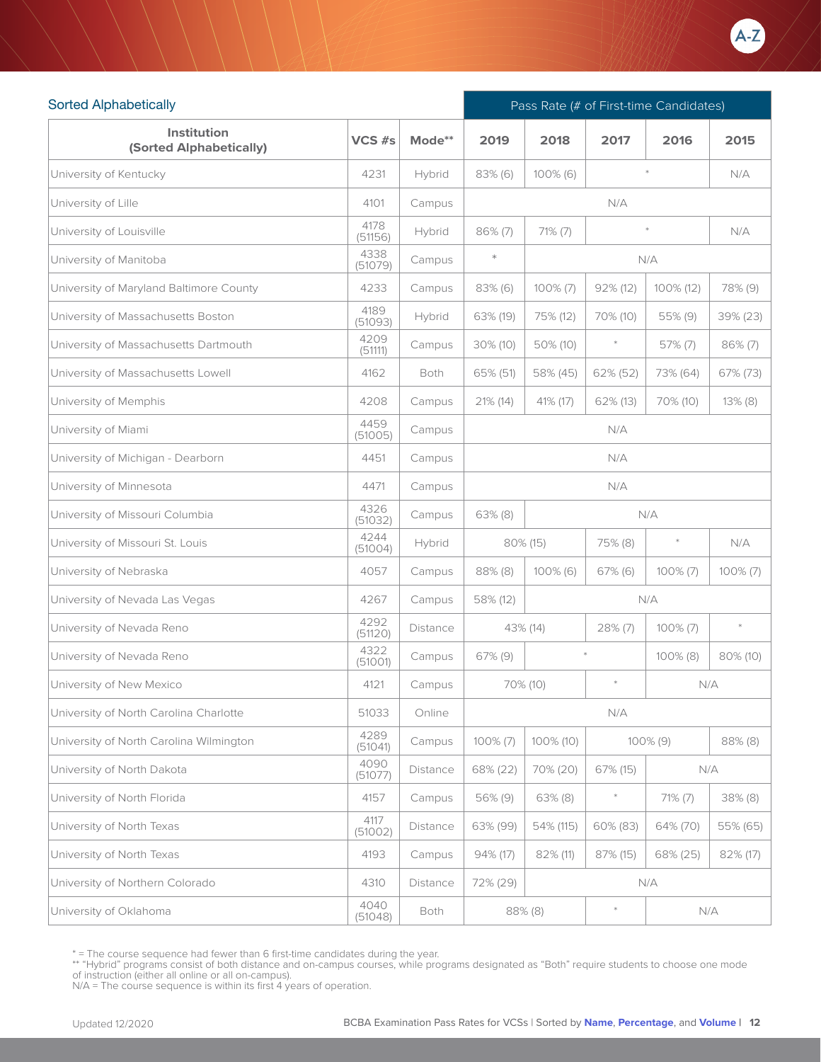## Sorted Alphabetically

| Institution (Sorted Alphabetically) | VCS #s | Mode** | Pass Rate (# of First-time Candidates) | | | | |
|---|---|---|---|---|---|---|---|
| | | | 2019 | 2018 | 2017 | 2016 | 2015 |
| University of Kentucky | 4231 | Hybrid | 83% (6) | 100% (6) | * | | N/A |
| University of Lille | 4101 | Campus | N/A | | | | |
| University of Louisville | 4178 (51156) | Hybrid | 86% (7) | 71% (7) | * | | N/A |
| University of Manitoba | 4338 (51079) | Campus | * | N/A | | | |
| University of Maryland Baltimore County | 4233 | Campus | 83% (6) | 100% (7) | 92% (12) | 100% (12) | 78% (9) |
| University of Massachusetts Boston | 4189 (51093) | Hybrid | 63% (19) | 75% (12) | 70% (10) | 55% (9) | 39% (23) |
| University of Massachusetts Dartmouth | 4209 (51111) | Campus | 30% (10) | 50% (10) | * | 57% (7) | 86% (7) |
| University of Massachusetts Lowell | 4162 | Both | 65% (51) | 58% (45) | 62% (52) | 73% (64) | 67% (73) |
| University of Memphis | 4208 | Campus | 21% (14) | 41% (17) | 62% (13) | 70% (10) | 13% (8) |
| University of Miami | 4459 (51005) | Campus | N/A | | | | |
| University of Michigan - Dearborn | 4451 | Campus | N/A | | | | |
| University of Minnesota | 4471 | Campus | N/A | | | | |
| University of Missouri Columbia | 4326 (51032) | Campus | 63% (8) | N/A | | | |
| University of Missouri St. Louis | 4244 (51004) | Hybrid | 80% (15) | | 75% (8) | * | N/A |
| University of Nebraska | 4057 | Campus | 88% (8) | 100% (6) | 67% (6) | 100% (7) | 100% (7) |
| University of Nevada Las Vegas | 4267 | Campus | 58% (12) | N/A | | | |
| University of Nevada Reno | 4292 (51120) | Distance | 43% (14) | | 28% (7) | 100% (7) | * |
| University of Nevada Reno | 4322 (51001) | Campus | 67% (9) | * | | 100% (8) | 80% (10) |
| University of New Mexico | 4121 | Campus | 70% (10) | | * | N/A | |
| University of North Carolina Charlotte | 51033 | Online | N/A | | | | |
| University of North Carolina Wilmington | 4289 (51041) | Campus | 100% (7) | 100% (10) | 100% (9) | | 88% (8) |
| University of North Dakota | 4090 (51077) | Distance | 68% (22) | 70% (20) | 67% (15) | N/A | |
| University of North Florida | 4157 | Campus | 56% (9) | 63% (8) | * | 71% (7) | 38% (8) |
| University of North Texas | 4117 (51002) | Distance | 63% (99) | 54% (115) | 60% (83) | 64% (70) | 55% (65) |
| University of North Texas | 4193 | Campus | 94% (17) | 82% (11) | 87% (15) | 68% (25) | 82% (17) |
| University of Northern Colorado | 4310 | Distance | 72% (29) | N/A | | | |
| University of Oklahoma | 4040 (51048) | Both | 88% (8) | | * | N/A | |

* = The course sequence had fewer than 6 first-time candidates during the year.
** "Hybrid" programs consist of both distance and on-campus courses, while programs designated as "Both" require students to choose one mode of instruction (either all online or all on-campus).
N/A = The course sequence is within its first 4 years of operation.

Updated 12/2020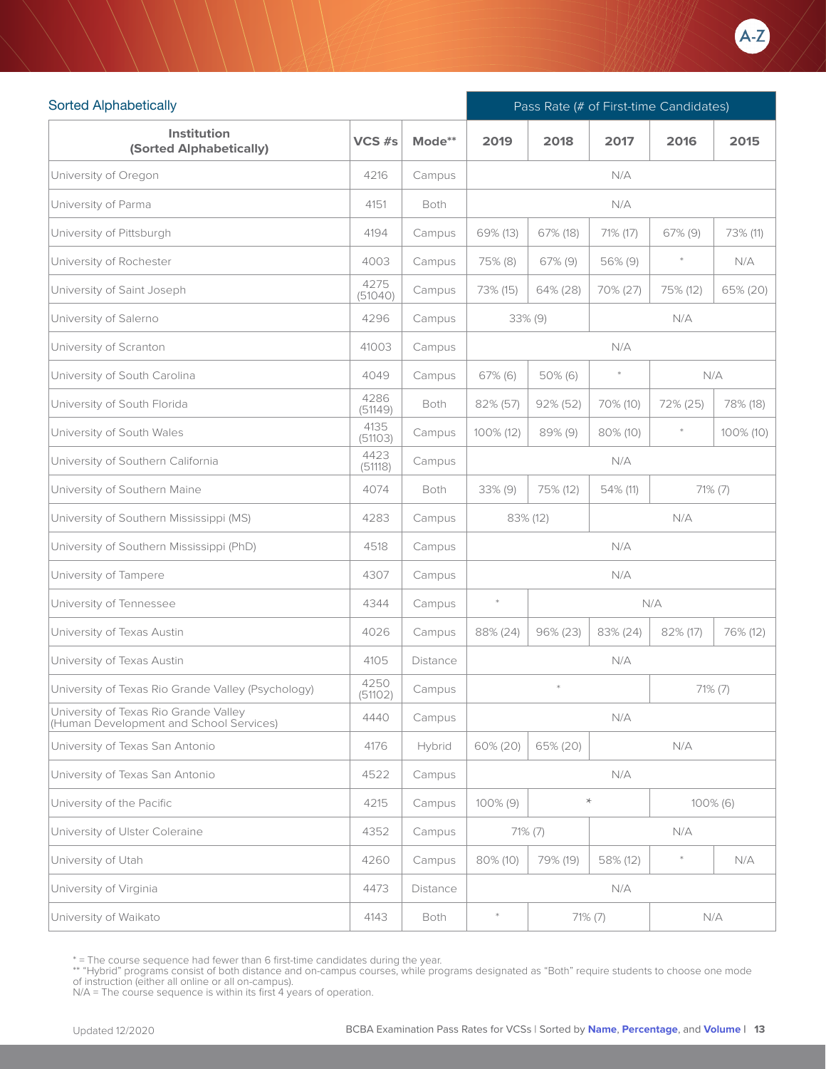## Sorted Alphabetically

| Institution (Sorted Alphabetically) | VCS #s | Mode** | Pass Rate (# of First-time Candidates) | | | | |
|---|---|---|---|---|---|---|---|
| | | | 2019 | 2018 | 2017 | 2016 | 2015 |
| University of Oregon | 4216 | Campus | N/A | | | | |
| University of Parma | 4151 | Both | N/A | | | | |
| University of Pittsburgh | 4194 | Campus | 69% (13) | 67% (18) | 71% (17) | 67% (9) | 73% (11) |
| University of Rochester | 4003 | Campus | 75% (8) | 67% (9) | 56% (9) | * | N/A |
| University of Saint Joseph | 4275 (51040) | Campus | 73% (15) | 64% (28) | 70% (27) | 75% (12) | 65% (20) |
| University of Salerno | 4296 | Campus | 33% (9) | | N/A | | |
| University of Scranton | 41003 | Campus | N/A | | | | |
| University of South Carolina | 4049 | Campus | 67% (6) | 50% (6) | * | N/A | |
| University of South Florida | 4286 (51149) | Both | 82% (57) | 92% (52) | 70% (10) | 72% (25) | 78% (18) |
| University of South Wales | 4135 (51103) | Campus | 100% (12) | 89% (9) | 80% (10) | * | 100% (10) |
| University of Southern California | 4423 (51118) | Campus | N/A | | | | |
| University of Southern Maine | 4074 | Both | 33% (9) | 75% (12) | 54% (11) | 71% (7) | |
| University of Southern Mississippi (MS) | 4283 | Campus | 83% (12) | | N/A | | |
| University of Southern Mississippi (PhD) | 4518 | Campus | N/A | | | | |
| University of Tampere | 4307 | Campus | N/A | | | | |
| University of Tennessee | 4344 | Campus | * | N/A | | | |
| University of Texas Austin | 4026 | Campus | 88% (24) | 96% (23) | 83% (24) | 82% (17) | 76% (12) |
| University of Texas Austin | 4105 | Distance | N/A | | | | |
| University of Texas Rio Grande Valley (Psychology) | 4250 (51102) | Campus | * | | | 71% (7) | |
| University of Texas Rio Grande Valley (Human Development and School Services) | 4440 | Campus | N/A | | | | |
| University of Texas San Antonio | 4176 | Hybrid | 60% (20) | 65% (20) | N/A | | |
| University of Texas San Antonio | 4522 | Campus | N/A | | | | |
| University of the Pacific | 4215 | Campus | 100% (9) | * | | 100% (6) | |
| University of Ulster Coleraine | 4352 | Campus | 71% (7) | | N/A | | |
| University of Utah | 4260 | Campus | 80% (10) | 79% (19) | 58% (12) | * | N/A |
| University of Virginia | 4473 | Distance | N/A | | | | |
| University of Waikato | 4143 | Both | * | 71% (7) | | N/A | |

\* = The course sequence had fewer than 6 first-time candidates during the year.
** "Hybrid" programs consist of both distance and on-campus courses, while programs designated as "Both" require students to choose one mode of instruction (either all online or all on-campus).
N/A = The course sequence is within its first 4 years of operation.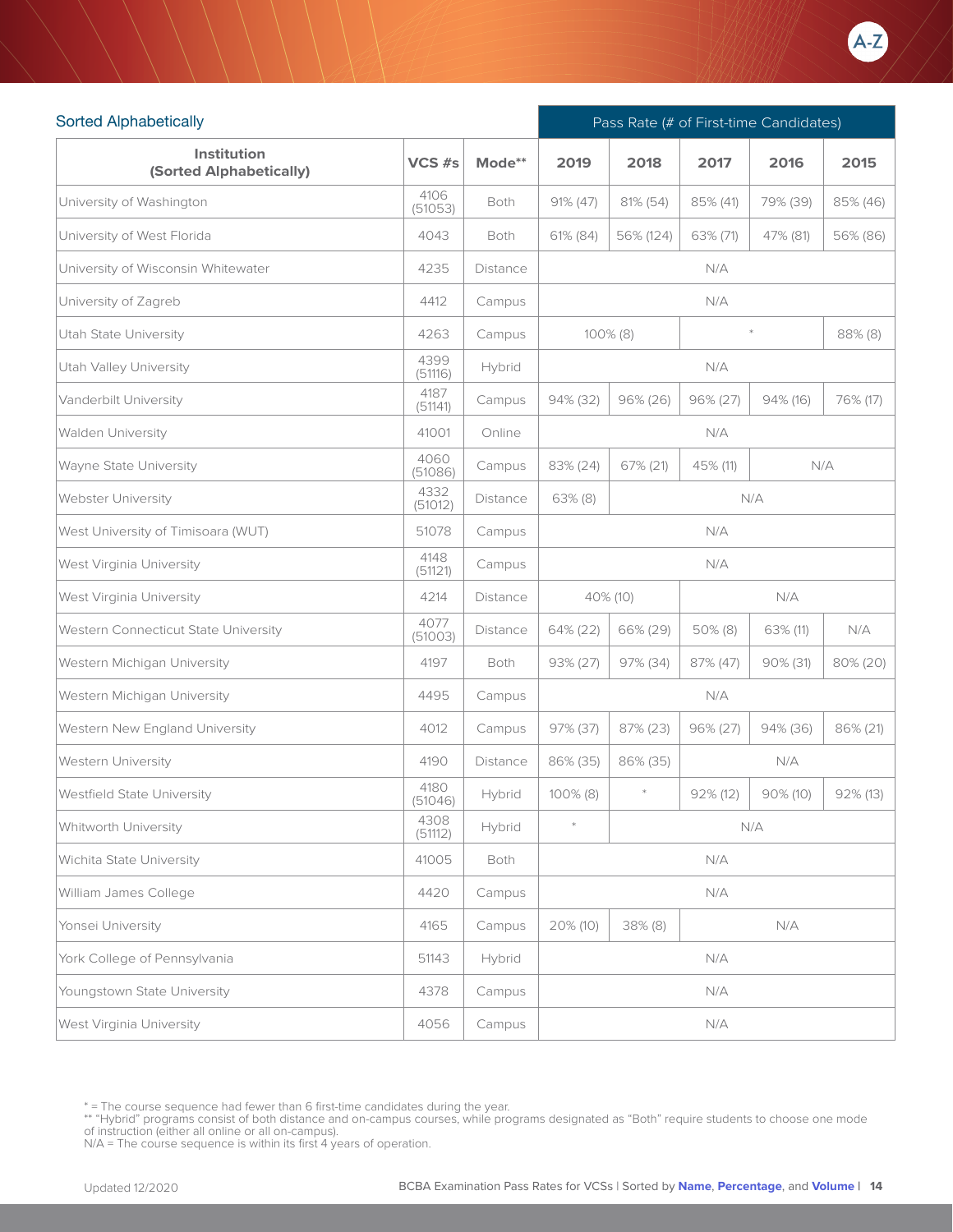Sorted Alphabetically

| Institution (Sorted Alphabetically) | VCS #s | Mode** | Pass Rate (# of First-time Candidates) | | | | |
|---|---|---|---|---|---|---|---|
| | | | 2019 | 2018 | 2017 | 2016 | 2015 |
| University of Washington | 4106 (51053) | Both | 91% (47) | 81% (54) | 85% (41) | 79% (39) | 85% (46) |
| University of West Florida | 4043 | Both | 61% (84) | 56% (124) | 63% (71) | 47% (81) | 56% (86) |
| University of Wisconsin Whitewater | 4235 | Distance | N/A | | | | |
| University of Zagreb | 4412 | Campus | N/A | | | | |
| Utah State University | 4263 | Campus | 100% (8) | | * | | 88% (8) |
| Utah Valley University | 4399 (51116) | Hybrid | N/A | | | | |
| Vanderbilt University | 4187 (51141) | Campus | 94% (32) | 96% (26) | 96% (27) | 94% (16) | 76% (17) |
| Walden University | 41001 | Online | N/A | | | | |
| Wayne State University | 4060 (51086) | Campus | 83% (24) | 67% (21) | 45% (11) | N/A | |
| Webster University | 4332 (51012) | Distance | 63% (8) | N/A | | | |
| West University of Timisoara (WUT) | 51078 | Campus | N/A | | | | |
| West Virginia University | 4148 (51121) | Campus | N/A | | | | |
| West Virginia University | 4214 | Distance | 40% (10) | | N/A | | |
| Western Connecticut State University | 4077 (51003) | Distance | 64% (22) | 66% (29) | 50% (8) | 63% (11) | N/A |
| Western Michigan University | 4197 | Both | 93% (27) | 97% (34) | 87% (47) | 90% (31) | 80% (20) |
| Western Michigan University | 4495 | Campus | N/A | | | | |
| Western New England University | 4012 | Campus | 97% (37) | 87% (23) | 96% (27) | 94% (36) | 86% (21) |
| Western University | 4190 | Distance | 86% (35) | 86% (35) | N/A | | |
| Westfield State University | 4180 (51046) | Hybrid | 100% (8) | * | 92% (12) | 90% (10) | 92% (13) |
| Whitworth University | 4308 (51112) | Hybrid | * | N/A | | | |
| Wichita State University | 41005 | Both | N/A | | | | |
| William James College | 4420 | Campus | N/A | | | | |
| Yonsei University | 4165 | Campus | 20% (10) | 38% (8) | N/A | | |
| York College of Pennsylvania | 51143 | Hybrid | N/A | | | | |
| Youngstown State University | 4378 | Campus | N/A | | | | |
| West Virginia University | 4056 | Campus | N/A | | | | |

* = The course sequence had fewer than 6 first-time candidates during the year.
** "Hybrid" programs consist of both distance and on-campus courses, while programs designated as "Both" require students to choose one mode of instruction (either all online or all on-campus).
N/A = The course sequence is within its first 4 years of operation.

Updated 12/2020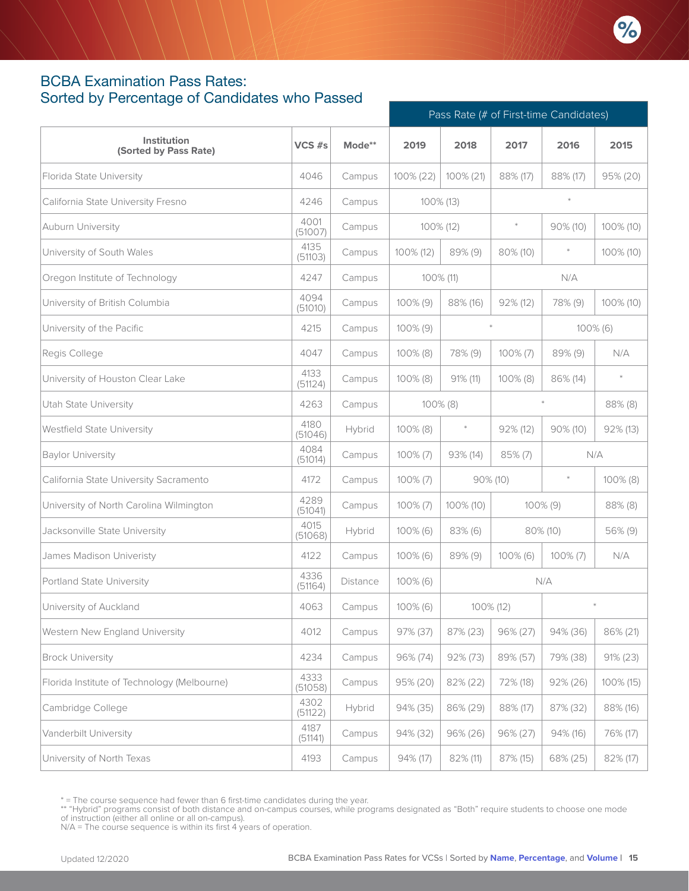## BCBA Examination Pass Rates:
## Sorted by Percentage of Candidates who Passed

| Institution (Sorted by Pass Rate) | VCS #s | Mode** | Pass Rate (# of First-time Candidates) 2019 | 2018 | 2017 | 2016 | 2015 |
|---|---|---|---|---|---|---|---|
| Florida State University | 4046 | Campus | 100% (22) | 100% (21) | 88% (17) | 88% (17) | 95% (20) |
| California State University Fresno | 4246 | Campus | 100% (13) | | * | | |
| Auburn University | 4001 (51007) | Campus | 100% (12) | | * | 90% (10) | 100% (10) |
| University of South Wales | 4135 (51103) | Campus | 100% (12) | 89% (9) | 80% (10) | * | 100% (10) |
| Oregon Institute of Technology | 4247 | Campus | 100% (11) | | N/A | | |
| University of British Columbia | 4094 (51010) | Campus | 100% (9) | 88% (16) | 92% (12) | 78% (9) | 100% (10) |
| University of the Pacific | 4215 | Campus | 100% (9) | * | | 100% (6) | |
| Regis College | 4047 | Campus | 100% (8) | 78% (9) | 100% (7) | 89% (9) | N/A |
| University of Houston Clear Lake | 4133 (51124) | Campus | 100% (8) | 91% (11) | 100% (8) | 86% (14) | * |
| Utah State University | 4263 | Campus | 100% (8) | | * | | 88% (8) |
| Westfield State University | 4180 (51046) | Hybrid | 100% (8) | * | 92% (12) | 90% (10) | 92% (13) |
| Baylor University | 4084 (51014) | Campus | 100% (7) | 93% (14) | 85% (7) | N/A | |
| California State University Sacramento | 4172 | Campus | 100% (7) | 90% (10) | | * | 100% (8) |
| University of North Carolina Wilmington | 4289 (51041) | Campus | 100% (7) | 100% (10) | 100% (9) | | 88% (8) |
| Jacksonville State University | 4015 (51068) | Hybrid | 100% (6) | 83% (6) | 80% (10) | | 56% (9) |
| James Madison Univeristy | 4122 | Campus | 100% (6) | 89% (9) | 100% (6) | 100% (7) | N/A |
| Portland State University | 4336 (51164) | Distance | 100% (6) | N/A | | | |
| University of Auckland | 4063 | Campus | 100% (6) | 100% (12) | | * | |
| Western New England University | 4012 | Campus | 97% (37) | 87% (23) | 96% (27) | 94% (36) | 86% (21) |
| Brock University | 4234 | Campus | 96% (74) | 92% (73) | 89% (57) | 79% (38) | 91% (23) |
| Florida Institute of Technology (Melbourne) | 4333 (51058) | Campus | 95% (20) | 82% (22) | 72% (18) | 92% (26) | 100% (15) |
| Cambridge College | 4302 (51122) | Hybrid | 94% (35) | 86% (29) | 88% (17) | 87% (32) | 88% (16) |
| Vanderbilt University | 4187 (51141) | Campus | 94% (32) | 96% (26) | 96% (27) | 94% (16) | 76% (17) |
| University of North Texas | 4193 | Campus | 94% (17) | 82% (11) | 87% (15) | 68% (25) | 82% (17) |

* = The course sequence had fewer than 6 first-time candidates during the year.
** "Hybrid" programs consist of both distance and on-campus courses, while programs designated as "Both" require students to choose one mode of instruction (either all online or all on-campus).
N/A = The course sequence is within its first 4 years of operation.

Updated 12/2020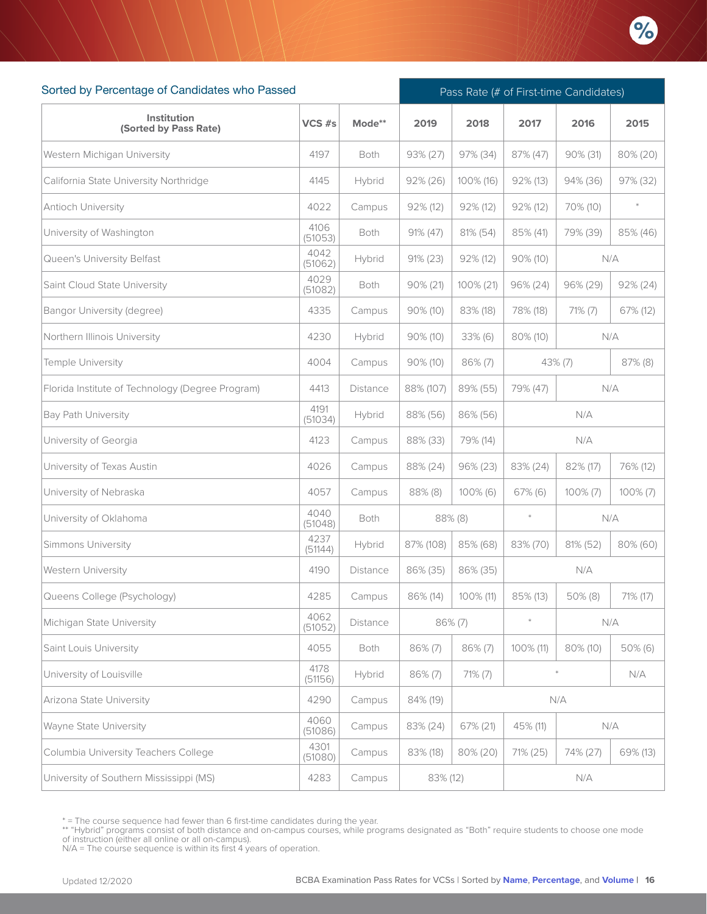## Sorted by Percentage of Candidates who Passed

| Institution (Sorted by Pass Rate) | VCS #s | Mode** | Pass Rate (# of First-time Candidates) | | | | |
|---|---|---|---|---|---|---|---|
| | | | 2019 | 2018 | 2017 | 2016 | 2015 |
| Western Michigan University | 4197 | Both | 93% (27) | 97% (34) | 87% (47) | 90% (31) | 80% (20) |
| California State University Northridge | 4145 | Hybrid | 92% (26) | 100% (16) | 92% (13) | 94% (36) | 97% (32) |
| Antioch University | 4022 | Campus | 92% (12) | 92% (12) | 92% (12) | 70% (10) | * |
| University of Washington | 4106 (51053) | Both | 91% (47) | 81% (54) | 85% (41) | 79% (39) | 85% (46) |
| Queen's University Belfast | 4042 (51062) | Hybrid | 91% (23) | 92% (12) | 90% (10) | N/A | |
| Saint Cloud State University | 4029 (51082) | Both | 90% (21) | 100% (21) | 96% (24) | 96% (29) | 92% (24) |
| Bangor University (degree) | 4335 | Campus | 90% (10) | 83% (18) | 78% (18) | 71% (7) | 67% (12) |
| Northern Illinois University | 4230 | Hybrid | 90% (10) | 33% (6) | 80% (10) | N/A | |
| Temple University | 4004 | Campus | 90% (10) | 86% (7) | 43% (7) | | 87% (8) |
| Florida Institute of Technology (Degree Program) | 4413 | Distance | 88% (107) | 89% (55) | 79% (47) | N/A | |
| Bay Path University | 4191 (51034) | Hybrid | 88% (56) | 86% (56) | N/A | | |
| University of Georgia | 4123 | Campus | 88% (33) | 79% (14) | N/A | | |
| University of Texas Austin | 4026 | Campus | 88% (24) | 96% (23) | 83% (24) | 82% (17) | 76% (12) |
| University of Nebraska | 4057 | Campus | 88% (8) | 100% (6) | 67% (6) | 100% (7) | 100% (7) |
| University of Oklahoma | 4040 (51048) | Both | 88% (8) | | * | N/A | |
| Simmons University | 4237 (51144) | Hybrid | 87% (108) | 85% (68) | 83% (70) | 81% (52) | 80% (60) |
| Western University | 4190 | Distance | 86% (35) | 86% (35) | N/A | | |
| Queens College (Psychology) | 4285 | Campus | 86% (14) | 100% (11) | 85% (13) | 50% (8) | 71% (17) |
| Michigan State University | 4062 (51052) | Distance | 86% (7) | | * | N/A | |
| Saint Louis University | 4055 | Both | 86% (7) | 86% (7) | 100% (11) | 80% (10) | 50% (6) |
| University of Louisville | 4178 (51156) | Hybrid | 86% (7) | 71% (7) | * | | N/A |
| Arizona State University | 4290 | Campus | 84% (19) | N/A | | | |
| Wayne State University | 4060 (51086) | Campus | 83% (24) | 67% (21) | 45% (11) | N/A | |
| Columbia University Teachers College | 4301 (51080) | Campus | 83% (18) | 80% (20) | 71% (25) | 74% (27) | 69% (13) |
| University of Southern Mississippi (MS) | 4283 | Campus | 83% (12) | | N/A | | |

* = The course sequence had fewer than 6 first-time candidates during the year.
** "Hybrid" programs consist of both distance and on-campus courses, while programs designated as "Both" require students to choose one mode of instruction (either all online or all on-campus).
N/A = The course sequence is within its first 4 years of operation.

Updated 12/2020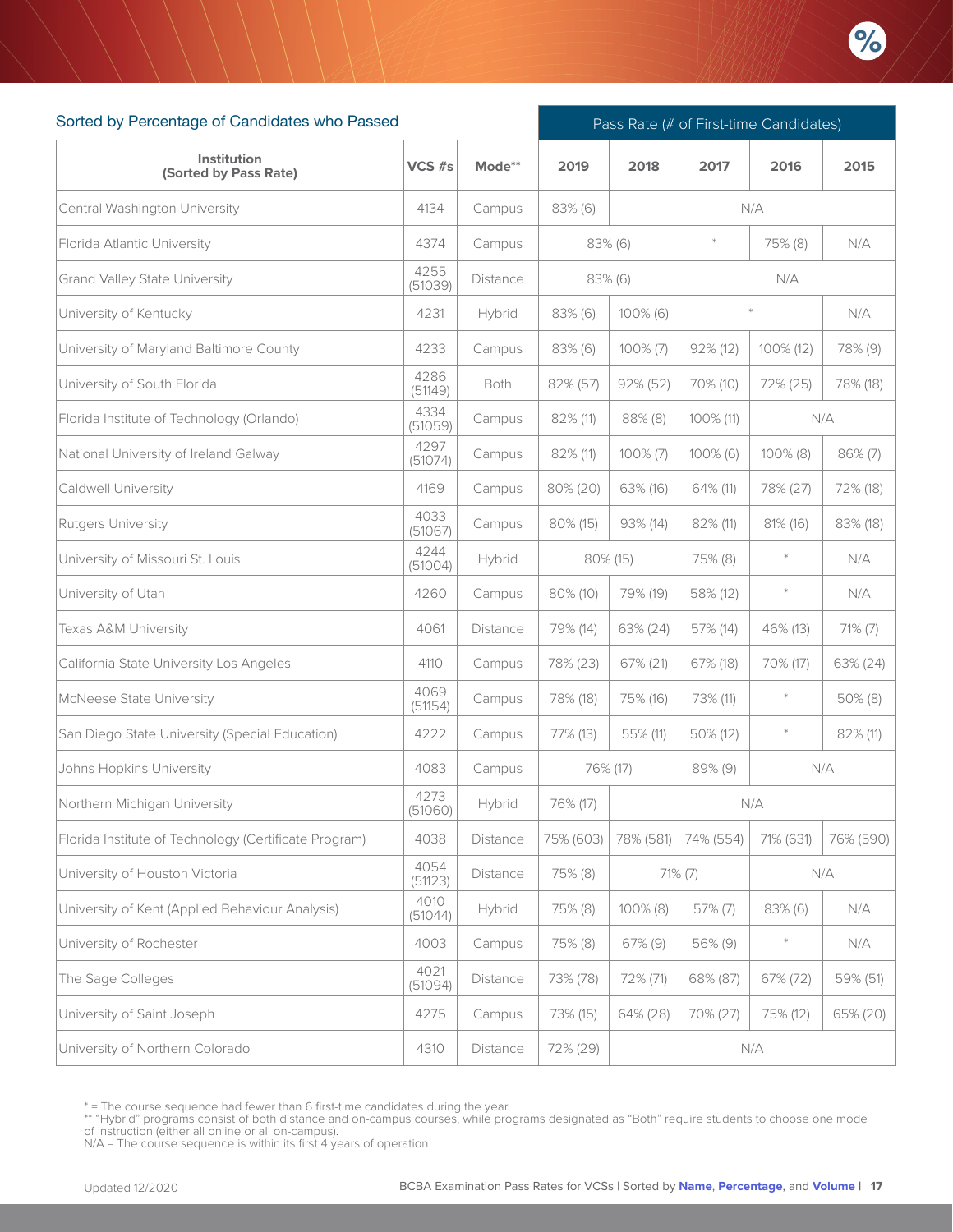## Sorted by Percentage of Candidates who Passed

| Institution (Sorted by Pass Rate) | VCS #s | Mode** | Pass Rate (# of First-time Candidates) 2019 | 2018 | 2017 | 2016 | 2015 |
|---|---|---|---|---|---|---|---|
| Central Washington University | 4134 | Campus | 83% (6) | N/A | | | |
| Florida Atlantic University | 4374 | Campus | 83% (6) | | * | 75% (8) | N/A |
| Grand Valley State University | 4255 (51039) | Distance | 83% (6) | | N/A | | |
| University of Kentucky | 4231 | Hybrid | 83% (6) | 100% (6) | * | | N/A |
| University of Maryland Baltimore County | 4233 | Campus | 83% (6) | 100% (7) | 92% (12) | 100% (12) | 78% (9) |
| University of South Florida | 4286 (51149) | Both | 82% (57) | 92% (52) | 70% (10) | 72% (25) | 78% (18) |
| Florida Institute of Technology (Orlando) | 4334 (51059) | Campus | 82% (11) | 88% (8) | 100% (11) | N/A | |
| National University of Ireland Galway | 4297 (51074) | Campus | 82% (11) | 100% (7) | 100% (6) | 100% (8) | 86% (7) |
| Caldwell University | 4169 | Campus | 80% (20) | 63% (16) | 64% (11) | 78% (27) | 72% (18) |
| Rutgers University | 4033 (51067) | Campus | 80% (15) | 93% (14) | 82% (11) | 81% (16) | 83% (18) |
| University of Missouri St. Louis | 4244 (51004) | Hybrid | 80% (15) | | 75% (8) | * | N/A |
| University of Utah | 4260 | Campus | 80% (10) | 79% (19) | 58% (12) | * | N/A |
| Texas A&M University | 4061 | Distance | 79% (14) | 63% (24) | 57% (14) | 46% (13) | 71% (7) |
| California State University Los Angeles | 4110 | Campus | 78% (23) | 67% (21) | 67% (18) | 70% (17) | 63% (24) |
| McNeese State University | 4069 (51154) | Campus | 78% (18) | 75% (16) | 73% (11) | * | 50% (8) |
| San Diego State University (Special Education) | 4222 | Campus | 77% (13) | 55% (11) | 50% (12) | * | 82% (11) |
| Johns Hopkins University | 4083 | Campus | 76% (17) | | 89% (9) | N/A | |
| Northern Michigan University | 4273 (51060) | Hybrid | 76% (17) | N/A | | | |
| Florida Institute of Technology (Certificate Program) | 4038 | Distance | 75% (603) | 78% (581) | 74% (554) | 71% (631) | 76% (590) |
| University of Houston Victoria | 4054 (51123) | Distance | 75% (8) | 71% (7) | | N/A | |
| University of Kent (Applied Behaviour Analysis) | 4010 (51044) | Hybrid | 75% (8) | 100% (8) | 57% (7) | 83% (6) | N/A |
| University of Rochester | 4003 | Campus | 75% (8) | 67% (9) | 56% (9) | * | N/A |
| The Sage Colleges | 4021 (51094) | Distance | 73% (78) | 72% (71) | 68% (87) | 67% (72) | 59% (51) |
| University of Saint Joseph | 4275 | Campus | 73% (15) | 64% (28) | 70% (27) | 75% (12) | 65% (20) |
| University of Northern Colorado | 4310 | Distance | 72% (29) | N/A | | | |

* = The course sequence had fewer than 6 first-time candidates during the year.
** "Hybrid" programs consist of both distance and on-campus courses, while programs designated as "Both" require students to choose one mode of instruction (either all online or all on-campus).
N/A = The course sequence is within its first 4 years of operation.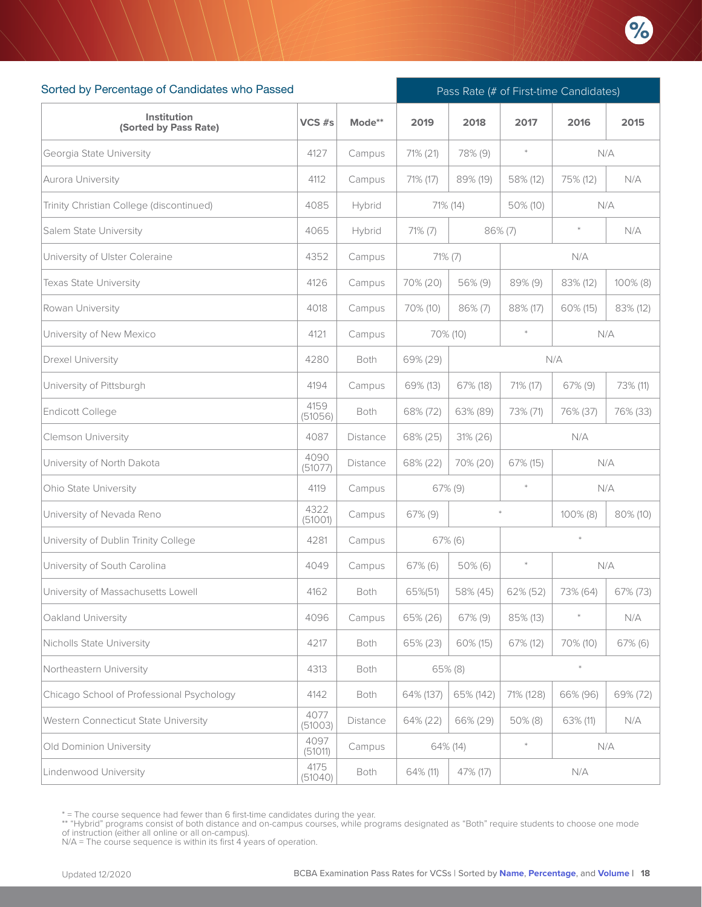## Sorted by Percentage of Candidates who Passed

| Institution (Sorted by Pass Rate) | VCS #s | Mode** | Pass Rate (# of First-time Candidates) | | | | |
|---|---|---|---|---|---|---|---|
| | | | 2019 | 2018 | 2017 | 2016 | 2015 |
| Georgia State University | 4127 | Campus | 71% (21) | 78% (9) | * | N/A | |
| Aurora University | 4112 | Campus | 71% (17) | 89% (19) | 58% (12) | 75% (12) | N/A |
| Trinity Christian College (discontinued) | 4085 | Hybrid | 71% (14) | | 50% (10) | N/A | |
| Salem State University | 4065 | Hybrid | 71% (7) | 86% (7) | | * | N/A |
| University of Ulster Coleraine | 4352 | Campus | 71% (7) | | N/A | | |
| Texas State University | 4126 | Campus | 70% (20) | 56% (9) | 89% (9) | 83% (12) | 100% (8) |
| Rowan University | 4018 | Campus | 70% (10) | 86% (7) | 88% (17) | 60% (15) | 83% (12) |
| University of New Mexico | 4121 | Campus | 70% (10) | | * | N/A | |
| Drexel University | 4280 | Both | 69% (29) | N/A | | | |
| University of Pittsburgh | 4194 | Campus | 69% (13) | 67% (18) | 71% (17) | 67% (9) | 73% (11) |
| Endicott College | 4159 (51056) | Both | 68% (72) | 63% (89) | 73% (71) | 76% (37) | 76% (33) |
| Clemson University | 4087 | Distance | 68% (25) | 31% (26) | N/A | | |
| University of North Dakota | 4090 (51077) | Distance | 68% (22) | 70% (20) | 67% (15) | N/A | |
| Ohio State University | 4119 | Campus | 67% (9) | | * | N/A | |
| University of Nevada Reno | 4322 (51001) | Campus | 67% (9) | * | | 100% (8) | 80% (10) |
| University of Dublin Trinity College | 4281 | Campus | 67% (6) | | * | | |
| University of South Carolina | 4049 | Campus | 67% (6) | 50% (6) | * | N/A | |
| University of Massachusetts Lowell | 4162 | Both | 65%(51) | 58% (45) | 62% (52) | 73% (64) | 67% (73) |
| Oakland University | 4096 | Campus | 65% (26) | 67% (9) | 85% (13) | * | N/A |
| Nicholls State University | 4217 | Both | 65% (23) | 60% (15) | 67% (12) | 70% (10) | 67% (6) |
| Northeastern University | 4313 | Both | 65% (8) | | * | | |
| Chicago School of Professional Psychology | 4142 | Both | 64% (137) | 65% (142) | 71% (128) | 66% (96) | 69% (72) |
| Western Connecticut State University | 4077 (51003) | Distance | 64% (22) | 66% (29) | 50% (8) | 63% (11) | N/A |
| Old Dominion University | 4097 (51011) | Campus | 64% (14) | | * | N/A | |
| Lindenwood University | 4175 (51040) | Both | 64% (11) | 47% (17) | N/A | | |

* = The course sequence had fewer than 6 first-time candidates during the year.
** "Hybrid" programs consist of both distance and on-campus courses, while programs designated as "Both" require students to choose one mode of instruction (either all online or all on-campus).
N/A = The course sequence is within its first 4 years of operation.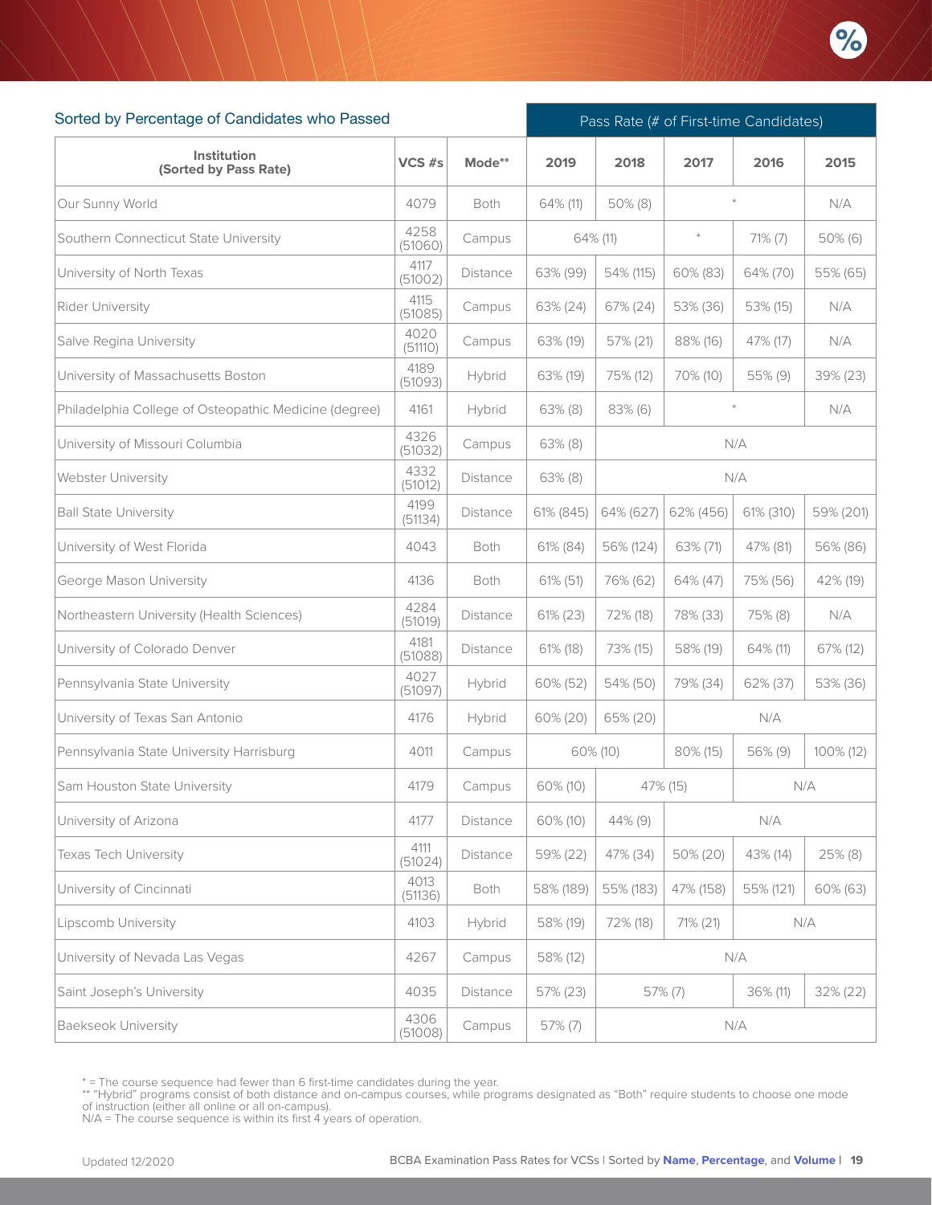## Sorted by Percentage of Candidates who Passed

| Institution (Sorted by Pass Rate) | VCS #s | Mode** | Pass Rate (# of First-time Candidates) 2019 | 2018 | 2017 | 2016 | 2015 |
|---|---|---|---|---|---|---|---|
| Our Sunny World | 4079 | Both | 64% (11) | 50% (8) | * | | N/A |
| Southern Connecticut State University | 4258 (51060) | Campus | 64% (11) | | * | 71% (7) | 50% (6) |
| University of North Texas | 4117 (51002) | Distance | 63% (99) | 54% (115) | 60% (83) | 64% (70) | 55% (65) |
| Rider University | 4115 (51085) | Campus | 63% (24) | 67% (24) | 53% (36) | 53% (15) | N/A |
| Salve Regina University | 4020 (51110) | Campus | 63% (19) | 57% (21) | 88% (16) | 47% (17) | N/A |
| University of Massachusetts Boston | 4189 (51093) | Hybrid | 63% (19) | 75% (12) | 70% (10) | 55% (9) | 39% (23) |
| Philadelphia College of Osteopathic Medicine (degree) | 4161 | Hybrid | 63% (8) | 83% (6) | * | | N/A |
| University of Missouri Columbia | 4326 (51032) | Campus | 63% (8) | N/A | | | |
| Webster University | 4332 (51012) | Distance | 63% (8) | N/A | | | |
| Ball State University | 4199 (51134) | Distance | 61% (845) | 64% (627) | 62% (456) | 61% (310) | 59% (201) |
| University of West Florida | 4043 | Both | 61% (84) | 56% (124) | 63% (71) | 47% (81) | 56% (86) |
| George Mason University | 4136 | Both | 61% (51) | 76% (62) | 64% (47) | 75% (56) | 42% (19) |
| Northeastern University (Health Sciences) | 4284 (51019) | Distance | 61% (23) | 72% (18) | 78% (33) | 75% (8) | N/A |
| University of Colorado Denver | 4181 (51088) | Distance | 61% (18) | 73% (15) | 58% (19) | 64% (11) | 67% (12) |
| Pennsylvania State University | 4027 (51097) | Hybrid | 60% (52) | 54% (50) | 79% (34) | 62% (37) | 53% (36) |
| University of Texas San Antonio | 4176 | Hybrid | 60% (20) | 65% (20) | N/A | | |
| Pennsylvania State University Harrisburg | 4011 | Campus | 60% (10) | | 80% (15) | 56% (9) | 100% (12) |
| Sam Houston State University | 4179 | Campus | 60% (10) | 47% (15) | | N/A | |
| University of Arizona | 4177 | Distance | 60% (10) | 44% (9) | N/A | | |
| Texas Tech University | 4111 (51024) | Distance | 59% (22) | 47% (34) | 50% (20) | 43% (14) | 25% (8) |
| University of Cincinnati | 4013 (51136) | Both | 58% (189) | 55% (183) | 47% (158) | 55% (121) | 60% (63) |
| Lipscomb University | 4103 | Hybrid | 58% (19) | 72% (18) | 71% (21) | N/A | |
| University of Nevada Las Vegas | 4267 | Campus | 58% (12) | N/A | | | |
| Saint Joseph's University | 4035 | Distance | 57% (23) | 57% (7) | | 36% (11) | 32% (22) |
| Baekseok University | 4306 (51008) | Campus | 57% (7) | N/A | | | |

* = The course sequence had fewer than 6 first-time candidates during the year.
** "Hybrid" programs consist of both distance and on-campus courses, while programs designated as "Both" require students to choose one mode of instruction (either all online or all on-campus).
N/A = The course sequence is within its first 4 years of operation.

Updated 12/2020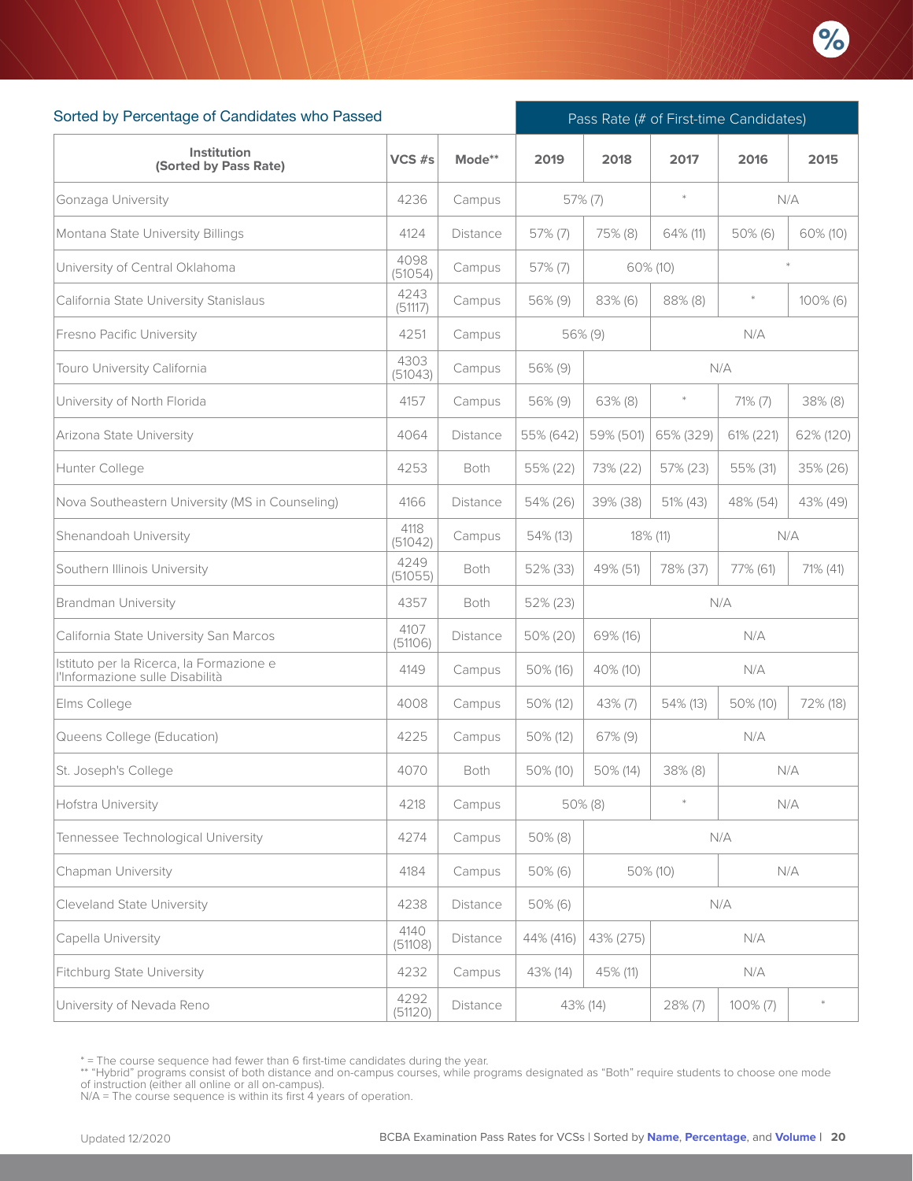## Sorted by Percentage of Candidates who Passed

| Institution (Sorted by Pass Rate) | VCS #s | Mode** | Pass Rate (# of First-time Candidates) 2019 | 2018 | 2017 | 2016 | 2015 |
|---|---|---|---|---|---|---|---|
| Gonzaga University | 4236 | Campus | 57% (7) | | * | N/A | |
| Montana State University Billings | 4124 | Distance | 57% (7) | 75% (8) | 64% (11) | 50% (6) | 60% (10) |
| University of Central Oklahoma | 4098 (51054) | Campus | 57% (7) | 60% (10) | | * | |
| California State University Stanislaus | 4243 (51117) | Campus | 56% (9) | 83% (6) | 88% (8) | * | 100% (6) |
| Fresno Pacific University | 4251 | Campus | 56% (9) | | N/A | | |
| Touro University California | 4303 (51043) | Campus | 56% (9) | N/A | | | |
| University of North Florida | 4157 | Campus | 56% (9) | 63% (8) | * | 71% (7) | 38% (8) |
| Arizona State University | 4064 | Distance | 55% (642) | 59% (501) | 65% (329) | 61% (221) | 62% (120) |
| Hunter College | 4253 | Both | 55% (22) | 73% (22) | 57% (23) | 55% (31) | 35% (26) |
| Nova Southeastern University (MS in Counseling) | 4166 | Distance | 54% (26) | 39% (38) | 51% (43) | 48% (54) | 43% (49) |
| Shenandoah University | 4118 (51042) | Campus | 54% (13) | 18% (11) | | N/A | |
| Southern Illinois University | 4249 (51055) | Both | 52% (33) | 49% (51) | 78% (37) | 77% (61) | 71% (41) |
| Brandman University | 4357 | Both | 52% (23) | N/A | | | |
| California State University San Marcos | 4107 (51106) | Distance | 50% (20) | 69% (16) | N/A | | |
| Istituto per la Ricerca, la Formazione e l'Informazione sulle Disabilità | 4149 | Campus | 50% (16) | 40% (10) | N/A | | |
| Elms College | 4008 | Campus | 50% (12) | 43% (7) | 54% (13) | 50% (10) | 72% (18) |
| Queens College (Education) | 4225 | Campus | 50% (12) | 67% (9) | N/A | | |
| St. Joseph's College | 4070 | Both | 50% (10) | 50% (14) | 38% (8) | N/A | |
| Hofstra University | 4218 | Campus | 50% (8) | | * | N/A | |
| Tennessee Technological University | 4274 | Campus | 50% (8) | N/A | | | |
| Chapman University | 4184 | Campus | 50% (6) | 50% (10) | | N/A | |
| Cleveland State University | 4238 | Distance | 50% (6) | N/A | | | |
| Capella University | 4140 (51108) | Distance | 44% (416) | 43% (275) | N/A | | |
| Fitchburg State University | 4232 | Campus | 43% (14) | 45% (11) | N/A | | |
| University of Nevada Reno | 4292 (51120) | Distance | 43% (14) | | 28% (7) | 100% (7) | * |

* = The course sequence had fewer than 6 first-time candidates during the year.
** "Hybrid" programs consist of both distance and on-campus courses, while programs designated as "Both" require students to choose one mode of instruction (either all online or all on-campus).
N/A = The course sequence is within its first 4 years of operation.

Updated 12/2020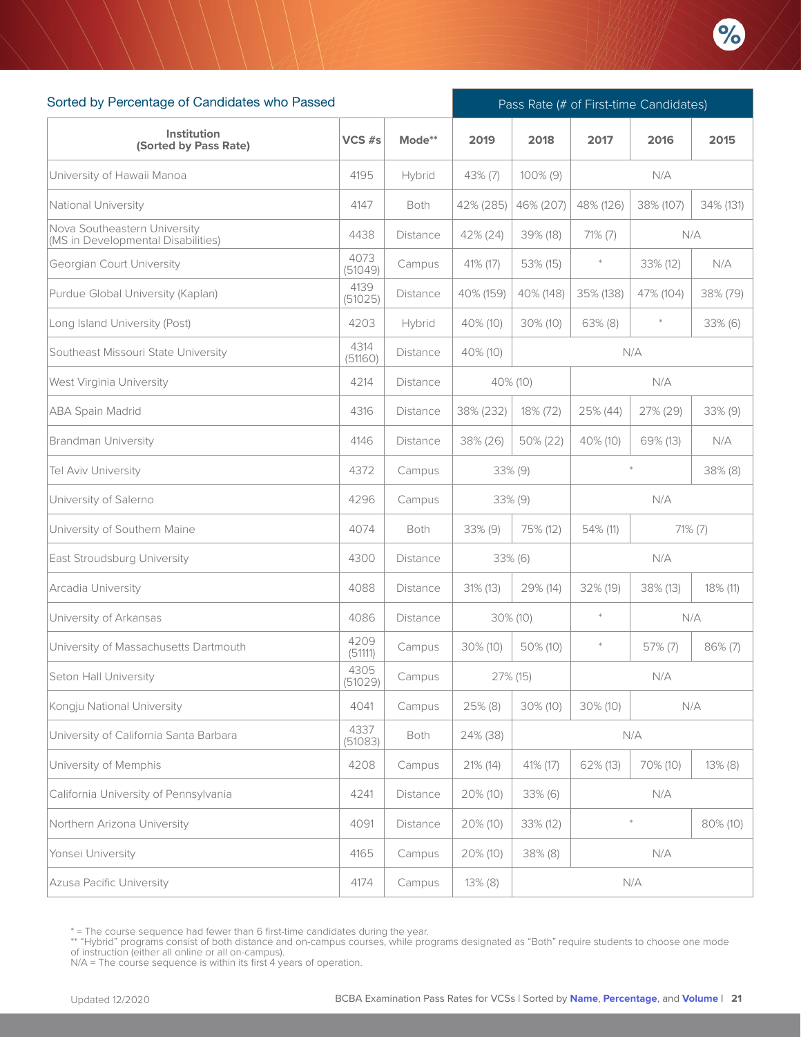## Sorted by Percentage of Candidates who Passed

| Institution (Sorted by Pass Rate) | VCS #s | Mode** | Pass Rate (# of First-time Candidates) | | | | |
|---|---|---|---|---|---|---|---|
| | | | 2019 | 2018 | 2017 | 2016 | 2015 |
| University of Hawaii Manoa | 4195 | Hybrid | 43% (7) | 100% (9) | N/A | | |
| National University | 4147 | Both | 42% (285) | 46% (207) | 48% (126) | 38% (107) | 34% (131) |
| Nova Southeastern University (MS in Developmental Disabilities) | 4438 | Distance | 42% (24) | 39% (18) | 71% (7) | N/A | |
| Georgian Court University | 4073 (51049) | Campus | 41% (17) | 53% (15) | * | 33% (12) | N/A |
| Purdue Global University (Kaplan) | 4139 (51025) | Distance | 40% (159) | 40% (148) | 35% (138) | 47% (104) | 38% (79) |
| Long Island University (Post) | 4203 | Hybrid | 40% (10) | 30% (10) | 63% (8) | * | 33% (6) |
| Southeast Missouri State University | 4314 (51160) | Distance | 40% (10) | N/A | | | |
| West Virginia University | 4214 | Distance | 40% (10) | | N/A | | |
| ABA Spain Madrid | 4316 | Distance | 38% (232) | 18% (72) | 25% (44) | 27% (29) | 33% (9) |
| Brandman University | 4146 | Distance | 38% (26) | 50% (22) | 40% (10) | 69% (13) | N/A |
| Tel Aviv University | 4372 | Campus | 33% (9) | | * | | 38% (8) |
| University of Salerno | 4296 | Campus | 33% (9) | | N/A | | |
| University of Southern Maine | 4074 | Both | 33% (9) | 75% (12) | 54% (11) | 71% (7) | |
| East Stroudsburg University | 4300 | Distance | 33% (6) | | N/A | | |
| Arcadia University | 4088 | Distance | 31% (13) | 29% (14) | 32% (19) | 38% (13) | 18% (11) |
| University of Arkansas | 4086 | Distance | 30% (10) | | * | N/A | |
| University of Massachusetts Dartmouth | 4209 (51111) | Campus | 30% (10) | 50% (10) | * | 57% (7) | 86% (7) |
| Seton Hall University | 4305 (51029) | Campus | 27% (15) | | N/A | | |
| Kongju National University | 4041 | Campus | 25% (8) | 30% (10) | 30% (10) | N/A | |
| University of California Santa Barbara | 4337 (51083) | Both | 24% (38) | N/A | | | |
| University of Memphis | 4208 | Campus | 21% (14) | 41% (17) | 62% (13) | 70% (10) | 13% (8) |
| California University of Pennsylvania | 4241 | Distance | 20% (10) | 33% (6) | N/A | | |
| Northern Arizona University | 4091 | Distance | 20% (10) | 33% (12) | * | | 80% (10) |
| Yonsei University | 4165 | Campus | 20% (10) | 38% (8) | N/A | | |
| Azusa Pacific University | 4174 | Campus | 13% (8) | N/A | | | |

* = The course sequence had fewer than 6 first-time candidates during the year.
** "Hybrid" programs consist of both distance and on-campus courses, while programs designated as "Both" require students to choose one mode of instruction (either all online or all on-campus).
N/A = The course sequence is within its first 4 years of operation.

Updated 12/2020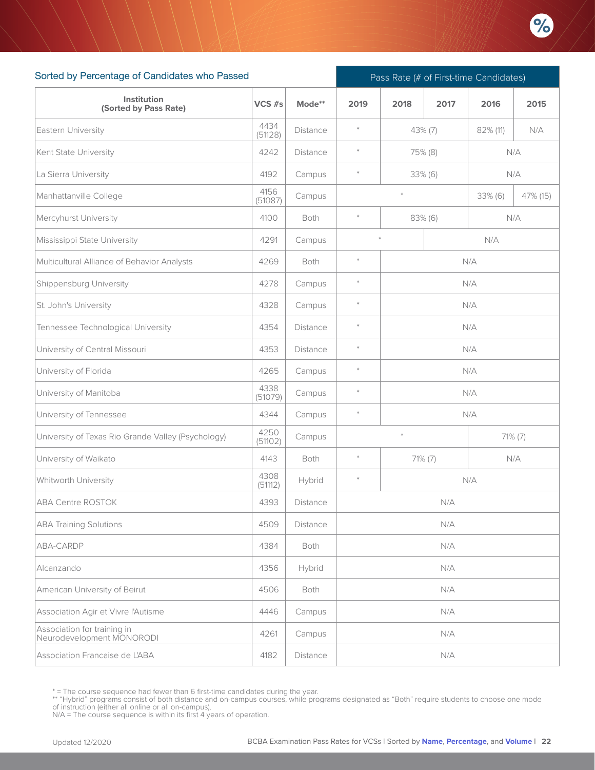Sorted by Percentage of Candidates who Passed

| Institution (Sorted by Pass Rate) | VCS #s | Mode** | Pass Rate (# of First-time Candidates) | | | | |
|---|---|---|---|---|---|---|---|
| | | | 2019 | 2018 | 2017 | 2016 | 2015 |
| Eastern University | 4434 (51128) | Distance | * | 43% (7) | | 82% (11) | N/A |
| Kent State University | 4242 | Distance | * | 75% (8) | | N/A | |
| La Sierra University | 4192 | Campus | * | 33% (6) | | N/A | |
| Manhattanville College | 4156 (51087) | Campus | * | | | 33% (6) | 47% (15) |
| Mercyhurst University | 4100 | Both | * | 83% (6) | | N/A | |
| Mississippi State University | 4291 | Campus | * | | N/A | | |
| Multicultural Alliance of Behavior Analysts | 4269 | Both | * | N/A | | | |
| Shippensburg University | 4278 | Campus | * | N/A | | | |
| St. John's University | 4328 | Campus | * | N/A | | | |
| Tennessee Technological University | 4354 | Distance | * | N/A | | | |
| University of Central Missouri | 4353 | Distance | * | N/A | | | |
| University of Florida | 4265 | Campus | * | N/A | | | |
| University of Manitoba | 4338 (51079) | Campus | * | N/A | | | |
| University of Tennessee | 4344 | Campus | * | N/A | | | |
| University of Texas Rio Grande Valley (Psychology) | 4250 (51102) | Campus | * | | | 71% (7) | |
| University of Waikato | 4143 | Both | * | 71% (7) | | N/A | |
| Whitworth University | 4308 (51112) | Hybrid | * | N/A | | | |
| ABA Centre ROSTOK | 4393 | Distance | N/A | | | | |
| ABA Training Solutions | 4509 | Distance | N/A | | | | |
| ABA-CARDP | 4384 | Both | N/A | | | | |
| Alcanzando | 4356 | Hybrid | N/A | | | | |
| American University of Beirut | 4506 | Both | N/A | | | | |
| Association Agir et Vivre l'Autisme | 4446 | Campus | N/A | | | | |
| Association for training in Neurodevelopment MONORODI | 4261 | Campus | N/A | | | | |
| Association Francaise de L'ABA | 4182 | Distance | N/A | | | | |

* = The course sequence had fewer than 6 first-time candidates during the year.
** "Hybrid" programs consist of both distance and on-campus courses, while programs designated as "Both" require students to choose one mode of instruction (either all online or all on-campus).
N/A = The course sequence is within its first 4 years of operation.

Updated 12/2020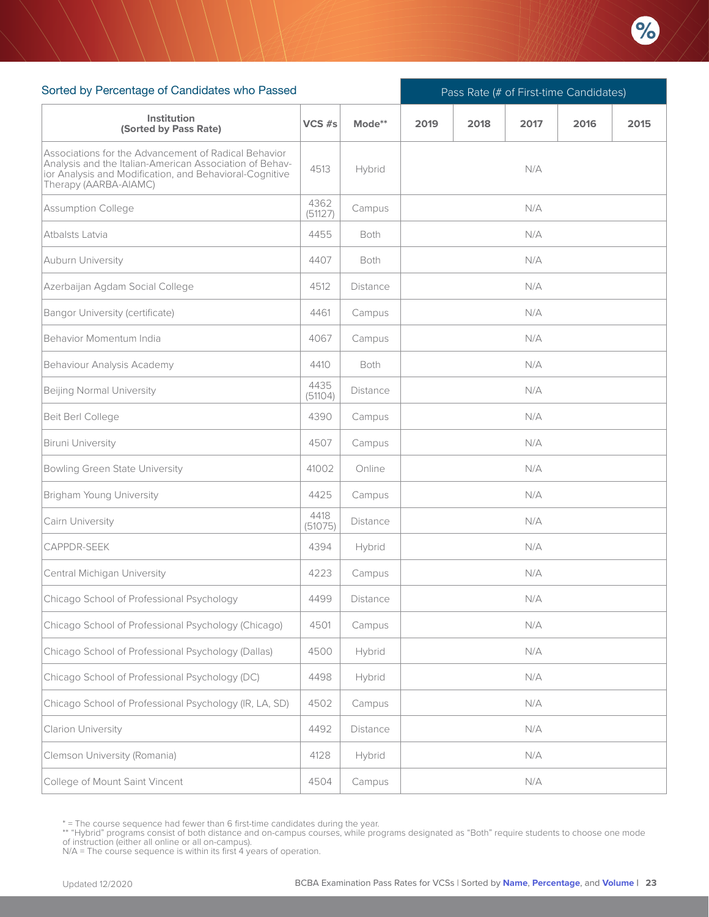## Sorted by Percentage of Candidates who Passed

| Institution (Sorted by Pass Rate) | VCS #s | Mode** | Pass Rate (# of First-time Candidates) | | | | |
|---|---|---|---|---|---|---|---|
| | | | 2019 | 2018 | 2017 | 2016 | 2015 |
| Associations for the Advancement of Radical Behavior Analysis and the Italian-American Association of Behavior Analysis and Modification, and Behavioral-Cognitive Therapy (AARBA-AIAMC) | 4513 | Hybrid | N/A | | | | |
| Assumption College | 4362 (51127) | Campus | N/A | | | | |
| Atbalsts Latvia | 4455 | Both | N/A | | | | |
| Auburn University | 4407 | Both | N/A | | | | |
| Azerbaijan Agdam Social College | 4512 | Distance | N/A | | | | |
| Bangor University (certificate) | 4461 | Campus | N/A | | | | |
| Behavior Momentum India | 4067 | Campus | N/A | | | | |
| Behaviour Analysis Academy | 4410 | Both | N/A | | | | |
| Beijing Normal University | 4435 (51104) | Distance | N/A | | | | |
| Beit Berl College | 4390 | Campus | N/A | | | | |
| Biruni University | 4507 | Campus | N/A | | | | |
| Bowling Green State University | 41002 | Online | N/A | | | | |
| Brigham Young University | 4425 | Campus | N/A | | | | |
| Cairn University | 4418 (51075) | Distance | N/A | | | | |
| CAPPDR-SEEK | 4394 | Hybrid | N/A | | | | |
| Central Michigan University | 4223 | Campus | N/A | | | | |
| Chicago School of Professional Psychology | 4499 | Distance | N/A | | | | |
| Chicago School of Professional Psychology (Chicago) | 4501 | Campus | N/A | | | | |
| Chicago School of Professional Psychology (Dallas) | 4500 | Hybrid | N/A | | | | |
| Chicago School of Professional Psychology (DC) | 4498 | Hybrid | N/A | | | | |
| Chicago School of Professional Psychology (IR, LA, SD) | 4502 | Campus | N/A | | | | |
| Clarion University | 4492 | Distance | N/A | | | | |
| Clemson University (Romania) | 4128 | Hybrid | N/A | | | | |
| College of Mount Saint Vincent | 4504 | Campus | N/A | | | | |

* = The course sequence had fewer than 6 first-time candidates during the year.
** "Hybrid" programs consist of both distance and on-campus courses, while programs designated as "Both" require students to choose one mode of instruction (either all online or all on-campus).
N/A = The course sequence is within its first 4 years of operation.

Updated 12/2020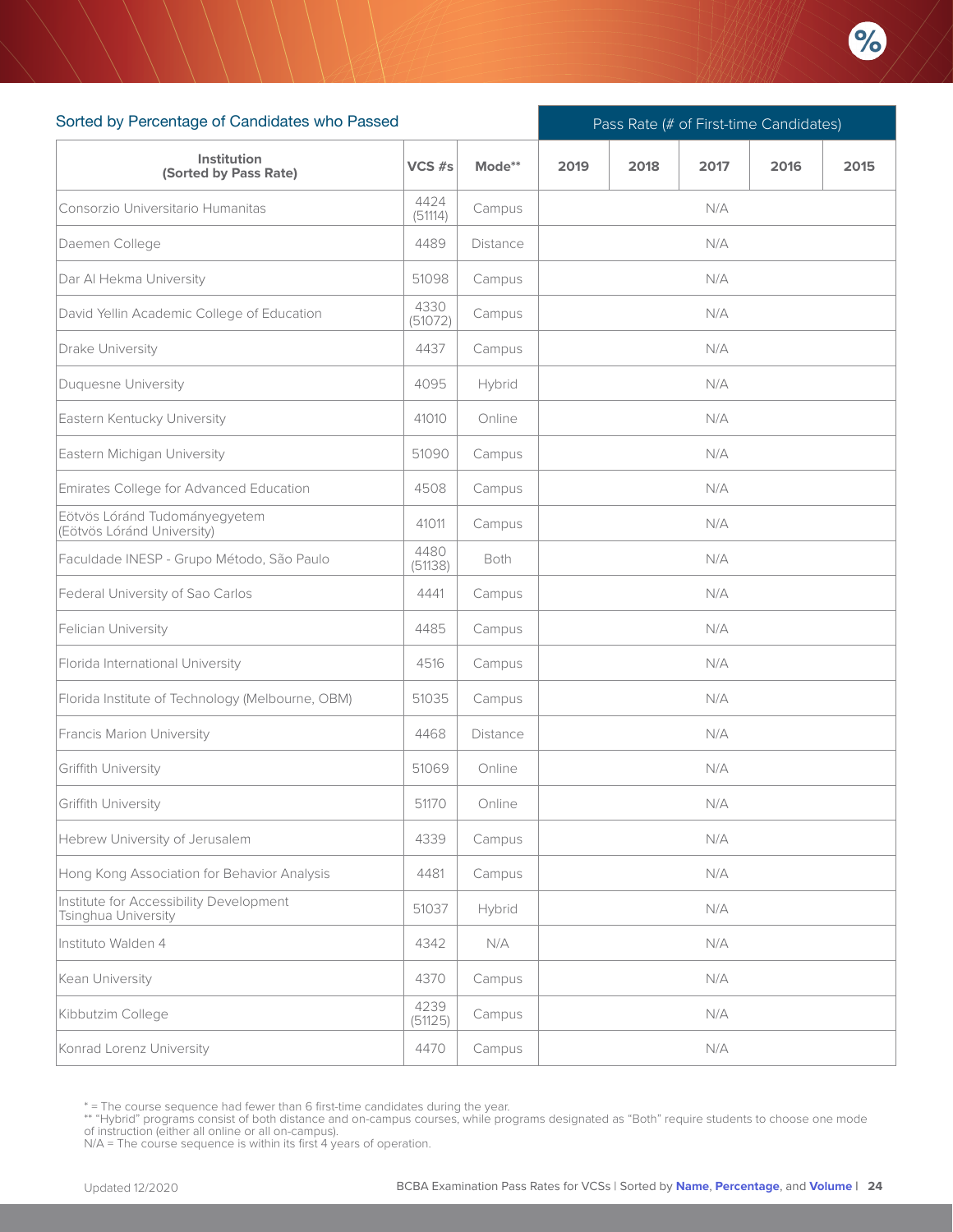## Sorted by Percentage of Candidates who Passed

| Institution (Sorted by Pass Rate) | VCS #s | Mode** | Pass Rate (# of First-time Candidates) | | | | |
|---|---|---|---|---|---|---|---|
| | | | 2019 | 2018 | 2017 | 2016 | 2015 |
| Consorzio Universitario Humanitas | 4424 (51114) | Campus | N/A | | | | |
| Daemen College | 4489 | Distance | N/A | | | | |
| Dar Al Hekma University | 51098 | Campus | N/A | | | | |
| David Yellin Academic College of Education | 4330 (51072) | Campus | N/A | | | | |
| Drake University | 4437 | Campus | N/A | | | | |
| Duquesne University | 4095 | Hybrid | N/A | | | | |
| Eastern Kentucky University | 41010 | Online | N/A | | | | |
| Eastern Michigan University | 51090 | Campus | N/A | | | | |
| Emirates College for Advanced Education | 4508 | Campus | N/A | | | | |
| Eötvös Lóránd Tudományegyetem (Eötvös Lóránd University) | 41011 | Campus | N/A | | | | |
| Faculdade INESP - Grupo Método, São Paulo | 4480 (51138) | Both | N/A | | | | |
| Federal University of Sao Carlos | 4441 | Campus | N/A | | | | |
| Felician University | 4485 | Campus | N/A | | | | |
| Florida International University | 4516 | Campus | N/A | | | | |
| Florida Institute of Technology (Melbourne, OBM) | 51035 | Campus | N/A | | | | |
| Francis Marion University | 4468 | Distance | N/A | | | | |
| Griffith University | 51069 | Online | N/A | | | | |
| Griffith University | 51170 | Online | N/A | | | | |
| Hebrew University of Jerusalem | 4339 | Campus | N/A | | | | |
| Hong Kong Association for Behavior Analysis | 4481 | Campus | N/A | | | | |
| Institute for Accessibility Development Tsinghua University | 51037 | Hybrid | N/A | | | | |
| Instituto Walden 4 | 4342 | N/A | N/A | | | | |
| Kean University | 4370 | Campus | N/A | | | | |
| Kibbutzim College | 4239 (51125) | Campus | N/A | | | | |
| Konrad Lorenz University | 4470 | Campus | N/A | | | | |

* = The course sequence had fewer than 6 first-time candidates during the year.
** "Hybrid" programs consist of both distance and on-campus courses, while programs designated as "Both" require students to choose one mode of instruction (either all online or all on-campus).
N/A = The course sequence is within its first 4 years of operation.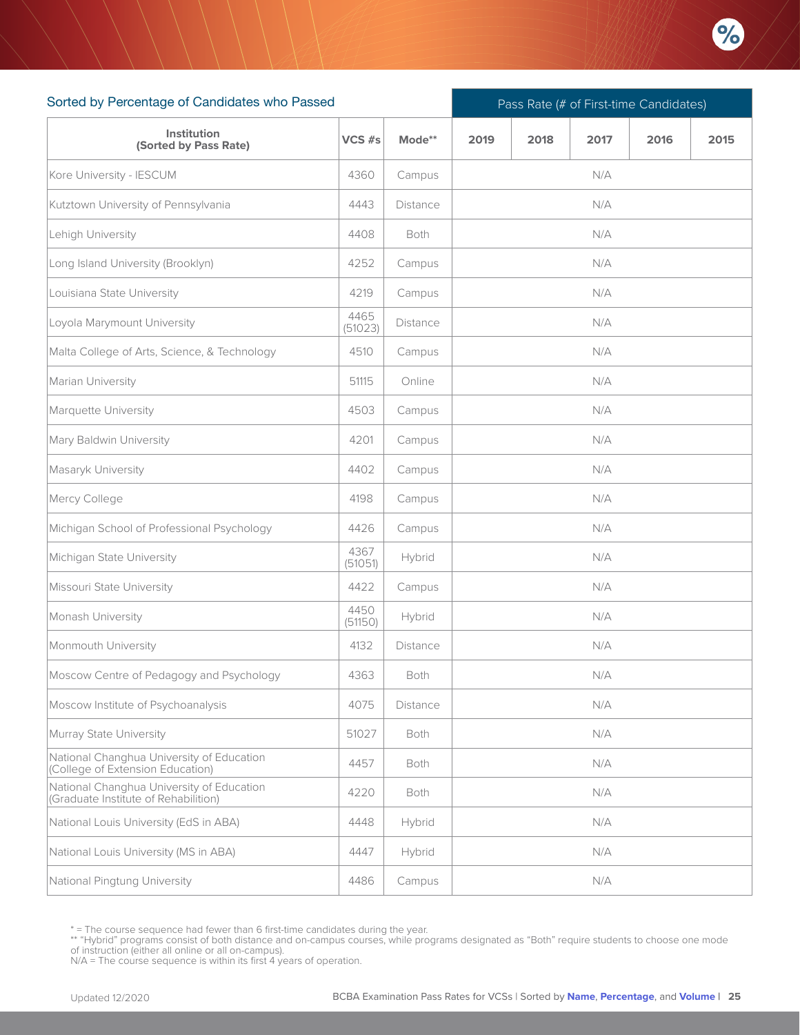Sorted by Percentage of Candidates who Passed

| Institution (Sorted by Pass Rate) | VCS #s | Mode** | Pass Rate (# of First-time Candidates) | | | | |
|---|---|---|---|---|---|---|---|
| | | | 2019 | 2018 | 2017 | 2016 | 2015 |
| Kore University - IESCUM | 4360 | Campus | | | N/A | | |
| Kutztown University of Pennsylvania | 4443 | Distance | | | N/A | | |
| Lehigh University | 4408 | Both | | | N/A | | |
| Long Island University (Brooklyn) | 4252 | Campus | | | N/A | | |
| Louisiana State University | 4219 | Campus | | | N/A | | |
| Loyola Marymount University | 4465 (51023) | Distance | | | N/A | | |
| Malta College of Arts, Science, & Technology | 4510 | Campus | | | N/A | | |
| Marian University | 51115 | Online | | | N/A | | |
| Marquette University | 4503 | Campus | | | N/A | | |
| Mary Baldwin University | 4201 | Campus | | | N/A | | |
| Masaryk University | 4402 | Campus | | | N/A | | |
| Mercy College | 4198 | Campus | | | N/A | | |
| Michigan School of Professional Psychology | 4426 | Campus | | | N/A | | |
| Michigan State University | 4367 (51051) | Hybrid | | | N/A | | |
| Missouri State University | 4422 | Campus | | | N/A | | |
| Monash University | 4450 (51150) | Hybrid | | | N/A | | |
| Monmouth University | 4132 | Distance | | | N/A | | |
| Moscow Centre of Pedagogy and Psychology | 4363 | Both | | | N/A | | |
| Moscow Institute of Psychoanalysis | 4075 | Distance | | | N/A | | |
| Murray State University | 51027 | Both | | | N/A | | |
| National Changhua University of Education (College of Extension Education) | 4457 | Both | | | N/A | | |
| National Changhua University of Education (Graduate Institute of Rehabilition) | 4220 | Both | | | N/A | | |
| National Louis University (EdS in ABA) | 4448 | Hybrid | | | N/A | | |
| National Louis University (MS in ABA) | 4447 | Hybrid | | | N/A | | |
| National Pingtung University | 4486 | Campus | | | N/A | | |

* = The course sequence had fewer than 6 first-time candidates during the year.
** "Hybrid" programs consist of both distance and on-campus courses, while programs designated as "Both" require students to choose one mode of instruction (either all online or all on-campus).
N/A = The course sequence is within its first 4 years of operation.

Updated 12/2020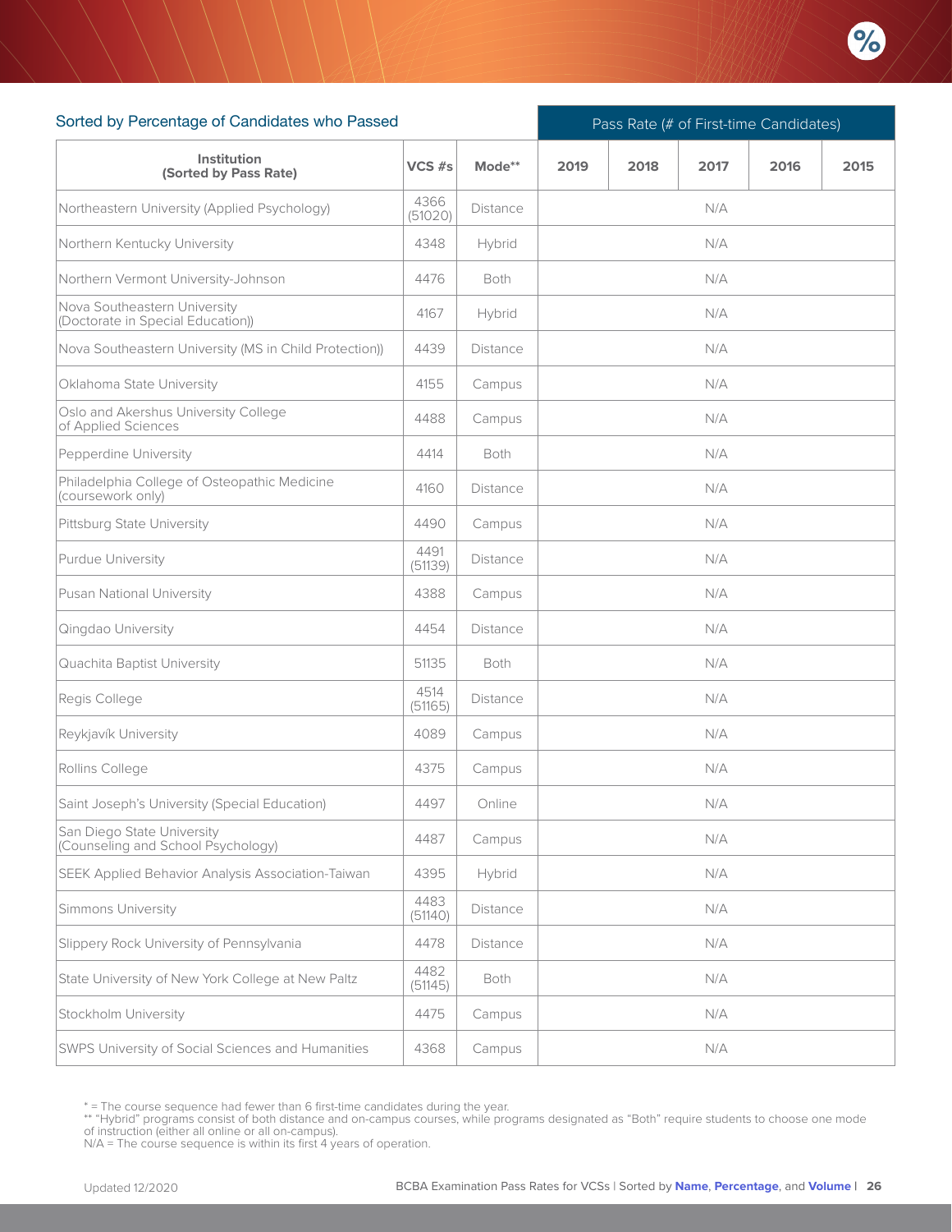## Sorted by Percentage of Candidates who Passed

| Institution (Sorted by Pass Rate) | VCS #s | Mode** | Pass Rate (# of First-time Candidates) | | | | |
|---|---|---|---|---|---|---|---|
| | | | 2019 | 2018 | 2017 | 2016 | 2015 |
| Northeastern University (Applied Psychology) | 4366 (51020) | Distance | N/A | | | | |
| Northern Kentucky University | 4348 | Hybrid | N/A | | | | |
| Northern Vermont University-Johnson | 4476 | Both | N/A | | | | |
| Nova Southeastern University (Doctorate in Special Education)) | 4167 | Hybrid | N/A | | | | |
| Nova Southeastern University (MS in Child Protection)) | 4439 | Distance | N/A | | | | |
| Oklahoma State University | 4155 | Campus | N/A | | | | |
| Oslo and Akershus University College of Applied Sciences | 4488 | Campus | N/A | | | | |
| Pepperdine University | 4414 | Both | N/A | | | | |
| Philadelphia College of Osteopathic Medicine (coursework only) | 4160 | Distance | N/A | | | | |
| Pittsburg State University | 4490 | Campus | N/A | | | | |
| Purdue University | 4491 (51139) | Distance | N/A | | | | |
| Pusan National University | 4388 | Campus | N/A | | | | |
| Qingdao University | 4454 | Distance | N/A | | | | |
| Quachita Baptist University | 51135 | Both | N/A | | | | |
| Regis College | 4514 (51165) | Distance | N/A | | | | |
| Reykjavík University | 4089 | Campus | N/A | | | | |
| Rollins College | 4375 | Campus | N/A | | | | |
| Saint Joseph's University (Special Education) | 4497 | Online | N/A | | | | |
| San Diego State University (Counseling and School Psychology) | 4487 | Campus | N/A | | | | |
| SEEK Applied Behavior Analysis Association-Taiwan | 4395 | Hybrid | N/A | | | | |
| Simmons University | 4483 (51140) | Distance | N/A | | | | |
| Slippery Rock University of Pennsylvania | 4478 | Distance | N/A | | | | |
| State University of New York College at New Paltz | 4482 (51145) | Both | N/A | | | | |
| Stockholm University | 4475 | Campus | N/A | | | | |
| SWPS University of Social Sciences and Humanities | 4368 | Campus | N/A | | | | |

* = The course sequence had fewer than 6 first-time candidates during the year.
** "Hybrid" programs consist of both distance and on-campus courses, while programs designated as "Both" require students to choose one mode of instruction (either all online or all on-campus).
N/A = The course sequence is within its first 4 years of operation.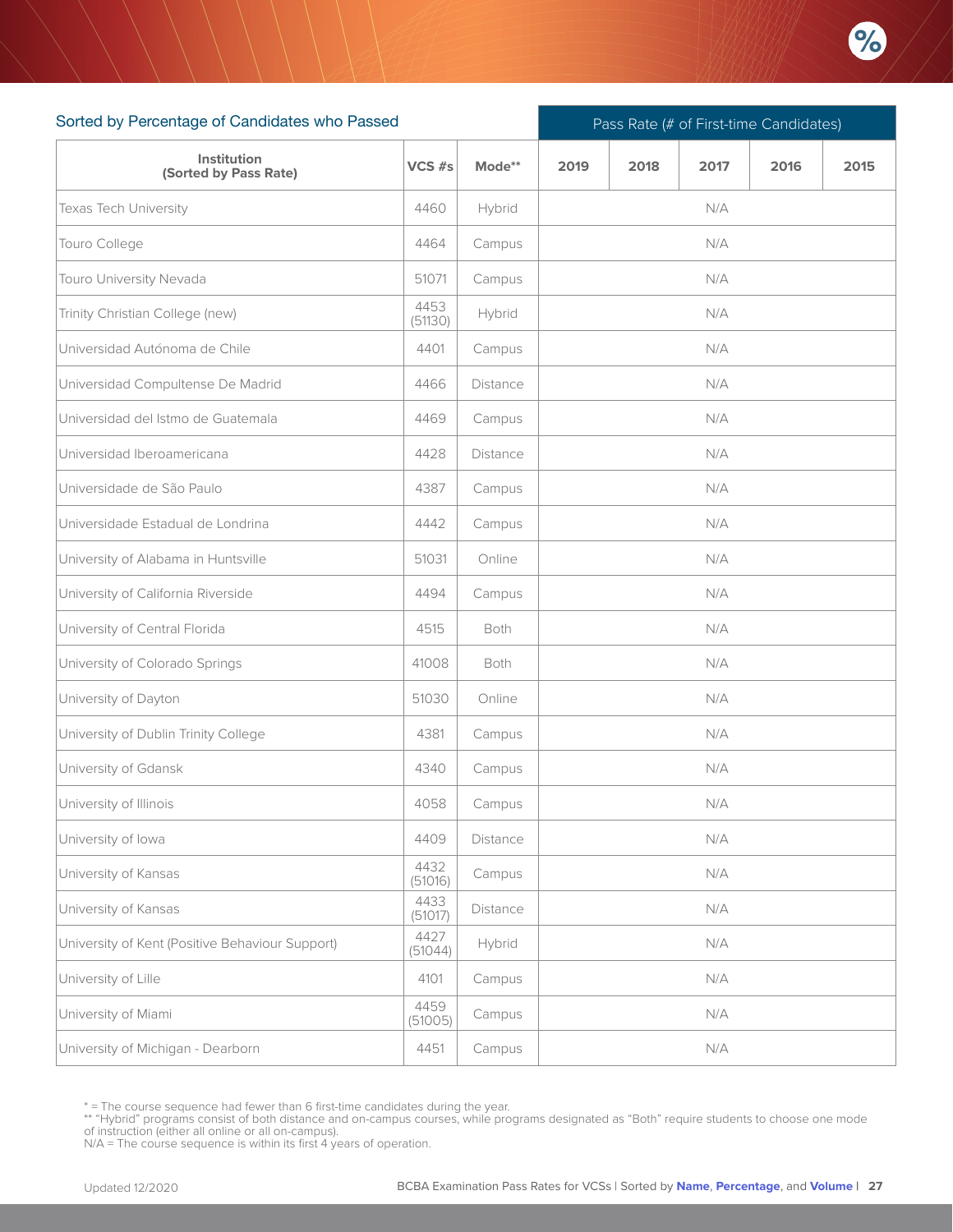Sorted by Percentage of Candidates who Passed

| Institution (Sorted by Pass Rate) | VCS #s | Mode** | Pass Rate (# of First-time Candidates) | | | | |
|---|---|---|---|---|---|---|---|
| | | | 2019 | 2018 | 2017 | 2016 | 2015 |
| Texas Tech University | 4460 | Hybrid | N/A | | | | |
| Touro College | 4464 | Campus | N/A | | | | |
| Touro University Nevada | 51071 | Campus | N/A | | | | |
| Trinity Christian College (new) | 4453 (51130) | Hybrid | N/A | | | | |
| Universidad Autónoma de Chile | 4401 | Campus | N/A | | | | |
| Universidad Compultense De Madrid | 4466 | Distance | N/A | | | | |
| Universidad del Istmo de Guatemala | 4469 | Campus | N/A | | | | |
| Universidad Iberoamericana | 4428 | Distance | N/A | | | | |
| Universidade de São Paulo | 4387 | Campus | N/A | | | | |
| Universidade Estadual de Londrina | 4442 | Campus | N/A | | | | |
| University of Alabama in Huntsville | 51031 | Online | N/A | | | | |
| University of California Riverside | 4494 | Campus | N/A | | | | |
| University of Central Florida | 4515 | Both | N/A | | | | |
| University of Colorado Springs | 41008 | Both | N/A | | | | |
| University of Dayton | 51030 | Online | N/A | | | | |
| University of Dublin Trinity College | 4381 | Campus | N/A | | | | |
| University of Gdansk | 4340 | Campus | N/A | | | | |
| University of Illinois | 4058 | Campus | N/A | | | | |
| University of Iowa | 4409 | Distance | N/A | | | | |
| University of Kansas | 4432 (51016) | Campus | N/A | | | | |
| University of Kansas | 4433 (51017) | Distance | N/A | | | | |
| University of Kent (Positive Behaviour Support) | 4427 (51044) | Hybrid | N/A | | | | |
| University of Lille | 4101 | Campus | N/A | | | | |
| University of Miami | 4459 (51005) | Campus | N/A | | | | |
| University of Michigan - Dearborn | 4451 | Campus | N/A | | | | |

* = The course sequence had fewer than 6 first-time candidates during the year.
** "Hybrid" programs consist of both distance and on-campus courses, while programs designated as "Both" require students to choose one mode of instruction (either all online or all on-campus).
N/A = The course sequence is within its first 4 years of operation.

Updated 12/2020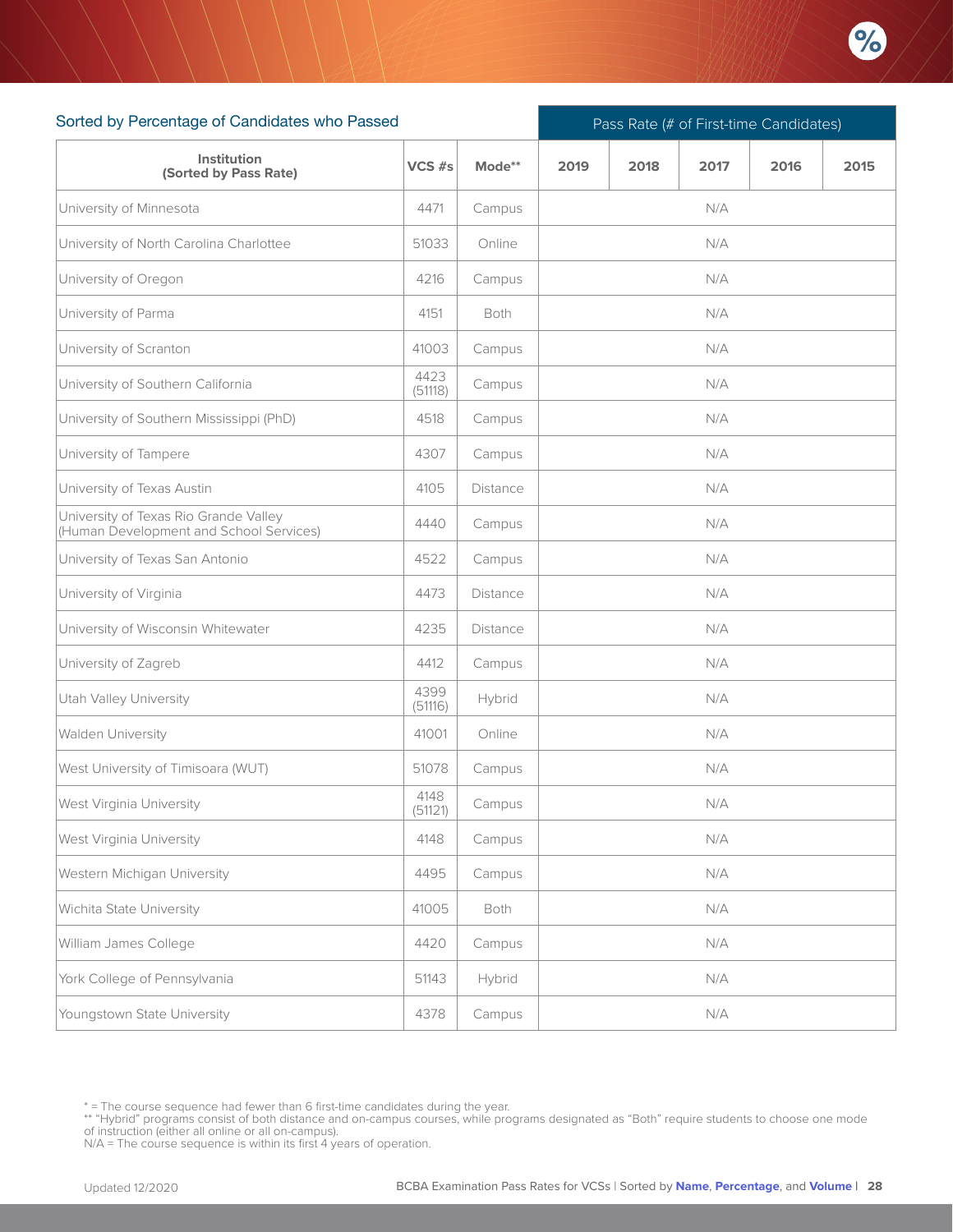## Sorted by Percentage of Candidates who Passed

| Institution (Sorted by Pass Rate) | VCS #s | Mode** | Pass Rate (# of First-time Candidates) 2019 | 2018 | 2017 | 2016 | 2015 |
|---|---|---|---|---|---|---|---|
| University of Minnesota | 4471 | Campus | | | N/A | | |
| University of North Carolina Charlotte | 51033 | Online | | | N/A | | |
| University of Oregon | 4216 | Campus | | | N/A | | |
| University of Parma | 4151 | Both | | | N/A | | |
| University of Scranton | 41003 | Campus | | | N/A | | |
| University of Southern California | 4423 (51118) | Campus | | | N/A | | |
| University of Southern Mississippi (PhD) | 4518 | Campus | | | N/A | | |
| University of Tampere | 4307 | Campus | | | N/A | | |
| University of Texas Austin | 4105 | Distance | | | N/A | | |
| University of Texas Rio Grande Valley (Human Development and School Services) | 4440 | Campus | | | N/A | | |
| University of Texas San Antonio | 4522 | Campus | | | N/A | | |
| University of Virginia | 4473 | Distance | | | N/A | | |
| University of Wisconsin Whitewater | 4235 | Distance | | | N/A | | |
| University of Zagreb | 4412 | Campus | | | N/A | | |
| Utah Valley University | 4399 (51116) | Hybrid | | | N/A | | |
| Walden University | 41001 | Online | | | N/A | | |
| West University of Timisoara (WUT) | 51078 | Campus | | | N/A | | |
| West Virginia University | 4148 (51121) | Campus | | | N/A | | |
| West Virginia University | 4148 | Campus | | | N/A | | |
| Western Michigan University | 4495 | Campus | | | N/A | | |
| Wichita State University | 41005 | Both | | | N/A | | |
| William James College | 4420 | Campus | | | N/A | | |
| York College of Pennsylvania | 51143 | Hybrid | | | N/A | | |
| Youngstown State University | 4378 | Campus | | | N/A | | |

* = The course sequence had fewer than 6 first-time candidates during the year.
** "Hybrid" programs consist of both distance and on-campus courses, while programs designated as "Both" require students to choose one mode of instruction (either all online or all on-campus).
N/A = The course sequence is within its first 4 years of operation.

Updated 12/2020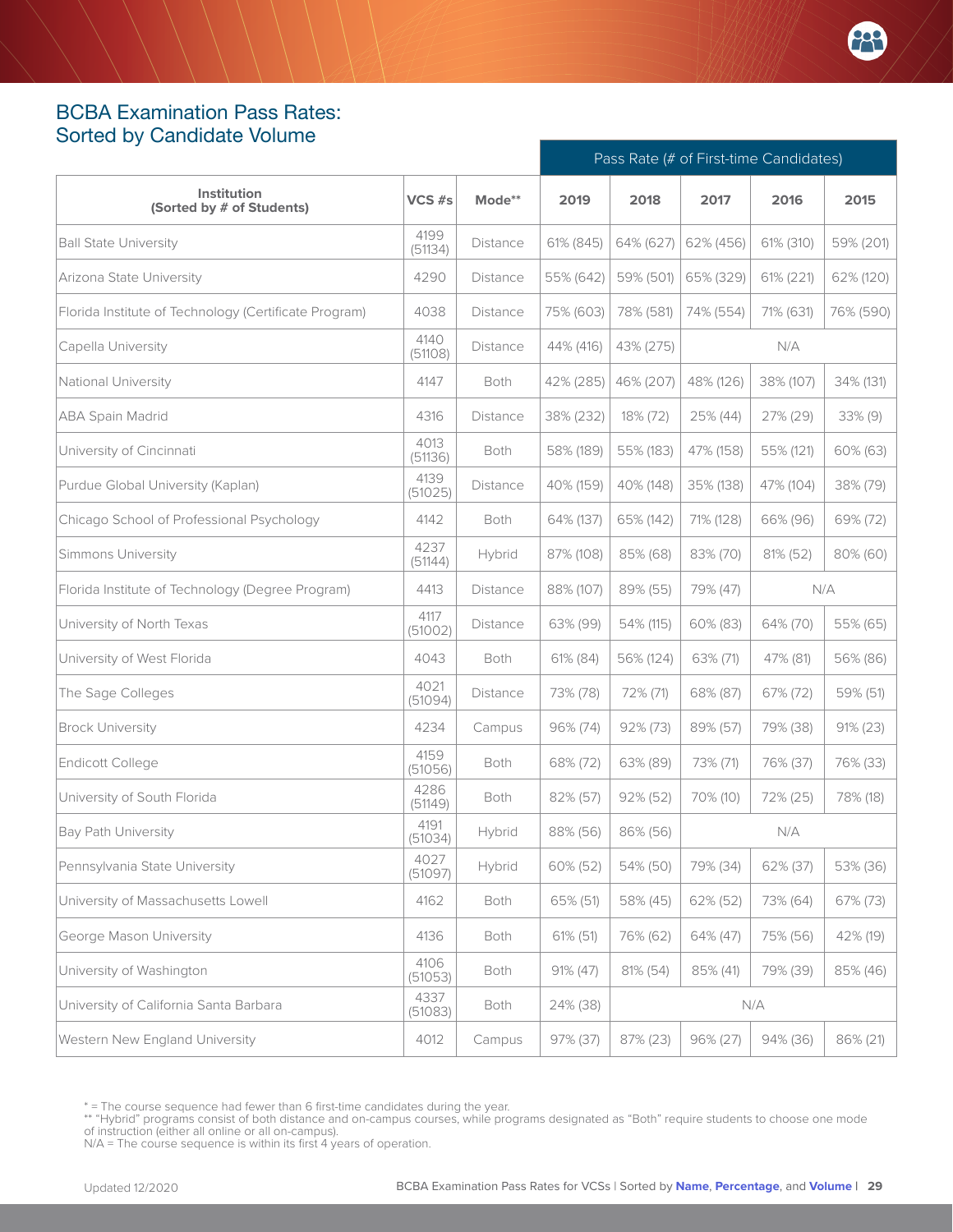## BCBA Examination Pass Rates: Sorted by Candidate Volume

| Institution (Sorted by # of Students) | VCS #s | Mode** | Pass Rate (# of First-time Candidates) | | | | |
|---|---|---|---|---|---|---|---|
| | | | 2019 | 2018 | 2017 | 2016 | 2015 |
| Ball State University | 4199 (51134) | Distance | 61% (845) | 64% (627) | 62% (456) | 61% (310) | 59% (201) |
| Arizona State University | 4290 | Distance | 55% (642) | 59% (501) | 65% (329) | 61% (221) | 62% (120) |
| Florida Institute of Technology (Certificate Program) | 4038 | Distance | 75% (603) | 78% (581) | 74% (554) | 71% (631) | 76% (590) |
| Capella University | 4140 (51108) | Distance | 44% (416) | 43% (275) | N/A | | |
| National University | 4147 | Both | 42% (285) | 46% (207) | 48% (126) | 38% (107) | 34% (131) |
| ABA Spain Madrid | 4316 | Distance | 38% (232) | 18% (72) | 25% (44) | 27% (29) | 33% (9) |
| University of Cincinnati | 4013 (51136) | Both | 58% (189) | 55% (183) | 47% (158) | 55% (121) | 60% (63) |
| Purdue Global University (Kaplan) | 4139 (51025) | Distance | 40% (159) | 40% (148) | 35% (138) | 47% (104) | 38% (79) |
| Chicago School of Professional Psychology | 4142 | Both | 64% (137) | 65% (142) | 71% (128) | 66% (96) | 69% (72) |
| Simmons University | 4237 (51144) | Hybrid | 87% (108) | 85% (68) | 83% (70) | 81% (52) | 80% (60) |
| Florida Institute of Technology (Degree Program) | 4413 | Distance | 88% (107) | 89% (55) | 79% (47) | N/A | |
| University of North Texas | 4117 (51002) | Distance | 63% (99) | 54% (115) | 60% (83) | 64% (70) | 55% (65) |
| University of West Florida | 4043 | Both | 61% (84) | 56% (124) | 63% (71) | 47% (81) | 56% (86) |
| The Sage Colleges | 4021 (51094) | Distance | 73% (78) | 72% (71) | 68% (87) | 67% (72) | 59% (51) |
| Brock University | 4234 | Campus | 96% (74) | 92% (73) | 89% (57) | 79% (38) | 91% (23) |
| Endicott College | 4159 (51056) | Both | 68% (72) | 63% (89) | 73% (71) | 76% (37) | 76% (33) |
| University of South Florida | 4286 (51149) | Both | 82% (57) | 92% (52) | 70% (10) | 72% (25) | 78% (18) |
| Bay Path University | 4191 (51034) | Hybrid | 88% (56) | 86% (56) | N/A | | |
| Pennsylvania State University | 4027 (51097) | Hybrid | 60% (52) | 54% (50) | 79% (34) | 62% (37) | 53% (36) |
| University of Massachusetts Lowell | 4162 | Both | 65% (51) | 58% (45) | 62% (52) | 73% (64) | 67% (73) |
| George Mason University | 4136 | Both | 61% (51) | 76% (62) | 64% (47) | 75% (56) | 42% (19) |
| University of Washington | 4106 (51053) | Both | 91% (47) | 81% (54) | 85% (41) | 79% (39) | 85% (46) |
| University of California Santa Barbara | 4337 (51083) | Both | 24% (38) | N/A | | | |
| Western New England University | 4012 | Campus | 97% (37) | 87% (23) | 96% (27) | 94% (36) | 86% (21) |

* = The course sequence had fewer than 6 first-time candidates during the year.
** "Hybrid" programs consist of both distance and on-campus courses, while programs designated as "Both" require students to choose one mode of instruction (either all online or all on-campus).
N/A = The course sequence is within its first 4 years of operation.

Updated 12/2020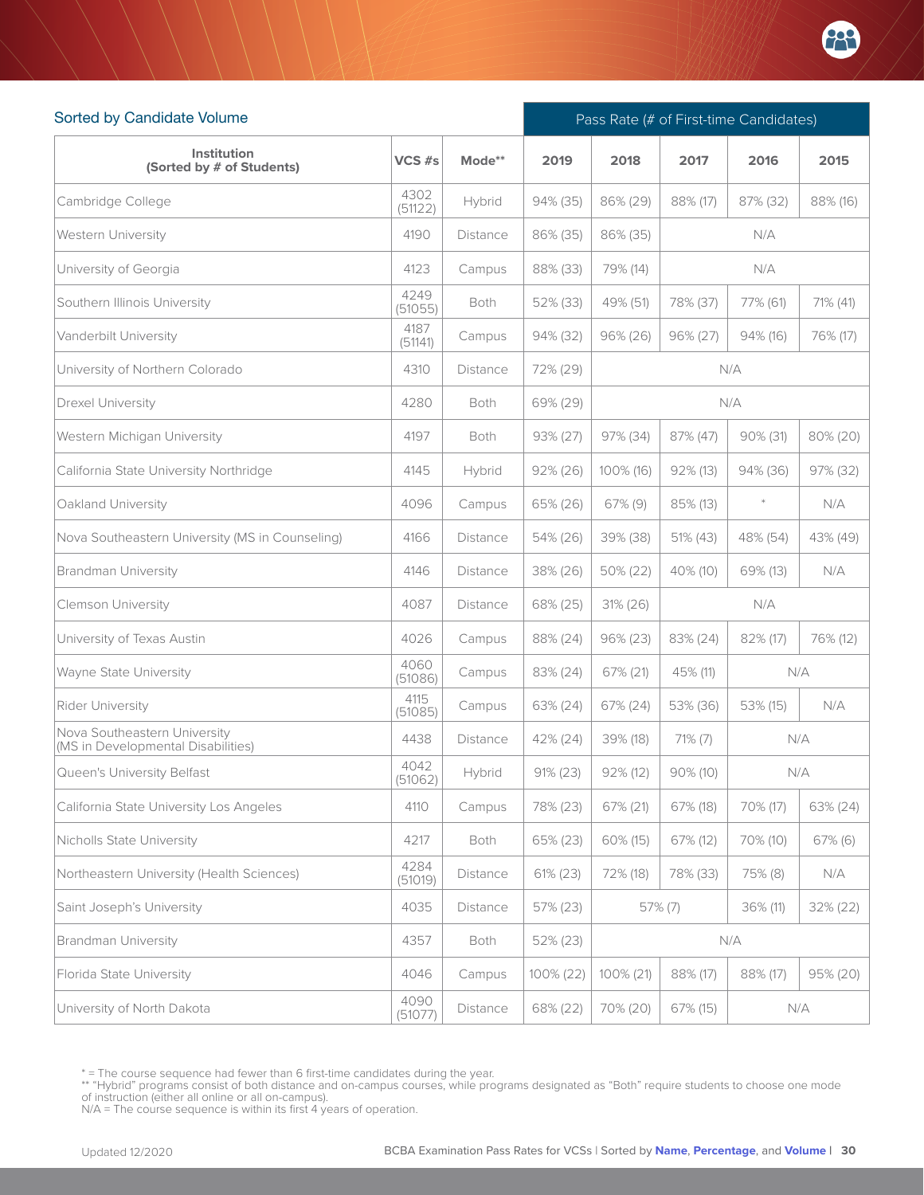## Sorted by Candidate Volume

| Institution (Sorted by # of Students) | VCS #s | Mode** | Pass Rate (# of First-time Candidates) | | | | |
|---|---|---|---|---|---|---|---|
| | | | 2019 | 2018 | 2017 | 2016 | 2015 |
| Cambridge College | 4302 (51122) | Hybrid | 94% (35) | 86% (29) | 88% (17) | 87% (32) | 88% (16) |
| Western University | 4190 | Distance | 86% (35) | 86% (35) | N/A | | |
| University of Georgia | 4123 | Campus | 88% (33) | 79% (14) | N/A | | |
| Southern Illinois University | 4249 (51055) | Both | 52% (33) | 49% (51) | 78% (37) | 77% (61) | 71% (41) |
| Vanderbilt University | 4187 (51141) | Campus | 94% (32) | 96% (26) | 96% (27) | 94% (16) | 76% (17) |
| University of Northern Colorado | 4310 | Distance | 72% (29) | N/A | | | |
| Drexel University | 4280 | Both | 69% (29) | N/A | | | |
| Western Michigan University | 4197 | Both | 93% (27) | 97% (34) | 87% (47) | 90% (31) | 80% (20) |
| California State University Northridge | 4145 | Hybrid | 92% (26) | 100% (16) | 92% (13) | 94% (36) | 97% (32) |
| Oakland University | 4096 | Campus | 65% (26) | 67% (9) | 85% (13) | * | N/A |
| Nova Southeastern University (MS in Counseling) | 4166 | Distance | 54% (26) | 39% (38) | 51% (43) | 48% (54) | 43% (49) |
| Brandman University | 4146 | Distance | 38% (26) | 50% (22) | 40% (10) | 69% (13) | N/A |
| Clemson University | 4087 | Distance | 68% (25) | 31% (26) | N/A | | |
| University of Texas Austin | 4026 | Campus | 88% (24) | 96% (23) | 83% (24) | 82% (17) | 76% (12) |
| Wayne State University | 4060 (51086) | Campus | 83% (24) | 67% (21) | 45% (11) | N/A | |
| Rider University | 4115 (51085) | Campus | 63% (24) | 67% (24) | 53% (36) | 53% (15) | N/A |
| Nova Southeastern University (MS in Developmental Disabilities) | 4438 | Distance | 42% (24) | 39% (18) | 71% (7) | N/A | |
| Queen's University Belfast | 4042 (51062) | Hybrid | 91% (23) | 92% (12) | 90% (10) | N/A | |
| California State University Los Angeles | 4110 | Campus | 78% (23) | 67% (21) | 67% (18) | 70% (17) | 63% (24) |
| Nicholls State University | 4217 | Both | 65% (23) | 60% (15) | 67% (12) | 70% (10) | 67% (6) |
| Northeastern University (Health Sciences) | 4284 (51019) | Distance | 61% (23) | 72% (18) | 78% (33) | 75% (8) | N/A |
| Saint Joseph's University | 4035 | Distance | 57% (23) | 57% (7) | | 36% (11) | 32% (22) |
| Brandman University | 4357 | Both | 52% (23) | N/A | | | |
| Florida State University | 4046 | Campus | 100% (22) | 100% (21) | 88% (17) | 88% (17) | 95% (20) |
| University of North Dakota | 4090 (51077) | Distance | 68% (22) | 70% (20) | 67% (15) | N/A | |

* = The course sequence had fewer than 6 first-time candidates during the year.
** "Hybrid" programs consist of both distance and on-campus courses, while programs designated as "Both" require students to choose one mode of instruction (either all online or all on-campus).
N/A = The course sequence is within its first 4 years of operation.

Updated 12/2020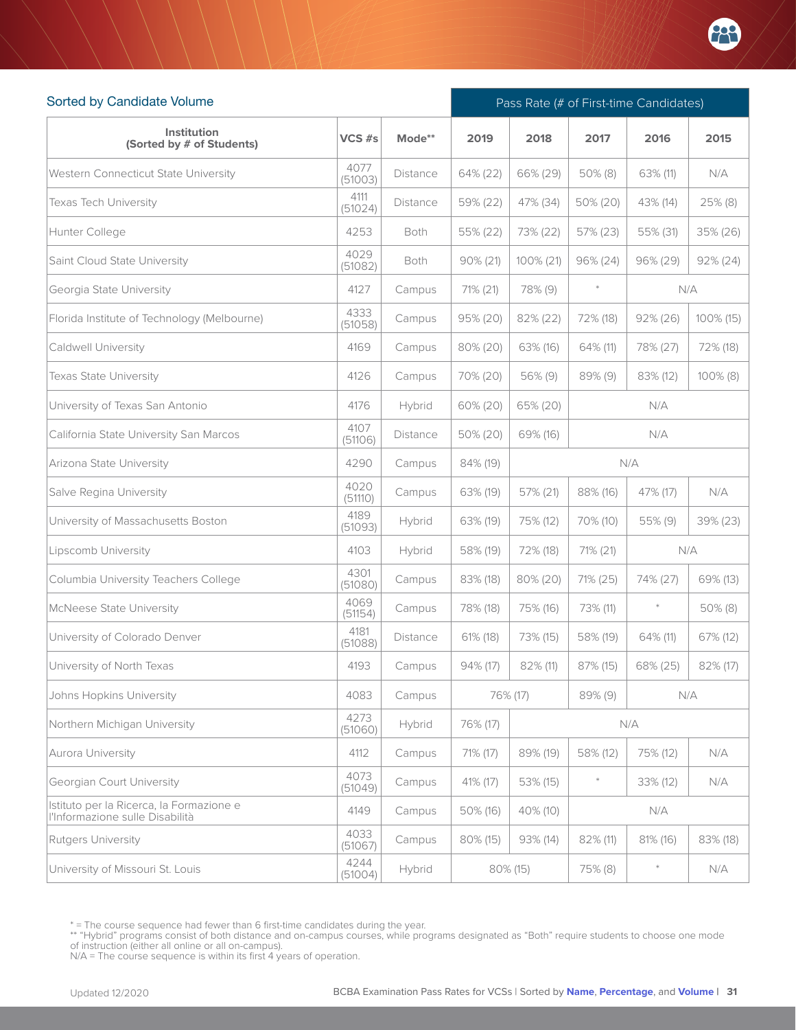## Sorted by Candidate Volume

| Institution (Sorted by # of Students) | VCS #s | Mode** | Pass Rate (# of First-time Candidates) 2019 | 2018 | 2017 | 2016 | 2015 |
|---|---|---|---|---|---|---|---|
| Western Connecticut State University | 4077 (51003) | Distance | 64% (22) | 66% (29) | 50% (8) | 63% (11) | N/A |
| Texas Tech University | 4111 (51024) | Distance | 59% (22) | 47% (34) | 50% (20) | 43% (14) | 25% (8) |
| Hunter College | 4253 | Both | 55% (22) | 73% (22) | 57% (23) | 55% (31) | 35% (26) |
| Saint Cloud State University | 4029 (51082) | Both | 90% (21) | 100% (21) | 96% (24) | 96% (29) | 92% (24) |
| Georgia State University | 4127 | Campus | 71% (21) | 78% (9) | * | N/A | |
| Florida Institute of Technology (Melbourne) | 4333 (51058) | Campus | 95% (20) | 82% (22) | 72% (18) | 92% (26) | 100% (15) |
| Caldwell University | 4169 | Campus | 80% (20) | 63% (16) | 64% (11) | 78% (27) | 72% (18) |
| Texas State University | 4126 | Campus | 70% (20) | 56% (9) | 89% (9) | 83% (12) | 100% (8) |
| University of Texas San Antonio | 4176 | Hybrid | 60% (20) | 65% (20) | N/A | | |
| California State University San Marcos | 4107 (51106) | Distance | 50% (20) | 69% (16) | N/A | | |
| Arizona State University | 4290 | Campus | 84% (19) | N/A | | | |
| Salve Regina University | 4020 (51110) | Campus | 63% (19) | 57% (21) | 88% (16) | 47% (17) | N/A |
| University of Massachusetts Boston | 4189 (51093) | Hybrid | 63% (19) | 75% (12) | 70% (10) | 55% (9) | 39% (23) |
| Lipscomb University | 4103 | Hybrid | 58% (19) | 72% (18) | 71% (21) | N/A | |
| Columbia University Teachers College | 4301 (51080) | Campus | 83% (18) | 80% (20) | 71% (25) | 74% (27) | 69% (13) |
| McNeese State University | 4069 (51154) | Campus | 78% (18) | 75% (16) | 73% (11) | * | 50% (8) |
| University of Colorado Denver | 4181 (51088) | Distance | 61% (18) | 73% (15) | 58% (19) | 64% (11) | 67% (12) |
| University of North Texas | 4193 | Campus | 94% (17) | 82% (11) | 87% (15) | 68% (25) | 82% (17) |
| Johns Hopkins University | 4083 | Campus | 76% (17) | | 89% (9) | N/A | |
| Northern Michigan University | 4273 (51060) | Hybrid | 76% (17) | N/A | | | |
| Aurora University | 4112 | Campus | 71% (17) | 89% (19) | 58% (12) | 75% (12) | N/A |
| Georgian Court University | 4073 (51049) | Campus | 41% (17) | 53% (15) | * | 33% (12) | N/A |
| Istituto per la Ricerca, la Formazione e l'Informazione sulle Disabilità | 4149 | Campus | 50% (16) | 40% (10) | N/A | | |
| Rutgers University | 4033 (51067) | Campus | 80% (15) | 93% (14) | 82% (11) | 81% (16) | 83% (18) |
| University of Missouri St. Louis | 4244 (51004) | Hybrid | 80% (15) | | 75% (8) | * | N/A |

* = The course sequence had fewer than 6 first-time candidates during the year.
** "Hybrid" programs consist of both distance and on-campus courses, while programs designated as "Both" require students to choose one mode of instruction (either all online or all on-campus).
N/A = The course sequence is within its first 4 years of operation.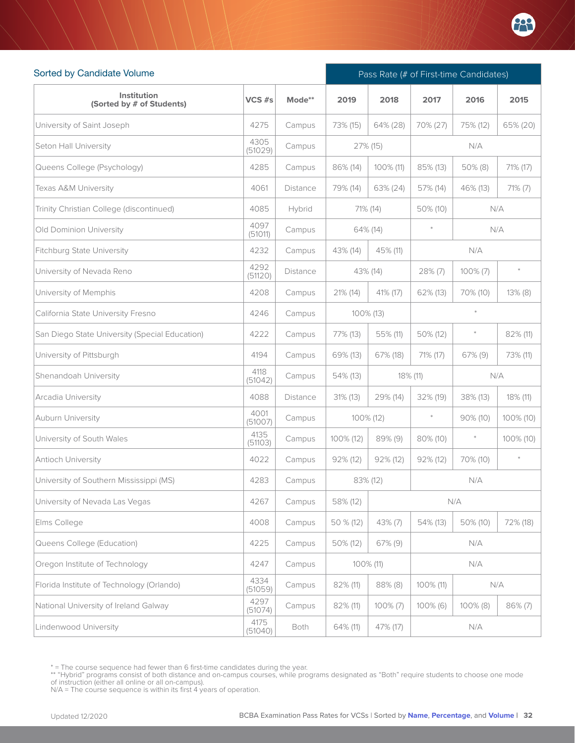## Sorted by Candidate Volume

| Institution (Sorted by # of Students) | VCS #s | Mode** | Pass Rate (# of First-time Candidates) | | | | |
|---|---|---|---|---|---|---|---|
| | | | 2019 | 2018 | 2017 | 2016 | 2015 |
| University of Saint Joseph | 4275 | Campus | 73% (15) | 64% (28) | 70% (27) | 75% (12) | 65% (20) |
| Seton Hall University | 4305 (51029) | Campus | 27% (15) | | N/A | | |
| Queens College (Psychology) | 4285 | Campus | 86% (14) | 100% (11) | 85% (13) | 50% (8) | 71% (17) |
| Texas A&M University | 4061 | Distance | 79% (14) | 63% (24) | 57% (14) | 46% (13) | 71% (7) |
| Trinity Christian College (discontinued) | 4085 | Hybrid | 71% (14) | | 50% (10) | N/A | |
| Old Dominion University | 4097 (51011) | Campus | 64% (14) | | * | N/A | |
| Fitchburg State University | 4232 | Campus | 43% (14) | 45% (11) | N/A | | |
| University of Nevada Reno | 4292 (51120) | Distance | 43% (14) | | 28% (7) | 100% (7) | * |
| University of Memphis | 4208 | Campus | 21% (14) | 41% (17) | 62% (13) | 70% (10) | 13% (8) |
| California State University Fresno | 4246 | Campus | 100% (13) | | * | | |
| San Diego State University (Special Education) | 4222 | Campus | 77% (13) | 55% (11) | 50% (12) | * | 82% (11) |
| University of Pittsburgh | 4194 | Campus | 69% (13) | 67% (18) | 71% (17) | 67% (9) | 73% (11) |
| Shenandoah University | 4118 (51042) | Campus | 54% (13) | 18% (11) | | N/A | |
| Arcadia University | 4088 | Distance | 31% (13) | 29% (14) | 32% (19) | 38% (13) | 18% (11) |
| Auburn University | 4001 (51007) | Campus | 100% (12) | | * | 90% (10) | 100% (10) |
| University of South Wales | 4135 (51103) | Campus | 100% (12) | 89% (9) | 80% (10) | * | 100% (10) |
| Antioch University | 4022 | Campus | 92% (12) | 92% (12) | 92% (12) | 70% (10) | * |
| University of Southern Mississippi (MS) | 4283 | Campus | 83% (12) | | N/A | | |
| University of Nevada Las Vegas | 4267 | Campus | 58% (12) | N/A | | | |
| Elms College | 4008 | Campus | 50 % (12) | 43% (7) | 54% (13) | 50% (10) | 72% (18) |
| Queens College (Education) | 4225 | Campus | 50% (12) | 67% (9) | N/A | | |
| Oregon Institute of Technology | 4247 | Campus | 100% (11) | | N/A | | |
| Florida Institute of Technology (Orlando) | 4334 (51059) | Campus | 82% (11) | 88% (8) | 100% (11) | N/A | |
| National University of Ireland Galway | 4297 (51074) | Campus | 82% (11) | 100% (7) | 100% (6) | 100% (8) | 86% (7) |
| Lindenwood University | 4175 (51040) | Both | 64% (11) | 47% (17) | N/A | | |

* = The course sequence had fewer than 6 first-time candidates during the year.
** "Hybrid" programs consist of both distance and on-campus courses, while programs designated as "Both" require students to choose one mode of instruction (either all online or all on-campus).
N/A = The course sequence is within its first 4 years of operation.

Updated 12/2020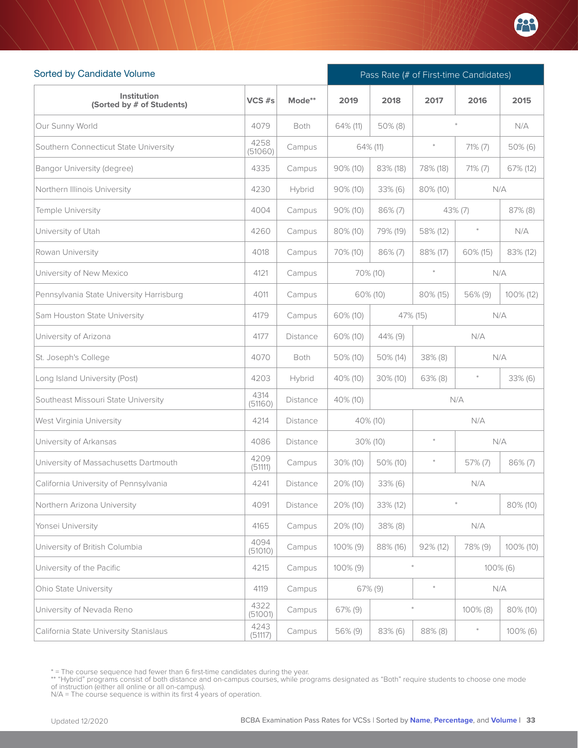## Sorted by Candidate Volume

| Institution (Sorted by # of Students) | VCS #s | Mode** | Pass Rate (# of First-time Candidates) 2019 | 2018 | 2017 | 2016 | 2015 |
|---|---|---|---|---|---|---|---|
| Our Sunny World | 4079 | Both | 64% (11) | 50% (8) | * | | N/A |
| Southern Connecticut State University | 4258 (51060) | Campus | 64% (11) | | * | 71% (7) | 50% (6) |
| Bangor University (degree) | 4335 | Campus | 90% (10) | 83% (18) | 78% (18) | 71% (7) | 67% (12) |
| Northern Illinois University | 4230 | Hybrid | 90% (10) | 33% (6) | 80% (10) | N/A | |
| Temple University | 4004 | Campus | 90% (10) | 86% (7) | 43% (7) | | 87% (8) |
| University of Utah | 4260 | Campus | 80% (10) | 79% (19) | 58% (12) | * | N/A |
| Rowan University | 4018 | Campus | 70% (10) | 86% (7) | 88% (17) | 60% (15) | 83% (12) |
| University of New Mexico | 4121 | Campus | 70% (10) | | * | N/A | |
| Pennsylvania State University Harrisburg | 4011 | Campus | 60% (10) | | 80% (15) | 56% (9) | 100% (12) |
| Sam Houston State University | 4179 | Campus | 60% (10) | 47% (15) | | N/A | |
| University of Arizona | 4177 | Distance | 60% (10) | 44% (9) | N/A | | |
| St. Joseph's College | 4070 | Both | 50% (10) | 50% (14) | 38% (8) | N/A | |
| Long Island University (Post) | 4203 | Hybrid | 40% (10) | 30% (10) | 63% (8) | * | 33% (6) |
| Southeast Missouri State University | 4314 (51160) | Distance | 40% (10) | N/A | | | |
| West Virginia University | 4214 | Distance | 40% (10) | | N/A | | |
| University of Arkansas | 4086 | Distance | 30% (10) | | * | N/A | |
| University of Massachusetts Dartmouth | 4209 (51111) | Campus | 30% (10) | 50% (10) | * | 57% (7) | 86% (7) |
| California University of Pennsylvania | 4241 | Distance | 20% (10) | 33% (6) | N/A | | |
| Northern Arizona University | 4091 | Distance | 20% (10) | 33% (12) | * | | 80% (10) |
| Yonsei University | 4165 | Campus | 20% (10) | 38% (8) | N/A | | |
| University of British Columbia | 4094 (51010) | Campus | 100% (9) | 88% (16) | 92% (12) | 78% (9) | 100% (10) |
| University of the Pacific | 4215 | Campus | 100% (9) | * | | 100% (6) | |
| Ohio State University | 4119 | Campus | 67% (9) | | * | N/A | |
| University of Nevada Reno | 4322 (51001) | Campus | 67% (9) | * | | 100% (8) | 80% (10) |
| California State University Stanislaus | 4243 (51117) | Campus | 56% (9) | 83% (6) | 88% (8) | * | 100% (6) |

* = The course sequence had fewer than 6 first-time candidates during the year.
** "Hybrid" programs consist of both distance and on-campus courses, while programs designated as "Both" require students to choose one mode of instruction (either all online or all on-campus).
N/A = The course sequence is within its first 4 years of operation.

Updated 12/2020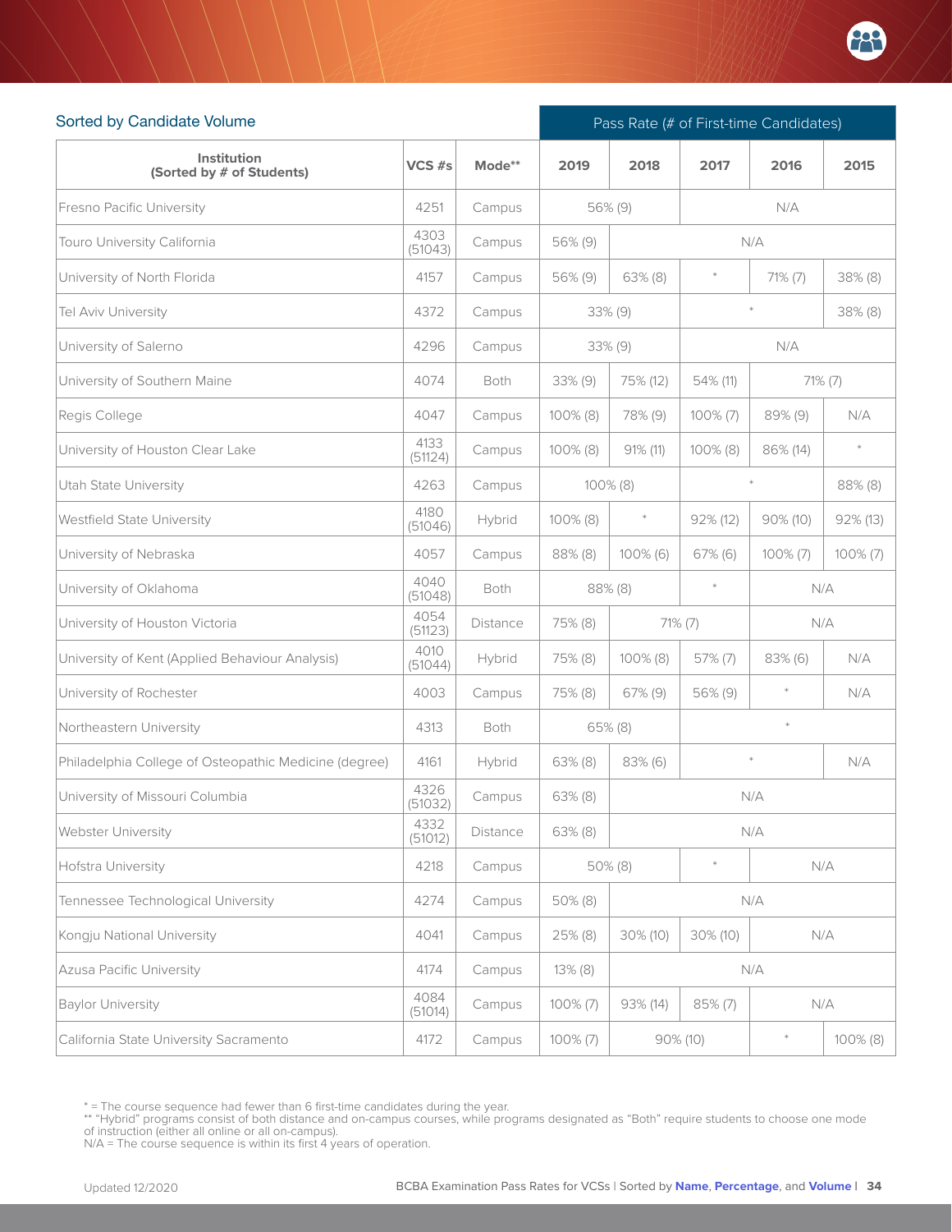## Sorted by Candidate Volume

| Institution (Sorted by # of Students) | VCS #s | Mode** | Pass Rate (# of First-time Candidates) | | | | |
|---|---|---|---|---|---|---|---|
| | | | 2019 | 2018 | 2017 | 2016 | 2015 |
| Fresno Pacific University | 4251 | Campus | 56% (9) | | N/A | | |
| Touro University California | 4303 (51043) | Campus | 56% (9) | N/A | | | |
| University of North Florida | 4157 | Campus | 56% (9) | 63% (8) | * | 71% (7) | 38% (8) |
| Tel Aviv University | 4372 | Campus | 33% (9) | | * | | 38% (8) |
| University of Salerno | 4296 | Campus | 33% (9) | | N/A | | |
| University of Southern Maine | 4074 | Both | 33% (9) | 75% (12) | 54% (11) | 71% (7) | |
| Regis College | 4047 | Campus | 100% (8) | 78% (9) | 100% (7) | 89% (9) | N/A |
| University of Houston Clear Lake | 4133 (51124) | Campus | 100% (8) | 91% (11) | 100% (8) | 86% (14) | * |
| Utah State University | 4263 | Campus | 100% (8) | | * | | 88% (8) |
| Westfield State University | 4180 (51046) | Hybrid | 100% (8) | * | 92% (12) | 90% (10) | 92% (13) |
| University of Nebraska | 4057 | Campus | 88% (8) | 100% (6) | 67% (6) | 100% (7) | 100% (7) |
| University of Oklahoma | 4040 (51048) | Both | 88% (8) | | * | N/A | |
| University of Houston Victoria | 4054 (51123) | Distance | 75% (8) | 71% (7) | | N/A | |
| University of Kent (Applied Behaviour Analysis) | 4010 (51044) | Hybrid | 75% (8) | 100% (8) | 57% (7) | 83% (6) | N/A |
| University of Rochester | 4003 | Campus | 75% (8) | 67% (9) | 56% (9) | * | N/A |
| Northeastern University | 4313 | Both | 65% (8) | | * | | |
| Philadelphia College of Osteopathic Medicine (degree) | 4161 | Hybrid | 63% (8) | 83% (6) | * | | N/A |
| University of Missouri Columbia | 4326 (51032) | Campus | 63% (8) | N/A | | | |
| Webster University | 4332 (51012) | Distance | 63% (8) | N/A | | | |
| Hofstra University | 4218 | Campus | 50% (8) | | * | N/A | |
| Tennessee Technological University | 4274 | Campus | 50% (8) | N/A | | | |
| Kongju National University | 4041 | Campus | 25% (8) | 30% (10) | 30% (10) | N/A | |
| Azusa Pacific University | 4174 | Campus | 13% (8) | N/A | | | |
| Baylor University | 4084 (51014) | Campus | 100% (7) | 93% (14) | 85% (7) | N/A | |
| California State University Sacramento | 4172 | Campus | 100% (7) | 90% (10) | | * | 100% (8) |

* = The course sequence had fewer than 6 first-time candidates during the year.
** "Hybrid" programs consist of both distance and on-campus courses, while programs designated as "Both" require students to choose one mode of instruction (either all online or all on-campus).
N/A = The course sequence is within its first 4 years of operation.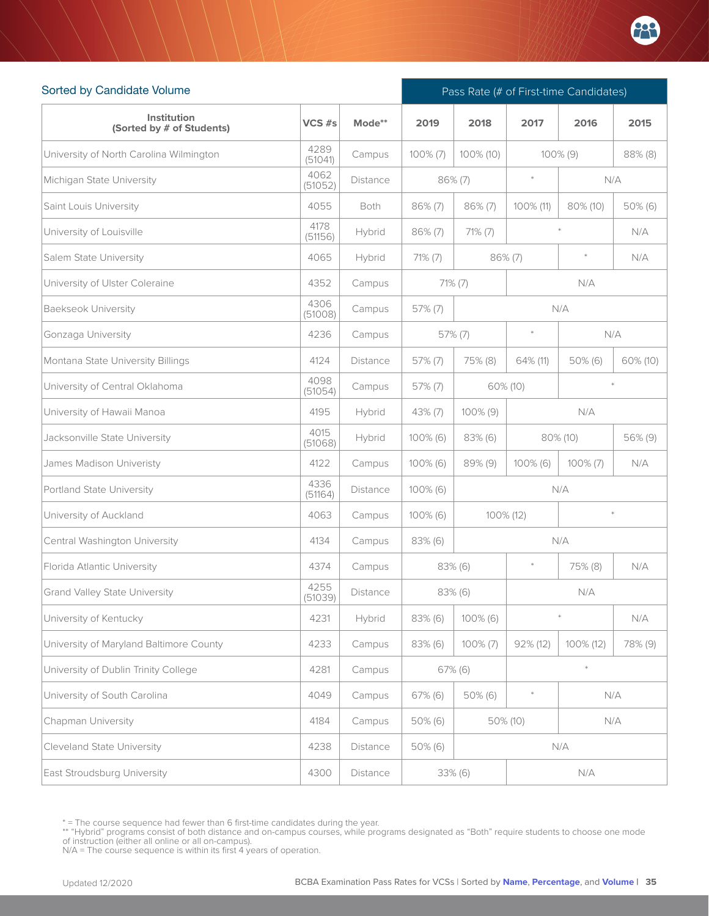## Sorted by Candidate Volume

| Institution (Sorted by # of Students) | VCS #s | Mode** | Pass Rate (# of First-time Candidates) 2019 | 2018 | 2017 | 2016 | 2015 |
|---|---|---|---|---|---|---|---|
| University of North Carolina Wilmington | 4289 (51041) | Campus | 100% (7) | 100% (10) | 100% (9) | | 88% (8) |
| Michigan State University | 4062 (51052) | Distance | 86% (7) | | * | N/A | |
| Saint Louis University | 4055 | Both | 86% (7) | 86% (7) | 100% (11) | 80% (10) | 50% (6) |
| University of Louisville | 4178 (51156) | Hybrid | 86% (7) | 71% (7) | * | | N/A |
| Salem State University | 4065 | Hybrid | 71% (7) | 86% (7) | | * | N/A |
| University of Ulster Coleraine | 4352 | Campus | 71% (7) | | N/A | | |
| Baekseok University | 4306 (51008) | Campus | 57% (7) | N/A | | | |
| Gonzaga University | 4236 | Campus | 57% (7) | | * | N/A | |
| Montana State University Billings | 4124 | Distance | 57% (7) | 75% (8) | 64% (11) | 50% (6) | 60% (10) |
| University of Central Oklahoma | 4098 (51054) | Campus | 57% (7) | 60% (10) | | * | |
| University of Hawaii Manoa | 4195 | Hybrid | 43% (7) | 100% (9) | N/A | | |
| Jacksonville State University | 4015 (51068) | Hybrid | 100% (6) | 83% (6) | 80% (10) | | 56% (9) |
| James Madison Univeristy | 4122 | Campus | 100% (6) | 89% (9) | 100% (6) | 100% (7) | N/A |
| Portland State University | 4336 (51164) | Distance | 100% (6) | N/A | | | |
| University of Auckland | 4063 | Campus | 100% (6) | 100% (12) | | * | |
| Central Washington University | 4134 | Campus | 83% (6) | N/A | | | |
| Florida Atlantic University | 4374 | Campus | 83% (6) | | * | 75% (8) | N/A |
| Grand Valley State University | 4255 (51039) | Distance | 83% (6) | | N/A | | |
| University of Kentucky | 4231 | Hybrid | 83% (6) | 100% (6) | * | | N/A |
| University of Maryland Baltimore County | 4233 | Campus | 83% (6) | 100% (7) | 92% (12) | 100% (12) | 78% (9) |
| University of Dublin Trinity College | 4281 | Campus | 67% (6) | | * | | |
| University of South Carolina | 4049 | Campus | 67% (6) | 50% (6) | * | N/A | |
| Chapman University | 4184 | Campus | 50% (6) | 50% (10) | | N/A | |
| Cleveland State University | 4238 | Distance | 50% (6) | N/A | | | |
| East Stroudsburg University | 4300 | Distance | 33% (6) | | N/A | | |

* = The course sequence had fewer than 6 first-time candidates during the year.
** "Hybrid" programs consist of both distance and on-campus courses, while programs designated as "Both" require students to choose one mode of instruction (either all online or all on-campus).
N/A = The course sequence is within its first 4 years of operation.

Updated 12/2020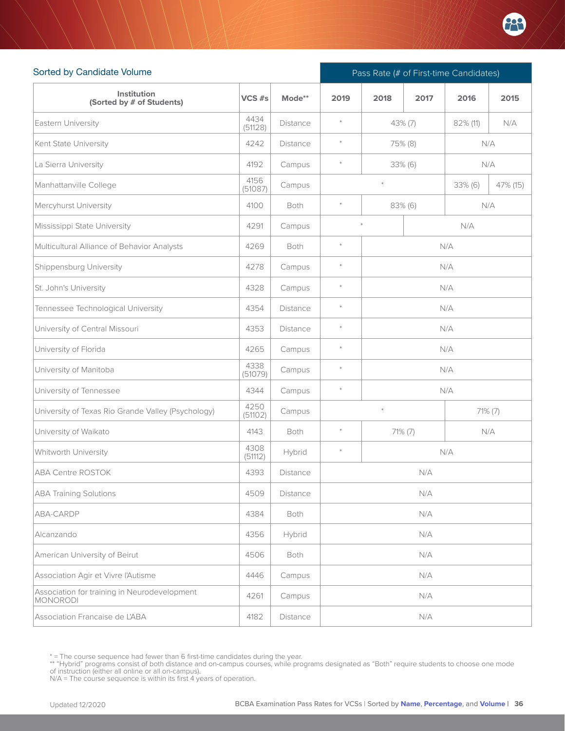## Sorted by Candidate Volume

| Institution (Sorted by # of Students) | VCS #s | Mode** | Pass Rate (# of First-time Candidates) | | | | |
|---|---|---|---|---|---|---|---|
| | | | 2019 | 2018 | 2017 | 2016 | 2015 |
| Eastern University | 4434 (51128) | Distance | * | 43% (7) | | 82% (11) | N/A |
| Kent State University | 4242 | Distance | * | 75% (8) | | N/A | |
| La Sierra University | 4192 | Campus | * | 33% (6) | | N/A | |
| Manhattanville College | 4156 (51087) | Campus | * | | | 33% (6) | 47% (15) |
| Mercyhurst University | 4100 | Both | * | 83% (6) | | N/A | |
| Mississippi State University | 4291 | Campus | * | | N/A | | |
| Multicultural Alliance of Behavior Analysts | 4269 | Both | * | N/A | | | |
| Shippensburg University | 4278 | Campus | * | N/A | | | |
| St. John's University | 4328 | Campus | * | N/A | | | |
| Tennessee Technological University | 4354 | Distance | * | N/A | | | |
| University of Central Missouri | 4353 | Distance | * | N/A | | | |
| University of Florida | 4265 | Campus | * | N/A | | | |
| University of Manitoba | 4338 (51079) | Campus | * | N/A | | | |
| University of Tennessee | 4344 | Campus | * | N/A | | | |
| University of Texas Rio Grande Valley (Psychology) | 4250 (51102) | Campus | * | | | 71% (7) | |
| University of Waikato | 4143 | Both | * | 71% (7) | | N/A | |
| Whitworth University | 4308 (51112) | Hybrid | * | N/A | | | |
| ABA Centre ROSTOK | 4393 | Distance | N/A | | | | |
| ABA Training Solutions | 4509 | Distance | N/A | | | | |
| ABA-CARDP | 4384 | Both | N/A | | | | |
| Alcanzando | 4356 | Hybrid | N/A | | | | |
| American University of Beirut | 4506 | Both | N/A | | | | |
| Association Agir et Vivre l'Autisme | 4446 | Campus | N/A | | | | |
| Association for training in Neurodevelopment MONORODI | 4261 | Campus | N/A | | | | |
| Association Francaise de L'ABA | 4182 | Distance | N/A | | | | |

* = The course sequence had fewer than 6 first-time candidates during the year.
** "Hybrid" programs consist of both distance and on-campus courses, while programs designated as "Both" require students to choose one mode of instruction (either all online or all on-campus).
N/A = The course sequence is within its first 4 years of operation.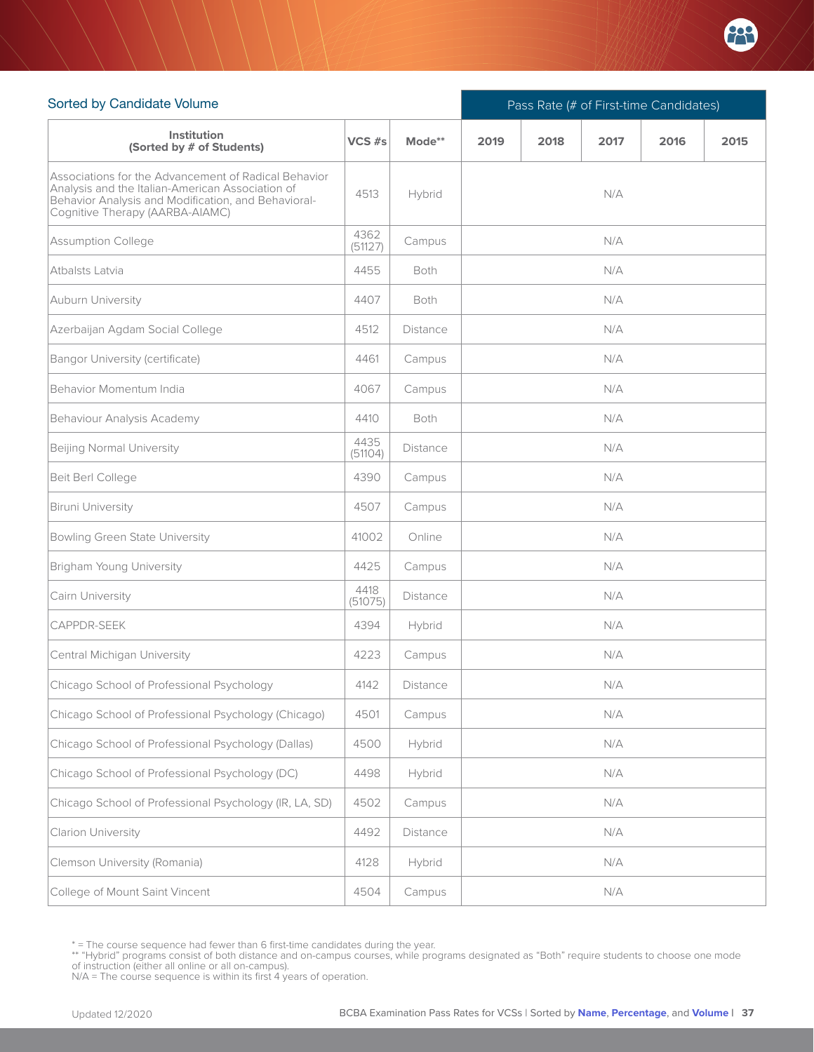Sorted by Candidate Volume

| Institution (Sorted by # of Students) | VCS #s | Mode** | Pass Rate (# of First-time Candidates) | | | | |
|---|---|---|---|---|---|---|---|
| | | | 2019 | 2018 | 2017 | 2016 | 2015 |
| Associations for the Advancement of Radical Behavior Analysis and the Italian-American Association of Behavior Analysis and Modification, and Behavioral-Cognitive Therapy (AARBA-AIAMC) | 4513 | Hybrid | N/A | | | | |
| Assumption College | 4362 (51127) | Campus | N/A | | | | |
| Atbalsts Latvia | 4455 | Both | N/A | | | | |
| Auburn University | 4407 | Both | N/A | | | | |
| Azerbaijan Agdam Social College | 4512 | Distance | N/A | | | | |
| Bangor University (certificate) | 4461 | Campus | N/A | | | | |
| Behavior Momentum India | 4067 | Campus | N/A | | | | |
| Behaviour Analysis Academy | 4410 | Both | N/A | | | | |
| Beijing Normal University | 4435 (51104) | Distance | N/A | | | | |
| Beit Berl College | 4390 | Campus | N/A | | | | |
| Biruni University | 4507 | Campus | N/A | | | | |
| Bowling Green State University | 41002 | Online | N/A | | | | |
| Brigham Young University | 4425 | Campus | N/A | | | | |
| Cairn University | 4418 (51075) | Distance | N/A | | | | |
| CAPPDR-SEEK | 4394 | Hybrid | N/A | | | | |
| Central Michigan University | 4223 | Campus | N/A | | | | |
| Chicago School of Professional Psychology | 4142 | Distance | N/A | | | | |
| Chicago School of Professional Psychology (Chicago) | 4501 | Campus | N/A | | | | |
| Chicago School of Professional Psychology (Dallas) | 4500 | Hybrid | N/A | | | | |
| Chicago School of Professional Psychology (DC) | 4498 | Hybrid | N/A | | | | |
| Chicago School of Professional Psychology (IR, LA, SD) | 4502 | Campus | N/A | | | | |
| Clarion University | 4492 | Distance | N/A | | | | |
| Clemson University (Romania) | 4128 | Hybrid | N/A | | | | |
| College of Mount Saint Vincent | 4504 | Campus | N/A | | | | |

* = The course sequence had fewer than 6 first-time candidates during the year.
** "Hybrid" programs consist of both distance and on-campus courses, while programs designated as "Both" require students to choose one mode of instruction (either all online or all on-campus).
N/A = The course sequence is within its first 4 years of operation.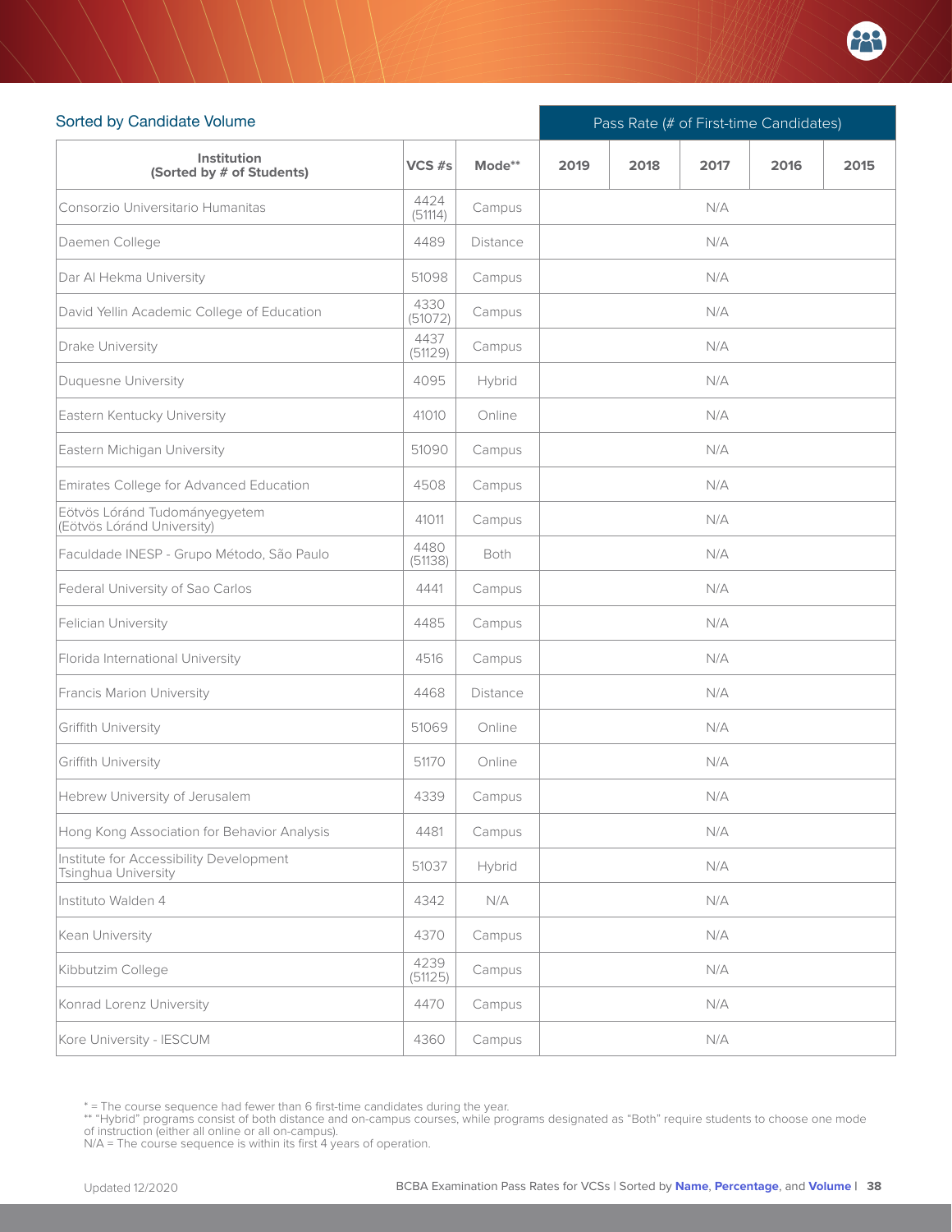Sorted by Candidate Volume

| Institution (Sorted by # of Students) | VCS #s | Mode** | Pass Rate (# of First-time Candidates) | | | | |
|---|---|---|---|---|---|---|---|
| | | | 2019 | 2018 | 2017 | 2016 | 2015 |
| Consorzio Universitario Humanitas | 4424 (51114) | Campus | N/A | | | | |
| Daemen College | 4489 | Distance | N/A | | | | |
| Dar Al Hekma University | 51098 | Campus | N/A | | | | |
| David Yellin Academic College of Education | 4330 (51072) | Campus | N/A | | | | |
| Drake University | 4437 (51129) | Campus | N/A | | | | |
| Duquesne University | 4095 | Hybrid | N/A | | | | |
| Eastern Kentucky University | 41010 | Online | N/A | | | | |
| Eastern Michigan University | 51090 | Campus | N/A | | | | |
| Emirates College for Advanced Education | 4508 | Campus | N/A | | | | |
| Eötvös Lóránd Tudományegyetem (Eötvös Lóránd University) | 41011 | Campus | N/A | | | | |
| Faculdade INESP - Grupo Método, São Paulo | 4480 (51138) | Both | N/A | | | | |
| Federal University of Sao Carlos | 4441 | Campus | N/A | | | | |
| Felician University | 4485 | Campus | N/A | | | | |
| Florida International University | 4516 | Campus | N/A | | | | |
| Francis Marion University | 4468 | Distance | N/A | | | | |
| Griffith University | 51069 | Online | N/A | | | | |
| Griffith University | 51170 | Online | N/A | | | | |
| Hebrew University of Jerusalem | 4339 | Campus | N/A | | | | |
| Hong Kong Association for Behavior Analysis | 4481 | Campus | N/A | | | | |
| Institute for Accessibility Development Tsinghua University | 51037 | Hybrid | N/A | | | | |
| Instituto Walden 4 | 4342 | N/A | N/A | | | | |
| Kean University | 4370 | Campus | N/A | | | | |
| Kibbutzim College | 4239 (51125) | Campus | N/A | | | | |
| Konrad Lorenz University | 4470 | Campus | N/A | | | | |
| Kore University - IESCUM | 4360 | Campus | N/A | | | | |

* = The course sequence had fewer than 6 first-time candidates during the year.
** "Hybrid" programs consist of both distance and on-campus courses, while programs designated as "Both" require students to choose one mode of instruction (either all online or all on-campus).
N/A = The course sequence is within its first 4 years of operation.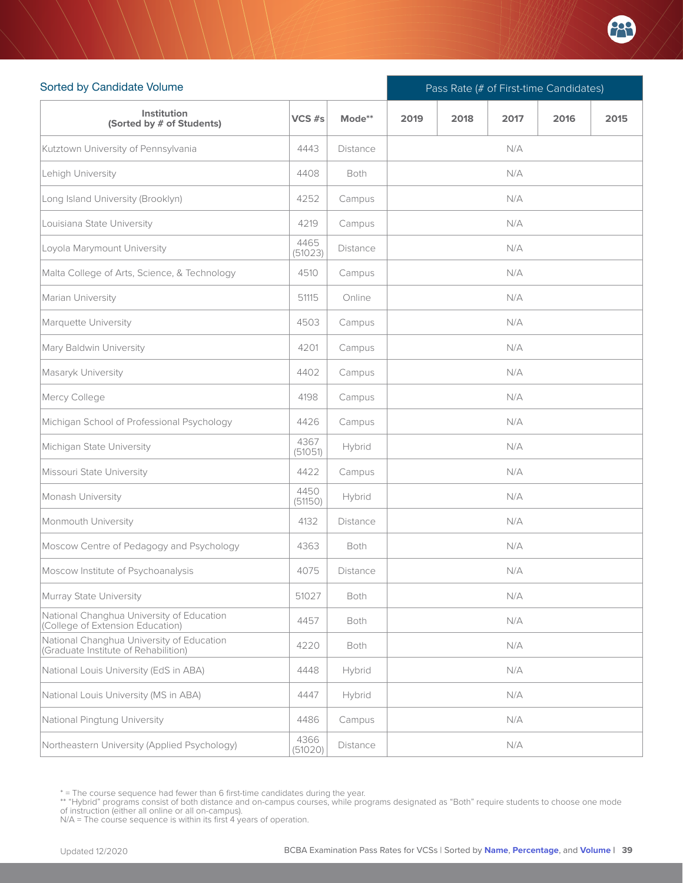## Sorted by Candidate Volume

| Institution (Sorted by # of Students) | VCS #s | Mode** | Pass Rate (# of First-time Candidates) 2019 | 2018 | 2017 | 2016 | 2015 |
|---|---|---|---|---|---|---|---|
| Kutztown University of Pennsylvania | 4443 | Distance | N/A | | | | |
| Lehigh University | 4408 | Both | N/A | | | | |
| Long Island University (Brooklyn) | 4252 | Campus | N/A | | | | |
| Louisiana State University | 4219 | Campus | N/A | | | | |
| Loyola Marymount University | 4465 (51023) | Distance | N/A | | | | |
| Malta College of Arts, Science, & Technology | 4510 | Campus | N/A | | | | |
| Marian University | 51115 | Online | N/A | | | | |
| Marquette University | 4503 | Campus | N/A | | | | |
| Mary Baldwin University | 4201 | Campus | N/A | | | | |
| Masaryk University | 4402 | Campus | N/A | | | | |
| Mercy College | 4198 | Campus | N/A | | | | |
| Michigan School of Professional Psychology | 4426 | Campus | N/A | | | | |
| Michigan State University | 4367 (51051) | Hybrid | N/A | | | | |
| Missouri State University | 4422 | Campus | N/A | | | | |
| Monash University | 4450 (51150) | Hybrid | N/A | | | | |
| Monmouth University | 4132 | Distance | N/A | | | | |
| Moscow Centre of Pedagogy and Psychology | 4363 | Both | N/A | | | | |
| Moscow Institute of Psychoanalysis | 4075 | Distance | N/A | | | | |
| Murray State University | 51027 | Both | N/A | | | | |
| National Changhua University of Education (College of Extension Education) | 4457 | Both | N/A | | | | |
| National Changhua University of Education (Graduate Institute of Rehabilition) | 4220 | Both | N/A | | | | |
| National Louis University (EdS in ABA) | 4448 | Hybrid | N/A | | | | |
| National Louis University (MS in ABA) | 4447 | Hybrid | N/A | | | | |
| National Pingtung University | 4486 | Campus | N/A | | | | |
| Northeastern University (Applied Psychology) | 4366 (51020) | Distance | N/A | | | | |

* = The course sequence had fewer than 6 first-time candidates during the year.
** "Hybrid" programs consist of both distance and on-campus courses, while programs designated as "Both" require students to choose one mode of instruction (either all online or all on-campus).
N/A = The course sequence is within its first 4 years of operation.

Updated 12/2020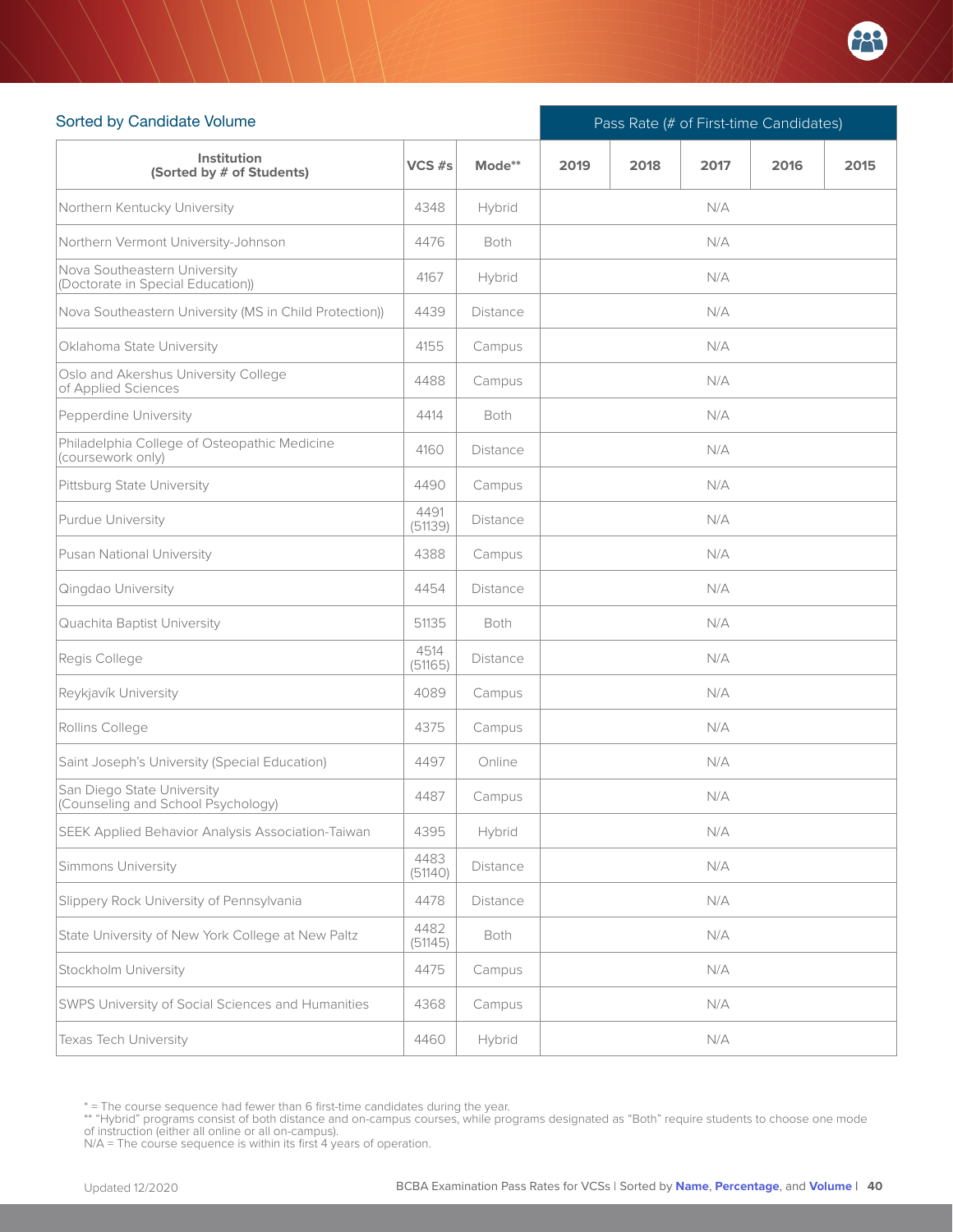## Sorted by Candidate Volume

| Institution (Sorted by # of Students) | VCS #s | Mode** | Pass Rate (# of First-time Candidates) | | | | |
|---|---|---|---|---|---|---|---|
| | | | 2019 | 2018 | 2017 | 2016 | 2015 |
| Northern Kentucky University | 4348 | Hybrid | N/A | | | | |
| Northern Vermont University-Johnson | 4476 | Both | N/A | | | | |
| Nova Southeastern University (Doctorate in Special Education)) | 4167 | Hybrid | N/A | | | | |
| Nova Southeastern University (MS in Child Protection)) | 4439 | Distance | N/A | | | | |
| Oklahoma State University | 4155 | Campus | N/A | | | | |
| Oslo and Akershus University College of Applied Sciences | 4488 | Campus | N/A | | | | |
| Pepperdine University | 4414 | Both | N/A | | | | |
| Philadelphia College of Osteopathic Medicine (coursework only) | 4160 | Distance | N/A | | | | |
| Pittsburg State University | 4490 | Campus | N/A | | | | |
| Purdue University | 4491 (51139) | Distance | N/A | | | | |
| Pusan National University | 4388 | Campus | N/A | | | | |
| Qingdao University | 4454 | Distance | N/A | | | | |
| Quachita Baptist University | 51135 | Both | N/A | | | | |
| Regis College | 4514 (51165) | Distance | N/A | | | | |
| Reykjavík University | 4089 | Campus | N/A | | | | |
| Rollins College | 4375 | Campus | N/A | | | | |
| Saint Joseph's University (Special Education) | 4497 | Online | N/A | | | | |
| San Diego State University (Counseling and School Psychology) | 4487 | Campus | N/A | | | | |
| SEEK Applied Behavior Analysis Association-Taiwan | 4395 | Hybrid | N/A | | | | |
| Simmons University | 4483 (51140) | Distance | N/A | | | | |
| Slippery Rock University of Pennsylvania | 4478 | Distance | N/A | | | | |
| State University of New York College at New Paltz | 4482 (51145) | Both | N/A | | | | |
| Stockholm University | 4475 | Campus | N/A | | | | |
| SWPS University of Social Sciences and Humanities | 4368 | Campus | N/A | | | | |
| Texas Tech University | 4460 | Hybrid | N/A | | | | |

* = The course sequence had fewer than 6 first-time candidates during the year.
** "Hybrid" programs consist of both distance and on-campus courses, while programs designated as "Both" require students to choose one mode of instruction (either all online or all on-campus).
N/A = The course sequence is within its first 4 years of operation.

Updated 12/2020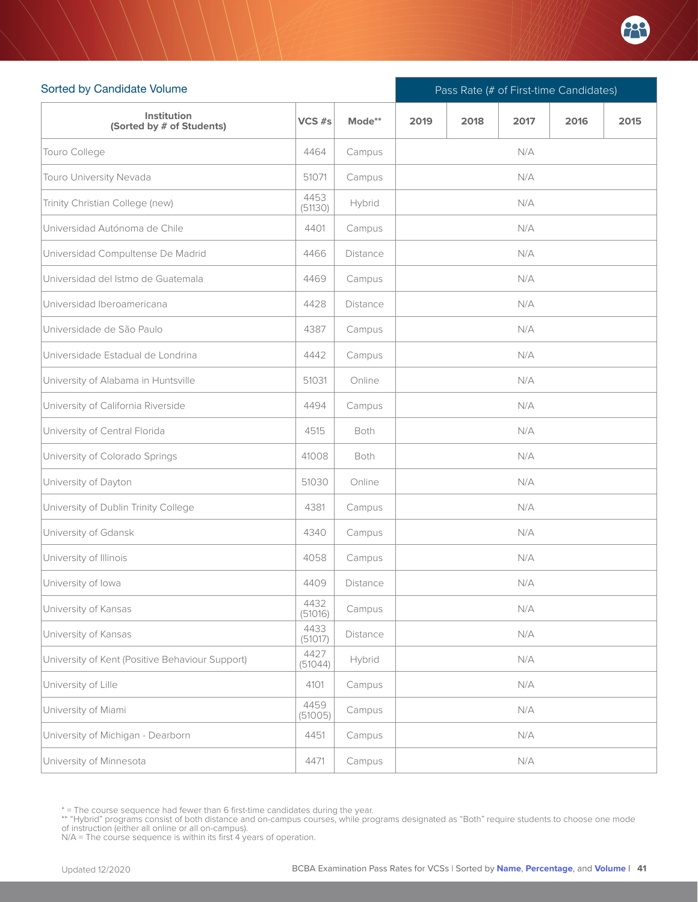Sorted by Candidate Volume

| Institution (Sorted by # of Students) | VCS #s | Mode** | Pass Rate (# of First-time Candidates) | | | | |
|---|---|---|---|---|---|---|---|
| | | | 2019 | 2018 | 2017 | 2016 | 2015 |
| Touro College | 4464 | Campus | N/A | | | | |
| Touro University Nevada | 51071 | Campus | N/A | | | | |
| Trinity Christian College (new) | 4453 (51130) | Hybrid | N/A | | | | |
| Universidad Autónoma de Chile | 4401 | Campus | N/A | | | | |
| Universidad Compultense De Madrid | 4466 | Distance | N/A | | | | |
| Universidad del Istmo de Guatemala | 4469 | Campus | N/A | | | | |
| Universidad Iberoamericana | 4428 | Distance | N/A | | | | |
| Universidade de São Paulo | 4387 | Campus | N/A | | | | |
| Universidade Estadual de Londrina | 4442 | Campus | N/A | | | | |
| University of Alabama in Huntsville | 51031 | Online | N/A | | | | |
| University of California Riverside | 4494 | Campus | N/A | | | | |
| University of Central Florida | 4515 | Both | N/A | | | | |
| University of Colorado Springs | 41008 | Both | N/A | | | | |
| University of Dayton | 51030 | Online | N/A | | | | |
| University of Dublin Trinity College | 4381 | Campus | N/A | | | | |
| University of Gdansk | 4340 | Campus | N/A | | | | |
| University of Illinois | 4058 | Campus | N/A | | | | |
| University of Iowa | 4409 | Distance | N/A | | | | |
| University of Kansas | 4432 (51016) | Campus | N/A | | | | |
| University of Kansas | 4433 (51017) | Distance | N/A | | | | |
| University of Kent (Positive Behaviour Support) | 4427 (51044) | Hybrid | N/A | | | | |
| University of Lille | 4101 | Campus | N/A | | | | |
| University of Miami | 4459 (51005) | Campus | N/A | | | | |
| University of Michigan - Dearborn | 4451 | Campus | N/A | | | | |
| University of Minnesota | 4471 | Campus | N/A | | | | |

* = The course sequence had fewer than 6 first-time candidates during the year.
** "Hybrid" programs consist of both distance and on-campus courses, while programs designated as "Both" require students to choose one mode of instruction (either all online or all on-campus).
N/A = The course sequence is within its first 4 years of operation.

Updated 12/2020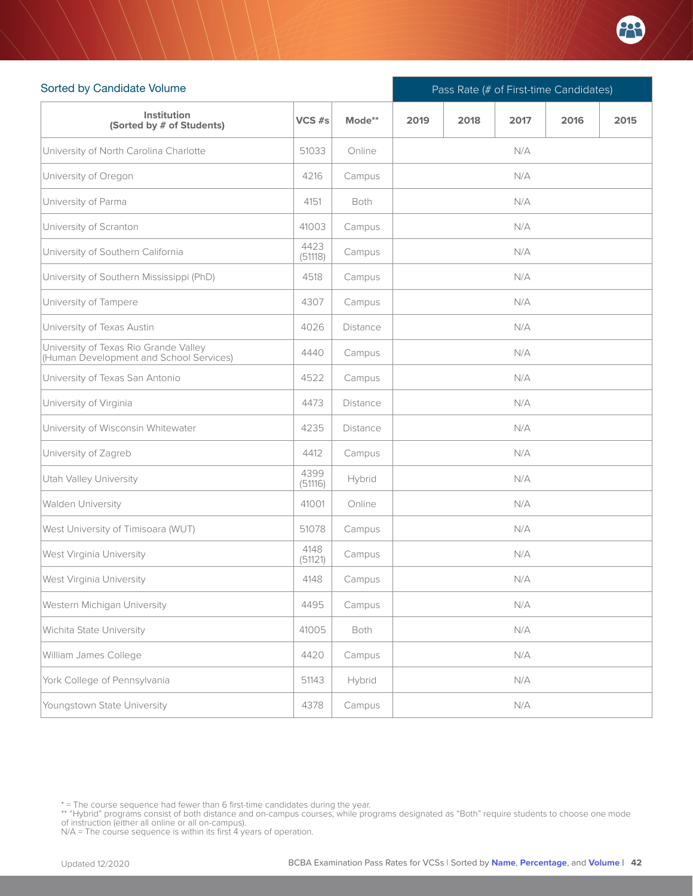## Sorted by Candidate Volume

| Institution (Sorted by # of Students) | VCS #s | Mode** | Pass Rate (# of First-time Candidates) 2019 | 2018 | 2017 | 2016 | 2015 |
|---|---|---|---|---|---|---|---|
| University of North Carolina Charlotte | 51033 | Online | N/A | | | | |
| University of Oregon | 4216 | Campus | N/A | | | | |
| University of Parma | 4151 | Both | N/A | | | | |
| University of Scranton | 41003 | Campus | N/A | | | | |
| University of Southern California | 4423 (51118) | Campus | N/A | | | | |
| University of Southern Mississippi (PhD) | 4518 | Campus | N/A | | | | |
| University of Tampere | 4307 | Campus | N/A | | | | |
| University of Texas Austin | 4026 | Distance | N/A | | | | |
| University of Texas Rio Grande Valley (Human Development and School Services) | 4440 | Campus | N/A | | | | |
| University of Texas San Antonio | 4522 | Campus | N/A | | | | |
| University of Virginia | 4473 | Distance | N/A | | | | |
| University of Wisconsin Whitewater | 4235 | Distance | N/A | | | | |
| University of Zagreb | 4412 | Campus | N/A | | | | |
| Utah Valley University | 4399 (51116) | Hybrid | N/A | | | | |
| Walden University | 41001 | Online | N/A | | | | |
| West University of Timisoara (WUT) | 51078 | Campus | N/A | | | | |
| West Virginia University | 4148 (51121) | Campus | N/A | | | | |
| West Virginia University | 4148 | Campus | N/A | | | | |
| Western Michigan University | 4495 | Campus | N/A | | | | |
| Wichita State University | 41005 | Both | N/A | | | | |
| William James College | 4420 | Campus | N/A | | | | |
| York College of Pennsylvania | 51143 | Hybrid | N/A | | | | |
| Youngstown State University | 4378 | Campus | N/A | | | | |

* = The course sequence had fewer than 6 first-time candidates during the year.
** "Hybrid" programs consist of both distance and on-campus courses, while programs designated as "Both" require students to choose one mode of instruction (either all online or all on-campus).
N/A = The course sequence is within its first 4 years of operation.

Updated 12/2020